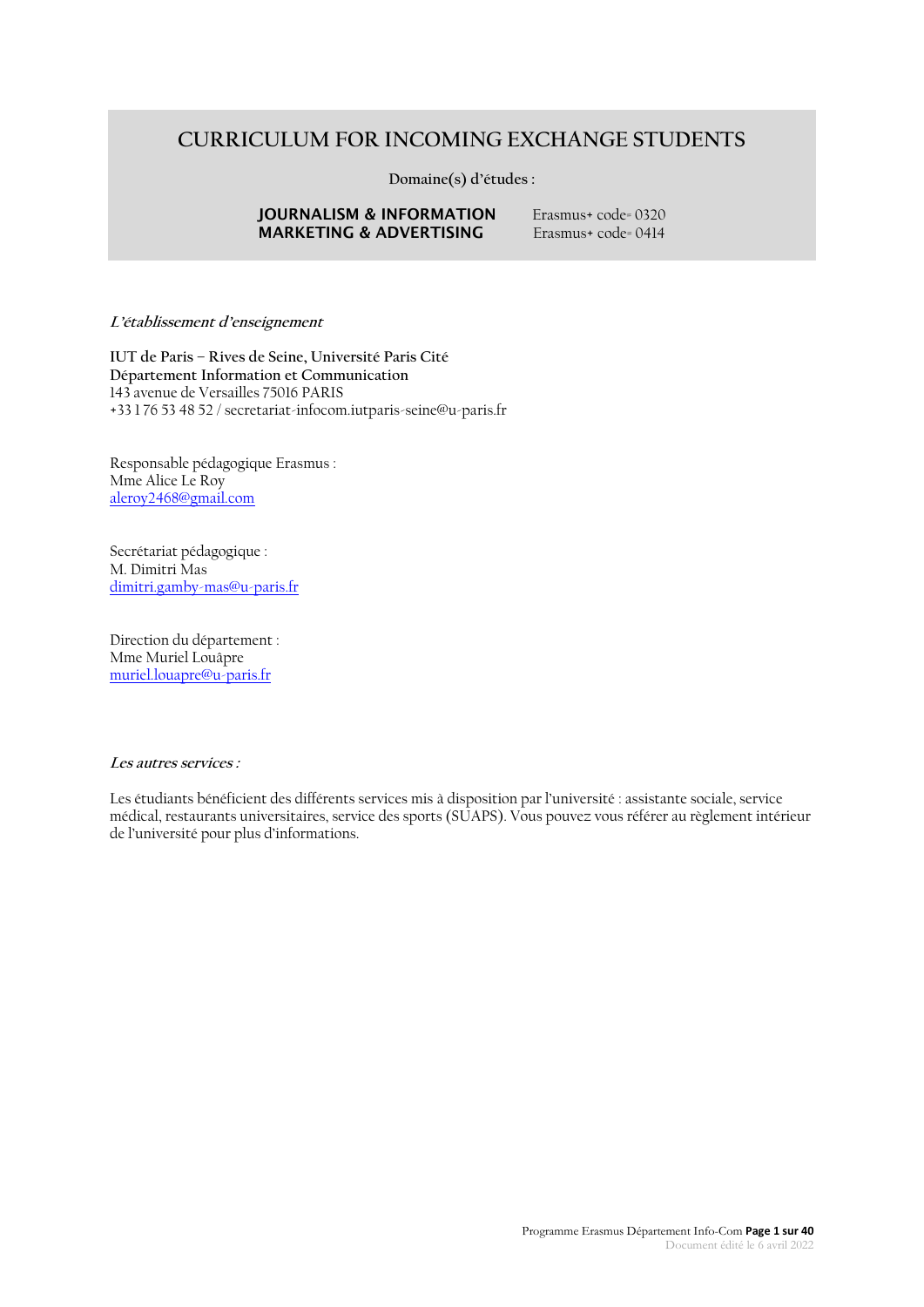# CURRICULUM FOR INCOMING EXCHANGE STUDENTS

**Domaine(s) d'études :**

| | |
|---|---|
| **JOURNALISM & INFORMATION** | Erasmus+ code= 0320 |
| **MARKETING & ADVERTISING** | Erasmus+ code= 0414 |

***L'établissement d'enseignement***

**IUT de Paris – Rives de Seine, Université Paris Cité**
**Département Information et Communication**
143 avenue de Versailles 75016 PARIS
+33 1 76 53 48 52 / secretariat-infocom.iutparis-seine@u-paris.fr

Responsable pédagogique Erasmus :
Mme Alice Le Roy
aleroy2468@gmail.com

Secrétariat pédagogique :
M. Dimitri Mas
dimitri.gamby-mas@u-paris.fr

Direction du département :
Mme Muriel Louâpre
muriel.louapre@u-paris.fr

***Les autres services :***

Les étudiants bénéficient des différents services mis à disposition par l'université : assistante sociale, service médical, restaurants universitaires, service des sports (SUAPS). Vous pouvez vous référer au règlement intérieur de l'université pour plus d'informations.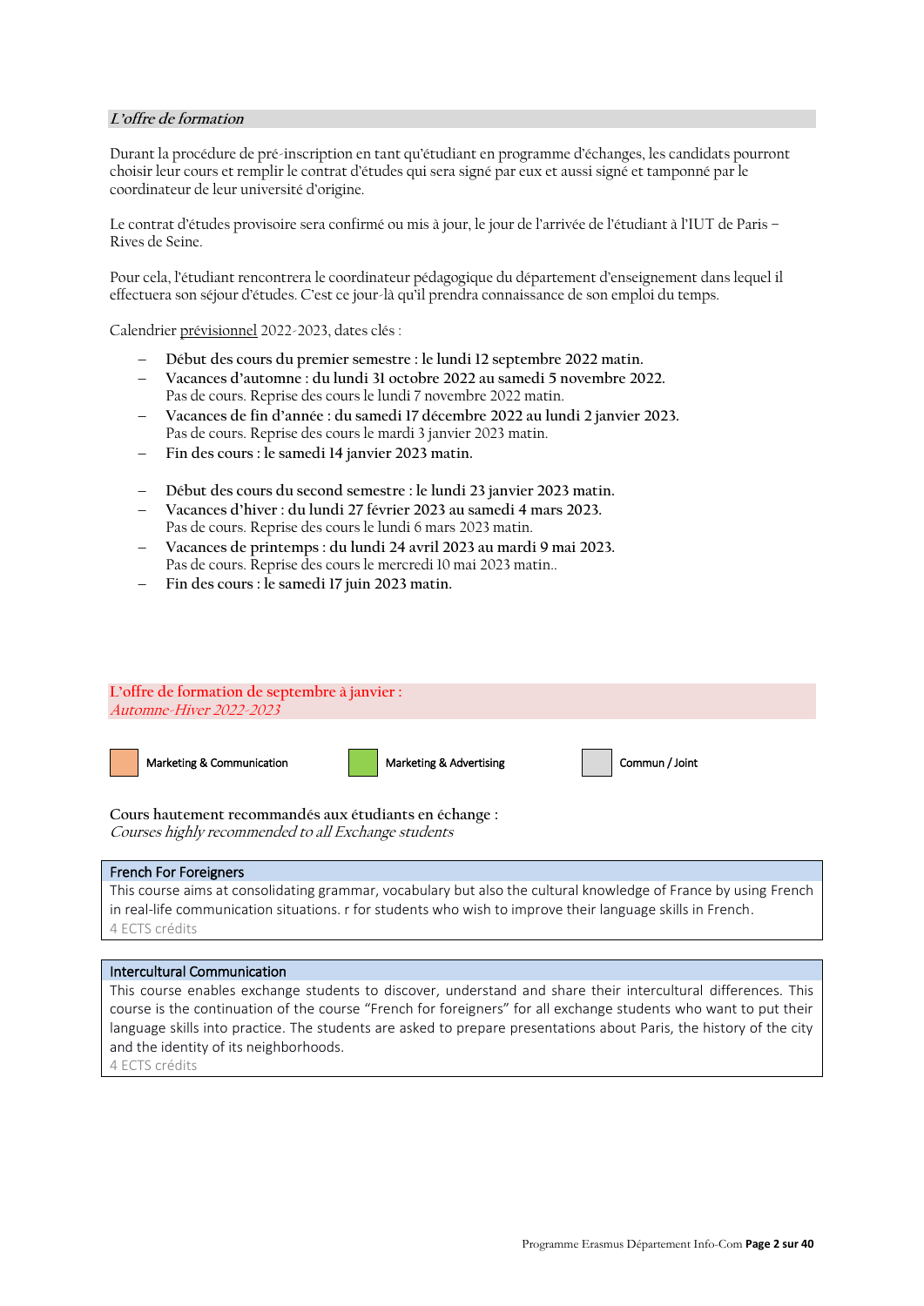## *L'offre de formation*

Durant la procédure de pré-inscription en tant qu'étudiant en programme d'échanges, les candidats pourront choisir leur cours et remplir le contrat d'études qui sera signé par eux et aussi signé et tamponné par le coordinateur de leur université d'origine.

Le contrat d'études provisoire sera confirmé ou mis à jour, le jour de l'arrivée de l'étudiant à l'IUT de Paris – Rives de Seine.

Pour cela, l'étudiant rencontrera le coordinateur pédagogique du département d'enseignement dans lequel il effectuera son séjour d'études. C'est ce jour-là qu'il prendra connaissance de son emploi du temps.

Calendrier prévisionnel 2022-2023, dates clés :

- **Début des cours du premier semestre : le lundi 12 septembre 2022 matin.**
- **Vacances d'automne : du lundi 31 octobre 2022 au samedi 5 novembre 2022.**
  Pas de cours. Reprise des cours le lundi 7 novembre 2022 matin.
- **Vacances de fin d'année : du samedi 17 décembre 2022 au lundi 2 janvier 2023.**
  Pas de cours. Reprise des cours le mardi 3 janvier 2023 matin.
- **Fin des cours : le samedi 14 janvier 2023 matin.**

- **Début des cours du second semestre : le lundi 23 janvier 2023 matin.**
- **Vacances d'hiver : du lundi 27 février 2023 au samedi 4 mars 2023.**
  Pas de cours. Reprise des cours le lundi 6 mars 2023 matin.
- **Vacances de printemps : du lundi 24 avril 2023 au mardi 9 mai 2023.**
  Pas de cours. Reprise des cours le mercredi 10 mai 2023 matin..
- **Fin des cours : le samedi 17 juin 2023 matin.**

## L'offre de formation de septembre à janvier :
*Automne-Hiver 2022-2023*

Marketing & Communication | Marketing & Advertising | Commun / Joint

Cours hautement recommandés aux étudiants en échange :
*Courses highly recommended to all Exchange students*

| French For Foreigners |
|---|
| This course aims at consolidating grammar, vocabulary but also the cultural knowledge of France by using French in real-life communication situations. r for students who wish to improve their language skills in French. |
| 4 ECTS crédits |

| Intercultural Communication |
|---|
| This course enables exchange students to discover, understand and share their intercultural differences. This course is the continuation of the course "French for foreigners" for all exchange students who want to put their language skills into practice. The students are asked to prepare presentations about Paris, the history of the city and the identity of its neighborhoods. |
| 4 ECTS crédits |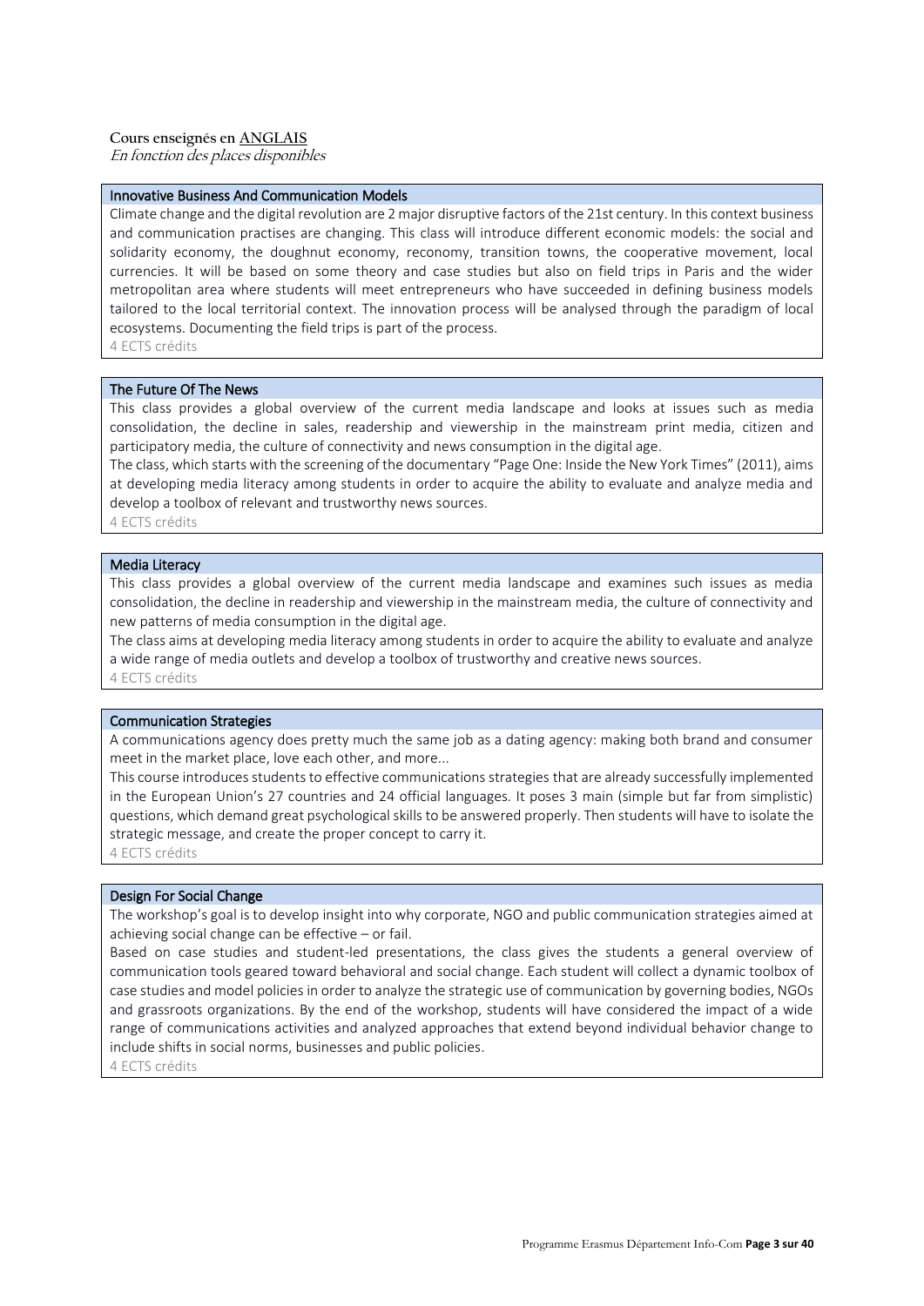**Cours enseignés en ANGLAIS**
*En fonction des places disponibles*

### Innovative Business And Communication Models

Climate change and the digital revolution are 2 major disruptive factors of the 21st century. In this context business and communication practises are changing. This class will introduce different economic models: the social and solidarity economy, the doughnut economy, reconomy, transition towns, the cooperative movement, local currencies. It will be based on some theory and case studies but also on field trips in Paris and the wider metropolitan area where students will meet entrepreneurs who have succeeded in defining business models tailored to the local territorial context. The innovation process will be analysed through the paradigm of local ecosystems. Documenting the field trips is part of the process.

4 ECTS crédits

### The Future Of The News

This class provides a global overview of the current media landscape and looks at issues such as media consolidation, the decline in sales, readership and viewership in the mainstream print media, citizen and participatory media, the culture of connectivity and news consumption in the digital age.

The class, which starts with the screening of the documentary "Page One: Inside the New York Times" (2011), aims at developing media literacy among students in order to acquire the ability to evaluate and analyze media and develop a toolbox of relevant and trustworthy news sources.

4 ECTS crédits

### Media Literacy

This class provides a global overview of the current media landscape and examines such issues as media consolidation, the decline in readership and viewership in the mainstream media, the culture of connectivity and new patterns of media consumption in the digital age.

The class aims at developing media literacy among students in order to acquire the ability to evaluate and analyze a wide range of media outlets and develop a toolbox of trustworthy and creative news sources.

4 ECTS crédits

### Communication Strategies

A communications agency does pretty much the same job as a dating agency: making both brand and consumer meet in the market place, love each other, and more...

This course introduces students to effective communications strategies that are already successfully implemented in the European Union's 27 countries and 24 official languages. It poses 3 main (simple but far from simplistic) questions, which demand great psychological skills to be answered properly. Then students will have to isolate the strategic message, and create the proper concept to carry it.

4 ECTS crédits

### Design For Social Change

The workshop's goal is to develop insight into why corporate, NGO and public communication strategies aimed at achieving social change can be effective – or fail.

Based on case studies and student-led presentations, the class gives the students a general overview of communication tools geared toward behavioral and social change. Each student will collect a dynamic toolbox of case studies and model policies in order to analyze the strategic use of communication by governing bodies, NGOs and grassroots organizations. By the end of the workshop, students will have considered the impact of a wide range of communications activities and analyzed approaches that extend beyond individual behavior change to include shifts in social norms, businesses and public policies.

4 ECTS crédits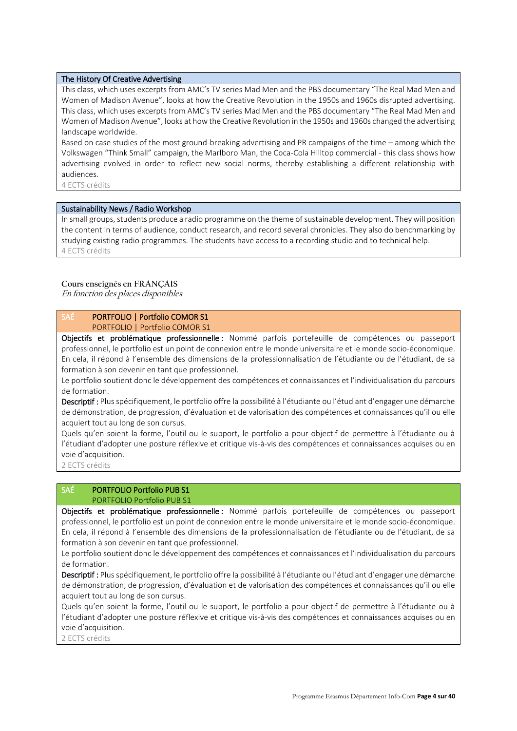### The History Of Creative Advertising

This class, which uses excerpts from AMC's TV series Mad Men and the PBS documentary "The Real Mad Men and Women of Madison Avenue", looks at how the Creative Revolution in the 1950s and 1960s disrupted advertising. This class, which uses excerpts from AMC's TV series Mad Men and the PBS documentary "The Real Mad Men and Women of Madison Avenue", looks at how the Creative Revolution in the 1950s and 1960s changed the advertising landscape worldwide.

Based on case studies of the most ground-breaking advertising and PR campaigns of the time – among which the Volkswagen "Think Small" campaign, the Marlboro Man, the Coca-Cola Hilltop commercial - this class shows how advertising evolved in order to reflect new social norms, thereby establishing a different relationship with audiences.

4 ECTS crédits

### Sustainability News / Radio Workshop

In small groups, students produce a radio programme on the theme of sustainable development. They will position the content in terms of audience, conduct research, and record several chronicles. They also do benchmarking by studying existing radio programmes. The students have access to a recording studio and to technical help.

4 ECTS crédits

## Cours enseignés en FRANÇAIS

*En fonction des places disponibles*

### SAÉ PORTFOLIO | Portfolio COMOR S1

PORTFOLIO | Portfolio COMOR S1

**Objectifs et problématique professionnelle :** Nommé parfois portefeuille de compétences ou passeport professionnel, le portfolio est un point de connexion entre le monde universitaire et le monde socio-économique. En cela, il répond à l'ensemble des dimensions de la professionnalisation de l'étudiante ou de l'étudiant, de sa formation à son devenir en tant que professionnel.

Le portfolio soutient donc le développement des compétences et connaissances et l'individualisation du parcours de formation.

**Descriptif :** Plus spécifiquement, le portfolio offre la possibilité à l'étudiante ou l'étudiant d'engager une démarche de démonstration, de progression, d'évaluation et de valorisation des compétences et connaissances qu'il ou elle acquiert tout au long de son cursus.

Quels qu'en soient la forme, l'outil ou le support, le portfolio a pour objectif de permettre à l'étudiante ou à l'étudiant d'adopter une posture réflexive et critique vis-à-vis des compétences et connaissances acquises ou en voie d'acquisition.

2 ECTS crédits

### SAÉ PORTFOLIO Portfolio PUB S1

PORTFOLIO Portfolio PUB S1

**Objectifs et problématique professionnelle :** Nommé parfois portefeuille de compétences ou passeport professionnel, le portfolio est un point de connexion entre le monde universitaire et le monde socio-économique. En cela, il répond à l'ensemble des dimensions de la professionnalisation de l'étudiante ou de l'étudiant, de sa formation à son devenir en tant que professionnel.

Le portfolio soutient donc le développement des compétences et connaissances et l'individualisation du parcours de formation.

**Descriptif :** Plus spécifiquement, le portfolio offre la possibilité à l'étudiante ou l'étudiant d'engager une démarche de démonstration, de progression, d'évaluation et de valorisation des compétences et connaissances qu'il ou elle acquiert tout au long de son cursus.

Quels qu'en soient la forme, l'outil ou le support, le portfolio a pour objectif de permettre à l'étudiante ou à l'étudiant d'adopter une posture réflexive et critique vis-à-vis des compétences et connaissances acquises ou en voie d'acquisition.

2 ECTS crédits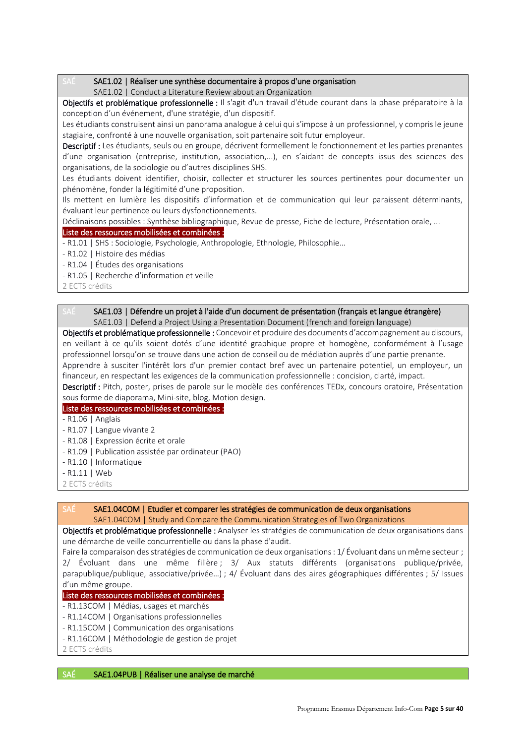## SAÉ — SAE1.02 | Réaliser une synthèse documentaire à propos d'une organisation

SAE1.02 | Conduct a Literature Review about an Organization

**Objectifs et problématique professionnelle :** Il s'agit d'un travail d'étude courant dans la phase préparatoire à la conception d'un événement, d'une stratégie, d'un dispositif.

Les étudiants construisent ainsi un panorama analogue à celui qui s'impose à un professionnel, y compris le jeune stagiaire, confronté à une nouvelle organisation, soit partenaire soit futur employeur.

**Descriptif :** Les étudiants, seuls ou en groupe, décrivent formellement le fonctionnement et les parties prenantes d'une organisation (entreprise, institution, association,...), en s'aidant de concepts issus des sciences des organisations, de la sociologie ou d'autres disciplines SHS.

Les étudiants doivent identifier, choisir, collecter et structurer les sources pertinentes pour documenter un phénomène, fonder la légitimité d'une proposition.

Ils mettent en lumière les dispositifs d'information et de communication qui leur paraissent déterminants, évaluant leur pertinence ou leurs dysfonctionnements.

Déclinaisons possibles : Synthèse bibliographique, Revue de presse, Fiche de lecture, Présentation orale, ...

**Liste des ressources mobilisées et combinées :**

- R1.01 | SHS : Sociologie, Psychologie, Anthropologie, Ethnologie, Philosophie…
- R1.02 | Histoire des médias
- R1.04 | Études des organisations
- R1.05 | Recherche d'information et veille

2 ECTS crédits

## SAÉ — SAE1.03 | Défendre un projet à l'aide d'un document de présentation (français et langue étrangère)

SAE1.03 | Defend a Project Using a Presentation Document (french and foreign language)

**Objectifs et problématique professionnelle :** Concevoir et produire des documents d'accompagnement au discours, en veillant à ce qu'ils soient dotés d'une identité graphique propre et homogène, conformément à l'usage professionnel lorsqu'on se trouve dans une action de conseil ou de médiation auprès d'une partie prenante.

Apprendre à susciter l'intérêt lors d'un premier contact bref avec un partenaire potentiel, un employeur, un financeur, en respectant les exigences de la communication professionnelle : concision, clarté, impact.

**Descriptif :** Pitch, poster, prises de parole sur le modèle des conférences TEDx, concours oratoire, Présentation sous forme de diaporama, Mini-site, blog, Motion design.

**Liste des ressources mobilisées et combinées :**

- R1.06 | Anglais
- R1.07 | Langue vivante 2
- R1.08 | Expression écrite et orale
- R1.09 | Publication assistée par ordinateur (PAO)
- R1.10 | Informatique
- R1.11 | Web

2 ECTS crédits

## SAÉ — SAE1.04COM | Etudier et comparer les stratégies de communication de deux organisations

SAE1.04COM | Study and Compare the Communication Strategies of Two Organizations

**Objectifs et problématique professionnelle :** Analyser les stratégies de communication de deux organisations dans une démarche de veille concurrentielle ou dans la phase d'audit.

Faire la comparaison des stratégies de communication de deux organisations : 1/ Évoluant dans un même secteur ; 2/ Évoluant dans une même filière ; 3/ Aux statuts différents (organisations publique/privée, parapublique/publique, associative/privée…) ; 4/ Évoluant dans des aires géographiques différentes ; 5/ Issues d'un même groupe.

**Liste des ressources mobilisées et combinées :**

- R1.13COM | Médias, usages et marchés
- R1.14COM | Organisations professionnelles
- R1.15COM | Communication des organisations
- R1.16COM | Méthodologie de gestion de projet

2 ECTS crédits

## SAÉ — SAE1.04PUB | Réaliser une analyse de marché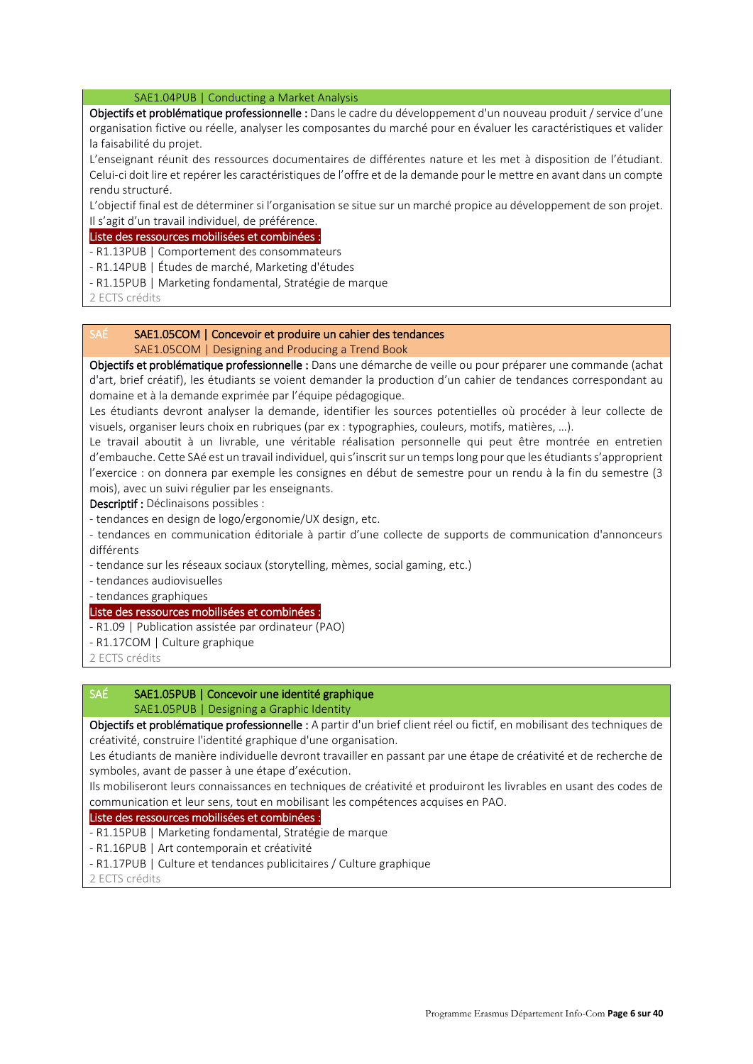SAE1.04PUB | Conducting a Market Analysis

**Objectifs et problématique professionnelle :** Dans le cadre du développement d'un nouveau produit / service d'une organisation fictive ou réelle, analyser les composantes du marché pour en évaluer les caractéristiques et valider la faisabilité du projet.

L'enseignant réunit des ressources documentaires de différentes nature et les met à disposition de l'étudiant. Celui-ci doit lire et repérer les caractéristiques de l'offre et de la demande pour le mettre en avant dans un compte rendu structuré.

L'objectif final est de déterminer si l'organisation se situe sur un marché propice au développement de son projet. Il s'agit d'un travail individuel, de préférence.

**Liste des ressources mobilisées et combinées :**

- R1.13PUB | Comportement des consommateurs
- R1.14PUB | Études de marché, Marketing d'études
- R1.15PUB | Marketing fondamental, Stratégie de marque

2 ECTS crédits

## SAÉ SAE1.05COM | Concevoir et produire un cahier des tendances

SAE1.05COM | Designing and Producing a Trend Book

**Objectifs et problématique professionnelle :** Dans une démarche de veille ou pour préparer une commande (achat d'art, brief créatif), les étudiants se voient demander la production d'un cahier de tendances correspondant au domaine et à la demande exprimée par l'équipe pédagogique.

Les étudiants devront analyser la demande, identifier les sources potentielles où procéder à leur collecte de visuels, organiser leurs choix en rubriques (par ex : typographies, couleurs, motifs, matières, …).

Le travail aboutit à un livrable, une véritable réalisation personnelle qui peut être montrée en entretien d'embauche. Cette SAé est un travail individuel, qui s'inscrit sur un temps long pour que les étudiants s'approprient l'exercice : on donnera par exemple les consignes en début de semestre pour un rendu à la fin du semestre (3 mois), avec un suivi régulier par les enseignants.

**Descriptif :** Déclinaisons possibles :

- tendances en design de logo/ergonomie/UX design, etc.
- tendances en communication éditoriale à partir d'une collecte de supports de communication d'annonceurs différents
- tendance sur les réseaux sociaux (storytelling, mèmes, social gaming, etc.)
- tendances audiovisuelles
- tendances graphiques

**Liste des ressources mobilisées et combinées :**

- R1.09 | Publication assistée par ordinateur (PAO)
- R1.17COM | Culture graphique

2 ECTS crédits

## SAÉ SAE1.05PUB | Concevoir une identité graphique

SAE1.05PUB | Designing a Graphic Identity

**Objectifs et problématique professionnelle :** A partir d'un brief client réel ou fictif, en mobilisant des techniques de créativité, construire l'identité graphique d'une organisation.

Les étudiants de manière individuelle devront travailler en passant par une étape de créativité et de recherche de symboles, avant de passer à une étape d'exécution.

Ils mobiliseront leurs connaissances en techniques de créativité et produiront les livrables en usant des codes de communication et leur sens, tout en mobilisant les compétences acquises en PAO.

**Liste des ressources mobilisées et combinées :**

- R1.15PUB | Marketing fondamental, Stratégie de marque
- R1.16PUB | Art contemporain et créativité
- R1.17PUB | Culture et tendances publicitaires / Culture graphique

2 ECTS crédits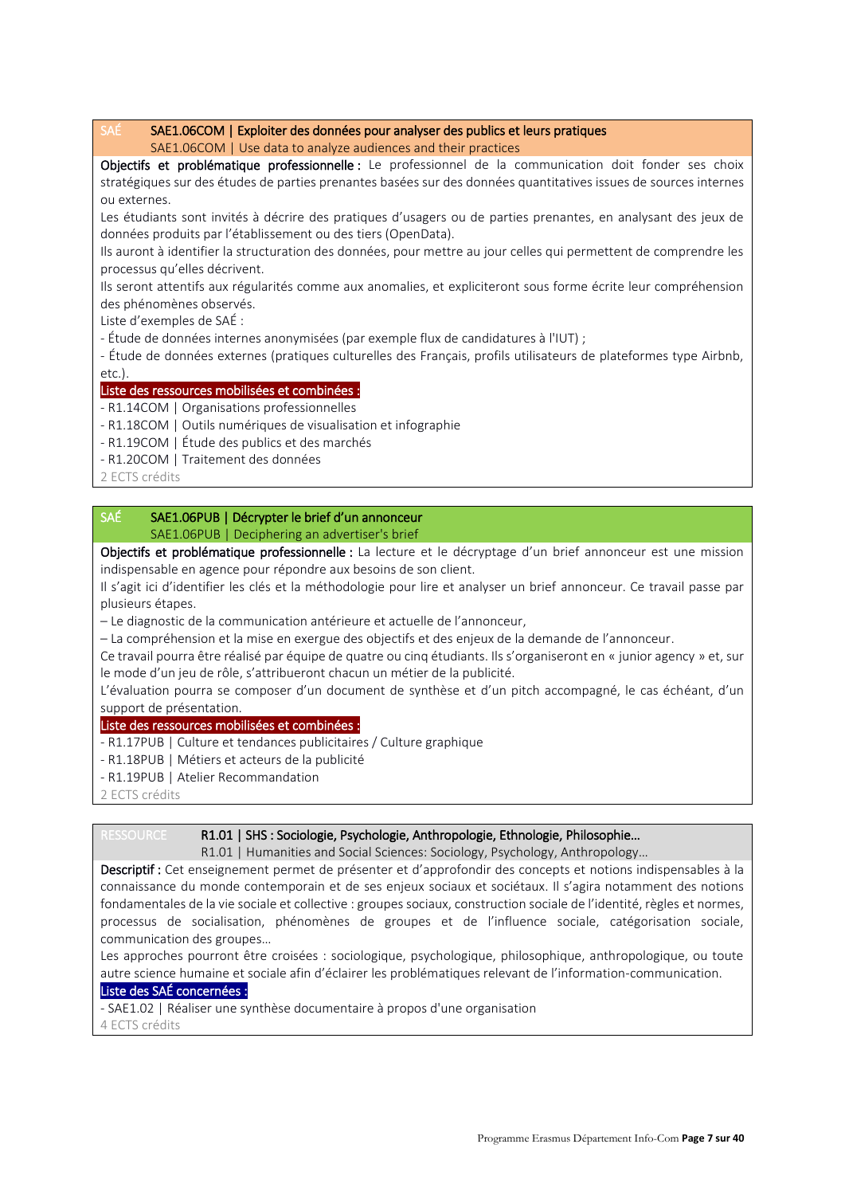**SAÉ** **SAE1.06COM | Exploiter des données pour analyser des publics et leurs pratiques**
SAE1.06COM | Use data to analyze audiences and their practices

**Objectifs et problématique professionnelle :** Le professionnel de la communication doit fonder ses choix stratégiques sur des études de parties prenantes basées sur des données quantitatives issues de sources internes ou externes.

Les étudiants sont invités à décrire des pratiques d'usagers ou de parties prenantes, en analysant des jeux de données produits par l'établissement ou des tiers (OpenData).

Ils auront à identifier la structuration des données, pour mettre au jour celles qui permettent de comprendre les processus qu'elles décrivent.

Ils seront attentifs aux régularités comme aux anomalies, et expliciteront sous forme écrite leur compréhension des phénomènes observés.

Liste d'exemples de SAÉ :

- Étude de données internes anonymisées (par exemple flux de candidatures à l'IUT) ;
- Étude de données externes (pratiques culturelles des Français, profils utilisateurs de plateformes type Airbnb, etc.).

Liste des ressources mobilisées et combinées :

- R1.14COM | Organisations professionnelles
- R1.18COM | Outils numériques de visualisation et infographie
- R1.19COM | Étude des publics et des marchés
- R1.20COM | Traitement des données

2 ECTS crédits

**SAÉ** **SAE1.06PUB | Décrypter le brief d'un annonceur**
SAE1.06PUB | Deciphering an advertiser's brief

**Objectifs et problématique professionnelle :** La lecture et le décryptage d'un brief annonceur est une mission indispensable en agence pour répondre aux besoins de son client.

Il s'agit ici d'identifier les clés et la méthodologie pour lire et analyser un brief annonceur. Ce travail passe par plusieurs étapes.

– Le diagnostic de la communication antérieure et actuelle de l'annonceur,

– La compréhension et la mise en exergue des objectifs et des enjeux de la demande de l'annonceur.

Ce travail pourra être réalisé par équipe de quatre ou cinq étudiants. Ils s'organiseront en « junior agency » et, sur le mode d'un jeu de rôle, s'attribueront chacun un métier de la publicité.

L'évaluation pourra se composer d'un document de synthèse et d'un pitch accompagné, le cas échéant, d'un support de présentation.

Liste des ressources mobilisées et combinées :

- R1.17PUB | Culture et tendances publicitaires / Culture graphique
- R1.18PUB | Métiers et acteurs de la publicité
- R1.19PUB | Atelier Recommandation

2 ECTS crédits

**RESSOURCE** **R1.01 | SHS : Sociologie, Psychologie, Anthropologie, Ethnologie, Philosophie…**
R1.01 | Humanities and Social Sciences: Sociology, Psychology, Anthropology…

**Descriptif :** Cet enseignement permet de présenter et d'approfondir des concepts et notions indispensables à la connaissance du monde contemporain et de ses enjeux sociaux et sociétaux. Il s'agira notamment des notions fondamentales de la vie sociale et collective : groupes sociaux, construction sociale de l'identité, règles et normes, processus de socialisation, phénomènes de groupes et de l'influence sociale, catégorisation sociale, communication des groupes…

Les approches pourront être croisées : sociologique, psychologique, philosophique, anthropologique, ou toute autre science humaine et sociale afin d'éclairer les problématiques relevant de l'information-communication.

Liste des SAÉ concernées :

- SAE1.02 | Réaliser une synthèse documentaire à propos d'une organisation

4 ECTS crédits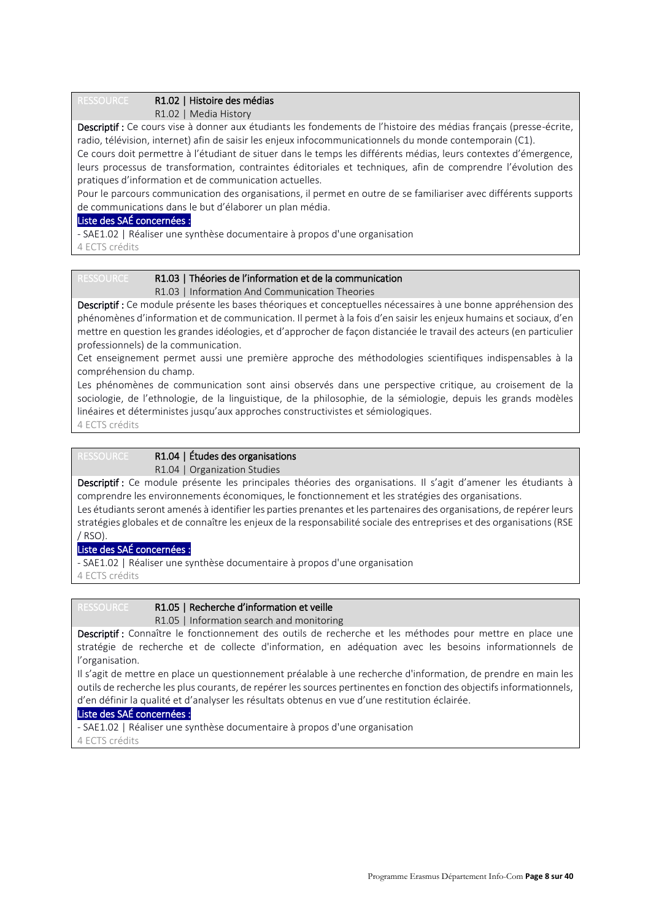RESSOURCE **R1.02 | Histoire des médias**
R1.02 | Media History

**Descriptif :** Ce cours vise à donner aux étudiants les fondements de l'histoire des médias français (presse-écrite, radio, télévision, internet) afin de saisir les enjeux infocommunicationnels du monde contemporain (C1).
Ce cours doit permettre à l'étudiant de situer dans le temps les différents médias, leurs contextes d'émergence, leurs processus de transformation, contraintes éditoriales et techniques, afin de comprendre l'évolution des pratiques d'information et de communication actuelles.
Pour le parcours communication des organisations, il permet en outre de se familiariser avec différents supports de communications dans le but d'élaborer un plan média.

Liste des SAÉ concernées :

- SAE1.02 | Réaliser une synthèse documentaire à propos d'une organisation

4 ECTS crédits

RESSOURCE **R1.03 | Théories de l'information et de la communication**
R1.03 | Information And Communication Theories

**Descriptif :** Ce module présente les bases théoriques et conceptuelles nécessaires à une bonne appréhension des phénomènes d'information et de communication. Il permet à la fois d'en saisir les enjeux humains et sociaux, d'en mettre en question les grandes idéologies, et d'approcher de façon distanciée le travail des acteurs (en particulier professionnels) de la communication.
Cet enseignement permet aussi une première approche des méthodologies scientifiques indispensables à la compréhension du champ.
Les phénomènes de communication sont ainsi observés dans une perspective critique, au croisement de la sociologie, de l'ethnologie, de la linguistique, de la philosophie, de la sémiologie, depuis les grands modèles linéaires et déterministes jusqu'aux approches constructivistes et sémiologiques.

4 ECTS crédits

RESSOURCE **R1.04 | Études des organisations**
R1.04 | Organization Studies

**Descriptif :** Ce module présente les principales théories des organisations. Il s'agit d'amener les étudiants à comprendre les environnements économiques, le fonctionnement et les stratégies des organisations.
Les étudiants seront amenés à identifier les parties prenantes et les partenaires des organisations, de repérer leurs stratégies globales et de connaître les enjeux de la responsabilité sociale des entreprises et des organisations (RSE / RSO).

Liste des SAÉ concernées :

- SAE1.02 | Réaliser une synthèse documentaire à propos d'une organisation

4 ECTS crédits

RESSOURCE **R1.05 | Recherche d'information et veille**
R1.05 | Information search and monitoring

**Descriptif :** Connaître le fonctionnement des outils de recherche et les méthodes pour mettre en place une stratégie de recherche et de collecte d'information, en adéquation avec les besoins informationnels de l'organisation.
Il s'agit de mettre en place un questionnement préalable à une recherche d'information, de prendre en main les outils de recherche les plus courants, de repérer les sources pertinentes en fonction des objectifs informationnels, d'en définir la qualité et d'analyser les résultats obtenus en vue d'une restitution éclairée.

Liste des SAÉ concernées :

- SAE1.02 | Réaliser une synthèse documentaire à propos d'une organisation

4 ECTS crédits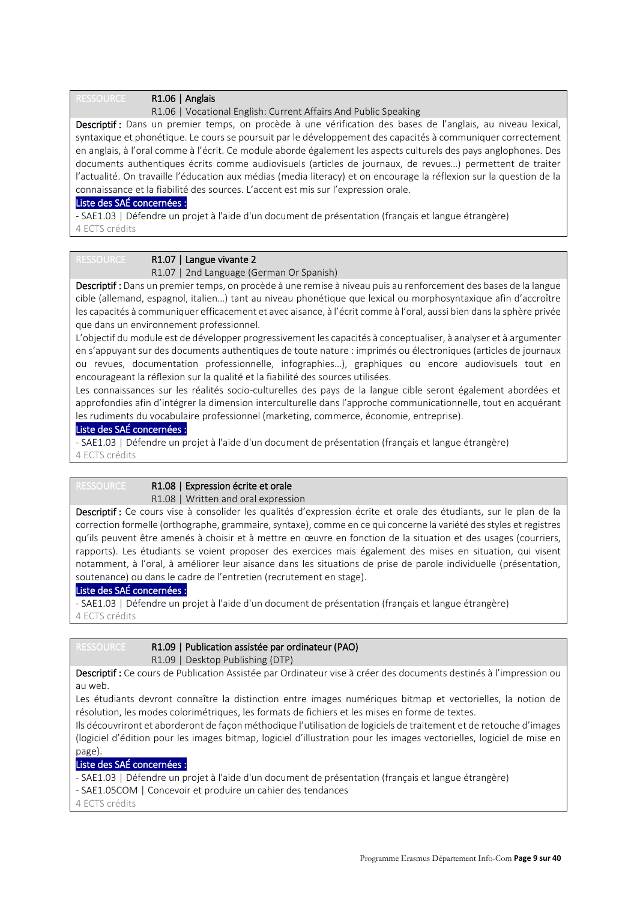RESSOURCE **R1.06 | Anglais**

R1.06 | Vocational English: Current Affairs And Public Speaking

**Descriptif :** Dans un premier temps, on procède à une vérification des bases de l'anglais, au niveau lexical, syntaxique et phonétique. Le cours se poursuit par le développement des capacités à communiquer correctement en anglais, à l'oral comme à l'écrit. Ce module aborde également les aspects culturels des pays anglophones. Des documents authentiques écrits comme audiovisuels (articles de journaux, de revues…) permettent de traiter l'actualité. On travaille l'éducation aux médias (media literacy) et on encourage la réflexion sur la question de la connaissance et la fiabilité des sources. L'accent est mis sur l'expression orale.

Liste des SAÉ concernées :

- SAE1.03 | Défendre un projet à l'aide d'un document de présentation (français et langue étrangère)

4 ECTS crédits

RESSOURCE **R1.07 | Langue vivante 2**

R1.07 | 2nd Language (German Or Spanish)

**Descriptif :** Dans un premier temps, on procède à une remise à niveau puis au renforcement des bases de la langue cible (allemand, espagnol, italien…) tant au niveau phonétique que lexical ou morphosyntaxique afin d'accroître les capacités à communiquer efficacement et avec aisance, à l'écrit comme à l'oral, aussi bien dans la sphère privée que dans un environnement professionnel.

L'objectif du module est de développer progressivement les capacités à conceptualiser, à analyser et à argumenter en s'appuyant sur des documents authentiques de toute nature : imprimés ou électroniques (articles de journaux ou revues, documentation professionnelle, infographies…), graphiques ou encore audiovisuels tout en encourageant la réflexion sur la qualité et la fiabilité des sources utilisées.

Les connaissances sur les réalités socio-culturelles des pays de la langue cible seront également abordées et approfondies afin d'intégrer la dimension interculturelle dans l'approche communicationnelle, tout en acquérant les rudiments du vocabulaire professionnel (marketing, commerce, économie, entreprise).

Liste des SAÉ concernées :

- SAE1.03 | Défendre un projet à l'aide d'un document de présentation (français et langue étrangère)

4 ECTS crédits

RESSOURCE **R1.08 | Expression écrite et orale**

R1.08 | Written and oral expression

**Descriptif :** Ce cours vise à consolider les qualités d'expression écrite et orale des étudiants, sur le plan de la correction formelle (orthographe, grammaire, syntaxe), comme en ce qui concerne la variété des styles et registres qu'ils peuvent être amenés à choisir et à mettre en œuvre en fonction de la situation et des usages (courriers, rapports). Les étudiants se voient proposer des exercices mais également des mises en situation, qui visent notamment, à l'oral, à améliorer leur aisance dans les situations de prise de parole individuelle (présentation, soutenance) ou dans le cadre de l'entretien (recrutement en stage).

Liste des SAÉ concernées :

- SAE1.03 | Défendre un projet à l'aide d'un document de présentation (français et langue étrangère)

4 ECTS crédits

RESSOURCE **R1.09 | Publication assistée par ordinateur (PAO)**

R1.09 | Desktop Publishing (DTP)

**Descriptif :** Ce cours de Publication Assistée par Ordinateur vise à créer des documents destinés à l'impression ou au web.

Les étudiants devront connaître la distinction entre images numériques bitmap et vectorielles, la notion de résolution, les modes colorimétriques, les formats de fichiers et les mises en forme de textes.

Ils découvriront et aborderont de façon méthodique l'utilisation de logiciels de traitement et de retouche d'images (logiciel d'édition pour les images bitmap, logiciel d'illustration pour les images vectorielles, logiciel de mise en page).

Liste des SAÉ concernées :

- SAE1.03 | Défendre un projet à l'aide d'un document de présentation (français et langue étrangère)
- SAE1.05COM | Concevoir et produire un cahier des tendances

4 ECTS crédits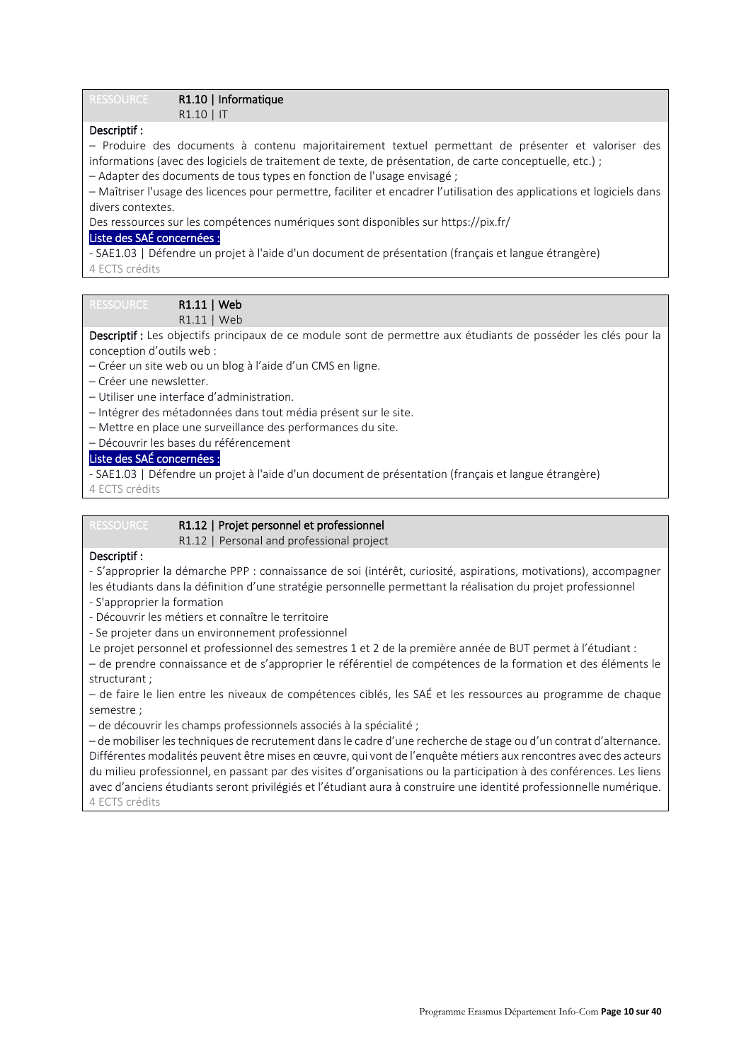RESSOURCE **R1.10 | Informatique**
R1.10 | IT

**Descriptif :**

– Produire des documents à contenu majoritairement textuel permettant de présenter et valoriser des informations (avec des logiciels de traitement de texte, de présentation, de carte conceptuelle, etc.) ;
– Adapter des documents de tous types en fonction de l'usage envisagé ;
– Maîtriser l'usage des licences pour permettre, faciliter et encadrer l'utilisation des applications et logiciels dans divers contextes.
Des ressources sur les compétences numériques sont disponibles sur https://pix.fr/

**Liste des SAÉ concernées :**

- SAE1.03 | Défendre un projet à l'aide d'un document de présentation (français et langue étrangère)

4 ECTS crédits

---

RESSOURCE **R1.11 | Web**
R1.11 | Web

**Descriptif :** Les objectifs principaux de ce module sont de permettre aux étudiants de posséder les clés pour la conception d'outils web :

– Créer un site web ou un blog à l'aide d'un CMS en ligne.
– Créer une newsletter.
– Utiliser une interface d'administration.
– Intégrer des métadonnées dans tout média présent sur le site.
– Mettre en place une surveillance des performances du site.
– Découvrir les bases du référencement

**Liste des SAÉ concernées :**

- SAE1.03 | Défendre un projet à l'aide d'un document de présentation (français et langue étrangère)

4 ECTS crédits

---

RESSOURCE **R1.12 | Projet personnel et professionnel**
R1.12 | Personal and professional project

**Descriptif :**

- S'approprier la démarche PPP : connaissance de soi (intérêt, curiosité, aspirations, motivations), accompagner les étudiants dans la définition d'une stratégie personnelle permettant la réalisation du projet professionnel
- S'approprier la formation
- Découvrir les métiers et connaître le territoire
- Se projeter dans un environnement professionnel

Le projet personnel et professionnel des semestres 1 et 2 de la première année de BUT permet à l'étudiant :

– de prendre connaissance et de s'approprier le référentiel de compétences de la formation et des éléments le structurant ;
– de faire le lien entre les niveaux de compétences ciblés, les SAÉ et les ressources au programme de chaque semestre ;
– de découvrir les champs professionnels associés à la spécialité ;
– de mobiliser les techniques de recrutement dans le cadre d'une recherche de stage ou d'un contrat d'alternance.

Différentes modalités peuvent être mises en œuvre, qui vont de l'enquête métiers aux rencontres avec des acteurs du milieu professionnel, en passant par des visites d'organisations ou la participation à des conférences. Les liens avec d'anciens étudiants seront privilégiés et l'étudiant aura à construire une identité professionnelle numérique.

4 ECTS crédits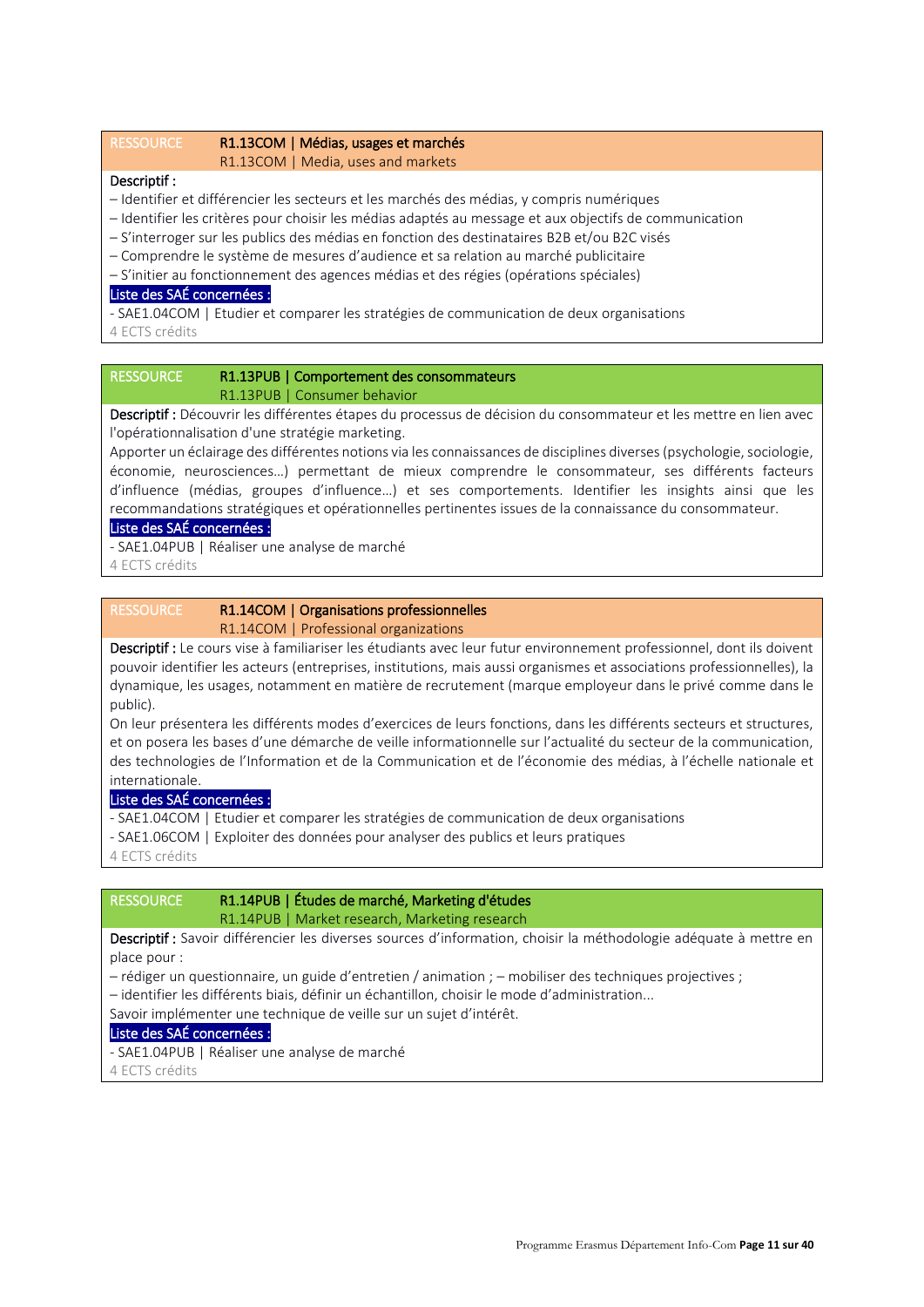**RESSOURCE** **R1.13COM | Médias, usages et marchés**
R1.13COM | Media, uses and markets

**Descriptif :**

– Identifier et différencier les secteurs et les marchés des médias, y compris numériques
– Identifier les critères pour choisir les médias adaptés au message et aux objectifs de communication
– S'interroger sur les publics des médias en fonction des destinataires B2B et/ou B2C visés
– Comprendre le système de mesures d'audience et sa relation au marché publicitaire
– S'initier au fonctionnement des agences médias et des régies (opérations spéciales)

**Liste des SAÉ concernées :**

- SAE1.04COM | Etudier et comparer les stratégies de communication de deux organisations

4 ECTS crédits

---

**RESSOURCE** **R1.13PUB | Comportement des consommateurs**
R1.13PUB | Consumer behavior

**Descriptif :** Découvrir les différentes étapes du processus de décision du consommateur et les mettre en lien avec l'opérationnalisation d'une stratégie marketing.

Apporter un éclairage des différentes notions via les connaissances de disciplines diverses (psychologie, sociologie, économie, neurosciences…) permettant de mieux comprendre le consommateur, ses différents facteurs d'influence (médias, groupes d'influence…) et ses comportements. Identifier les insights ainsi que les recommandations stratégiques et opérationnelles pertinentes issues de la connaissance du consommateur.

**Liste des SAÉ concernées :**

- SAE1.04PUB | Réaliser une analyse de marché

4 ECTS crédits

---

**RESSOURCE** **R1.14COM | Organisations professionnelles**
R1.14COM | Professional organizations

**Descriptif :** Le cours vise à familiariser les étudiants avec leur futur environnement professionnel, dont ils doivent pouvoir identifier les acteurs (entreprises, institutions, mais aussi organismes et associations professionnelles), la dynamique, les usages, notamment en matière de recrutement (marque employeur dans le privé comme dans le public).

On leur présentera les différents modes d'exercices de leurs fonctions, dans les différents secteurs et structures, et on posera les bases d'une démarche de veille informationnelle sur l'actualité du secteur de la communication, des technologies de l'Information et de la Communication et de l'économie des médias, à l'échelle nationale et internationale.

**Liste des SAÉ concernées :**

- SAE1.04COM | Etudier et comparer les stratégies de communication de deux organisations
- SAE1.06COM | Exploiter des données pour analyser des publics et leurs pratiques

4 ECTS crédits

---

**RESSOURCE** **R1.14PUB | Études de marché, Marketing d'études**
R1.14PUB | Market research, Marketing research

**Descriptif :** Savoir différencier les diverses sources d'information, choisir la méthodologie adéquate à mettre en place pour :

– rédiger un questionnaire, un guide d'entretien / animation ; – mobiliser des techniques projectives ;
– identifier les différents biais, définir un échantillon, choisir le mode d'administration...

Savoir implémenter une technique de veille sur un sujet d'intérêt.

**Liste des SAÉ concernées :**

- SAE1.04PUB | Réaliser une analyse de marché

4 ECTS crédits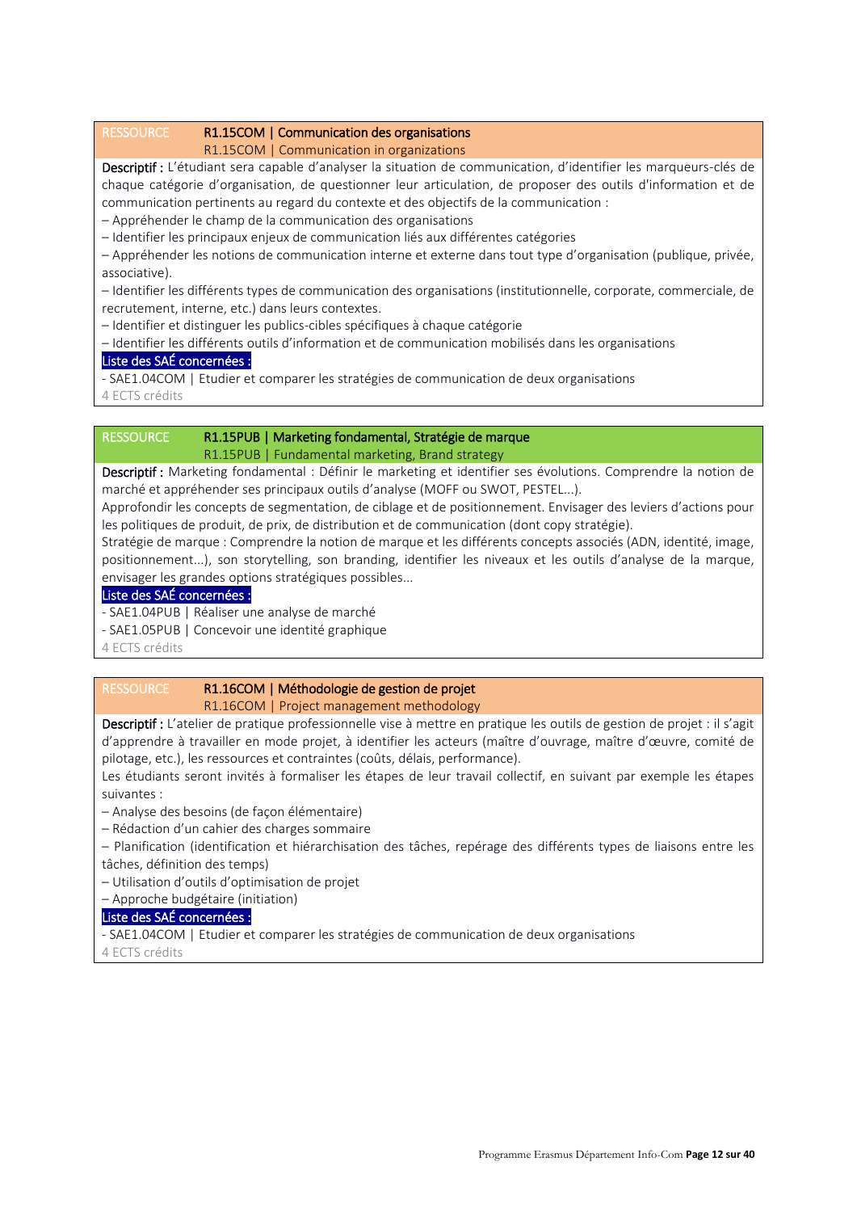RESSOURCE **R1.15COM | Communication des organisations**
R1.15COM | Communication in organizations

**Descriptif :** L'étudiant sera capable d'analyser la situation de communication, d'identifier les marqueurs-clés de chaque catégorie d'organisation, de questionner leur articulation, de proposer des outils d'information et de communication pertinents au regard du contexte et des objectifs de la communication :

– Appréhender le champ de la communication des organisations
– Identifier les principaux enjeux de communication liés aux différentes catégories
– Appréhender les notions de communication interne et externe dans tout type d'organisation (publique, privée, associative).
– Identifier les différents types de communication des organisations (institutionnelle, corporate, commerciale, de recrutement, interne, etc.) dans leurs contextes.
– Identifier et distinguer les publics-cibles spécifiques à chaque catégorie
– Identifier les différents outils d'information et de communication mobilisés dans les organisations

Liste des SAÉ concernées :

- SAE1.04COM | Etudier et comparer les stratégies de communication de deux organisations

4 ECTS crédits

RESSOURCE **R1.15PUB | Marketing fondamental, Stratégie de marque**
R1.15PUB | Fundamental marketing, Brand strategy

**Descriptif :** Marketing fondamental : Définir le marketing et identifier ses évolutions. Comprendre la notion de marché et appréhender ses principaux outils d'analyse (MOFF ou SWOT, PESTEL...).
Approfondir les concepts de segmentation, de ciblage et de positionnement. Envisager des leviers d'actions pour les politiques de produit, de prix, de distribution et de communication (dont copy stratégie).
Stratégie de marque : Comprendre la notion de marque et les différents concepts associés (ADN, identité, image, positionnement...), son storytelling, son branding, identifier les niveaux et les outils d'analyse de la marque, envisager les grandes options stratégiques possibles...

Liste des SAÉ concernées :

- SAE1.04PUB | Réaliser une analyse de marché
- SAE1.05PUB | Concevoir une identité graphique

4 ECTS crédits

RESSOURCE **R1.16COM | Méthodologie de gestion de projet**
R1.16COM | Project management methodology

**Descriptif :** L'atelier de pratique professionnelle vise à mettre en pratique les outils de gestion de projet : il s'agit d'apprendre à travailler en mode projet, à identifier les acteurs (maître d'ouvrage, maître d'œuvre, comité de pilotage, etc.), les ressources et contraintes (coûts, délais, performance).
Les étudiants seront invités à formaliser les étapes de leur travail collectif, en suivant par exemple les étapes suivantes :

– Analyse des besoins (de façon élémentaire)
– Rédaction d'un cahier des charges sommaire
– Planification (identification et hiérarchisation des tâches, repérage des différents types de liaisons entre les tâches, définition des temps)
– Utilisation d'outils d'optimisation de projet
– Approche budgétaire (initiation)

Liste des SAÉ concernées :

- SAE1.04COM | Etudier et comparer les stratégies de communication de deux organisations

4 ECTS crédits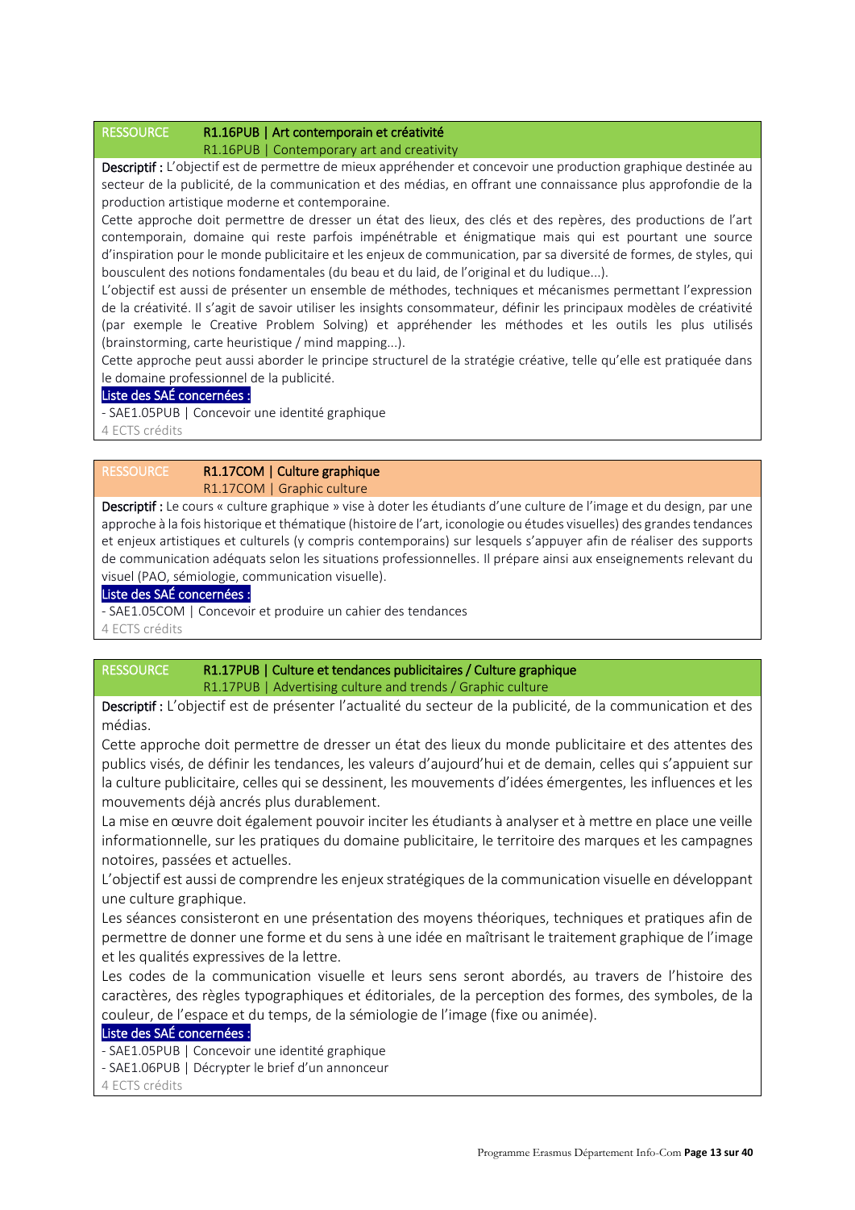## RESSOURCE R1.16PUB | Art contemporain et créativité

R1.16PUB | Contemporary art and creativity

**Descriptif :** L'objectif est de permettre de mieux appréhender et concevoir une production graphique destinée au secteur de la publicité, de la communication et des médias, en offrant une connaissance plus approfondie de la production artistique moderne et contemporaine.

Cette approche doit permettre de dresser un état des lieux, des clés et des repères, des productions de l'art contemporain, domaine qui reste parfois impénétrable et énigmatique mais qui est pourtant une source d'inspiration pour le monde publicitaire par sa diversité de formes, de styles, qui bousculent des notions fondamentales (du beau et du laid, de l'original et du ludique...).

L'objectif est aussi de présenter un ensemble de méthodes, techniques et mécanismes permettant l'expression de la créativité. Il s'agit de savoir utiliser les insights consommateur, définir les principaux modèles de créativité (par exemple le Creative Problem Solving) et appréhender les méthodes et les outils les plus utilisés (brainstorming, carte heuristique / mind mapping...).

Cette approche peut aussi aborder le principe structurel de la stratégie créative, telle qu'elle est pratiquée dans le domaine professionnel de la publicité.

**Liste des SAÉ concernées :**

- SAE1.05PUB | Concevoir une identité graphique

4 ECTS crédits

## RESSOURCE R1.17COM | Culture graphique

R1.17COM | Graphic culture

**Descriptif :** Le cours « culture graphique » vise à doter les étudiants d'une culture de l'image et du design, par une approche à la fois historique et thématique (histoire de l'art, iconologie ou études visuelles) des grandes tendances et enjeux artistiques et culturels (y compris contemporains) sur lesquels s'appuyer afin de réaliser des supports de communication adéquats selon les situations professionnelles. Il prépare ainsi aux enseignements relevant du visuel (PAO, sémiologie, communication visuelle).

**Liste des SAÉ concernées :**

- SAE1.05COM | Concevoir et produire un cahier des tendances

4 ECTS crédits

## RESSOURCE R1.17PUB | Culture et tendances publicitaires / Culture graphique

R1.17PUB | Advertising culture and trends / Graphic culture

**Descriptif :** L'objectif est de présenter l'actualité du secteur de la publicité, de la communication et des médias.

Cette approche doit permettre de dresser un état des lieux du monde publicitaire et des attentes des publics visés, de définir les tendances, les valeurs d'aujourd'hui et de demain, celles qui s'appuient sur la culture publicitaire, celles qui se dessinent, les mouvements d'idées émergentes, les influences et les mouvements déjà ancrés plus durablement.

La mise en œuvre doit également pouvoir inciter les étudiants à analyser et à mettre en place une veille informationnelle, sur les pratiques du domaine publicitaire, le territoire des marques et les campagnes notoires, passées et actuelles.

L'objectif est aussi de comprendre les enjeux stratégiques de la communication visuelle en développant une culture graphique.

Les séances consisteront en une présentation des moyens théoriques, techniques et pratiques afin de permettre de donner une forme et du sens à une idée en maîtrisant le traitement graphique de l'image et les qualités expressives de la lettre.

Les codes de la communication visuelle et leurs sens seront abordés, au travers de l'histoire des caractères, des règles typographiques et éditoriales, de la perception des formes, des symboles, de la couleur, de l'espace et du temps, de la sémiologie de l'image (fixe ou animée).

**Liste des SAÉ concernées :**

- SAE1.05PUB | Concevoir une identité graphique
- SAE1.06PUB | Décrypter le brief d'un annonceur

4 ECTS crédits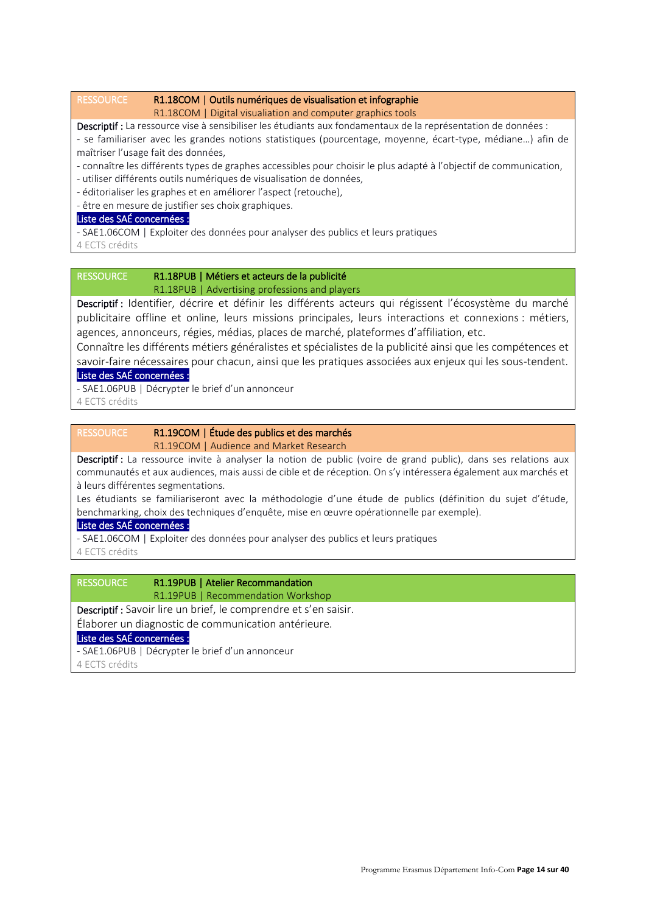### RESSOURCE — R1.18COM | Outils numériques de visualisation et infographie

R1.18COM | Digital visualiation and computer graphics tools

**Descriptif :** La ressource vise à sensibiliser les étudiants aux fondamentaux de la représentation de données :

- se familiariser avec les grandes notions statistiques (pourcentage, moyenne, écart-type, médiane…) afin de maîtriser l'usage fait des données,
- connaître les différents types de graphes accessibles pour choisir le plus adapté à l'objectif de communication,
- utiliser différents outils numériques de visualisation de données,
- éditorialiser les graphes et en améliorer l'aspect (retouche),
- être en mesure de justifier ses choix graphiques.

**Liste des SAÉ concernées :**

- SAE1.06COM | Exploiter des données pour analyser des publics et leurs pratiques

4 ECTS crédits

### RESSOURCE — R1.18PUB | Métiers et acteurs de la publicité

R1.18PUB | Advertising professions and players

**Descriptif :** Identifier, décrire et définir les différents acteurs qui régissent l'écosystème du marché publicitaire offline et online, leurs missions principales, leurs interactions et connexions : métiers, agences, annonceurs, régies, médias, places de marché, plateformes d'affiliation, etc.

Connaître les différents métiers généralistes et spécialistes de la publicité ainsi que les compétences et savoir-faire nécessaires pour chacun, ainsi que les pratiques associées aux enjeux qui les sous-tendent.

**Liste des SAÉ concernées :**

- SAE1.06PUB | Décrypter le brief d'un annonceur

4 ECTS crédits

### RESSOURCE — R1.19COM | Étude des publics et des marchés

R1.19COM | Audience and Market Research

**Descriptif :** La ressource invite à analyser la notion de public (voire de grand public), dans ses relations aux communautés et aux audiences, mais aussi de cible et de réception. On s'y intéressera également aux marchés et à leurs différentes segmentations.

Les étudiants se familiariseront avec la méthodologie d'une étude de publics (définition du sujet d'étude, benchmarking, choix des techniques d'enquête, mise en œuvre opérationnelle par exemple).

**Liste des SAÉ concernées :**

- SAE1.06COM | Exploiter des données pour analyser des publics et leurs pratiques

4 ECTS crédits

### RESSOURCE — R1.19PUB | Atelier Recommandation

R1.19PUB | Recommendation Workshop

**Descriptif :** Savoir lire un brief, le comprendre et s'en saisir.

Élaborer un diagnostic de communication antérieure.

**Liste des SAÉ concernées :**

- SAE1.06PUB | Décrypter le brief d'un annonceur

4 ECTS crédits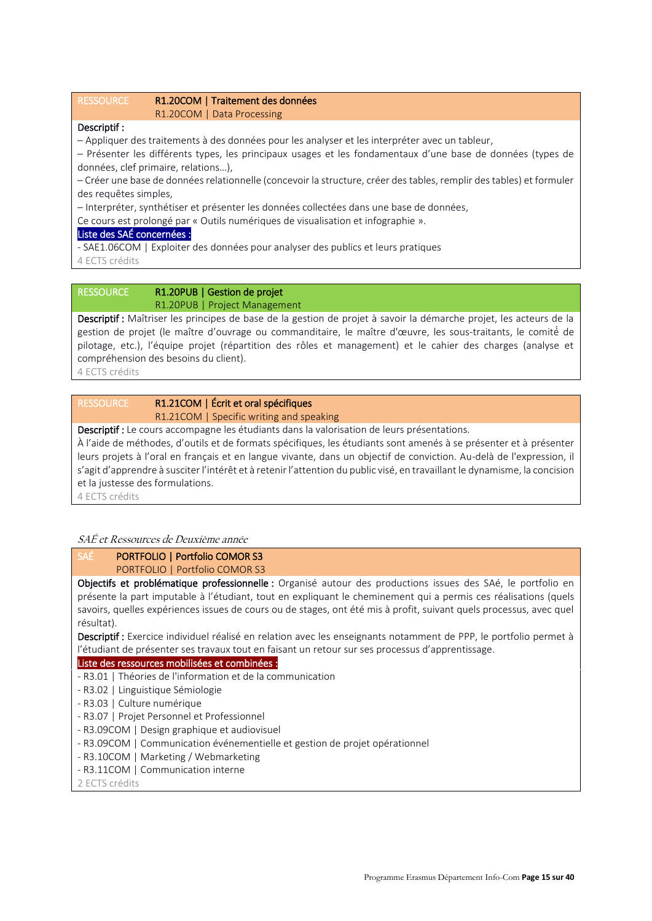RESSOURCE **R1.20COM | Traitement des données**
R1.20COM | Data Processing

**Descriptif :**

– Appliquer des traitements à des données pour les analyser et les interpréter avec un tableur,
– Présenter les différents types, les principaux usages et les fondamentaux d'une base de données (types de données, clef primaire, relations…),
– Créer une base de données relationnelle (concevoir la structure, créer des tables, remplir des tables) et formuler des requêtes simples,
– Interpréter, synthétiser et présenter les données collectées dans une base de données,
Ce cours est prolongé par « Outils numériques de visualisation et infographie ».

Liste des SAÉ concernées :

- SAE1.06COM | Exploiter des données pour analyser des publics et leurs pratiques

4 ECTS crédits

RESSOURCE **R1.20PUB | Gestion de projet**
R1.20PUB | Project Management

**Descriptif :** Maîtriser les principes de base de la gestion de projet à savoir la démarche projet, les acteurs de la gestion de projet (le maître d'ouvrage ou commanditaire, le maître d'œuvre, les sous-traitants, le comité de pilotage, etc.), l'équipe projet (répartition des rôles et management) et le cahier des charges (analyse et compréhension des besoins du client).

4 ECTS crédits

RESSOURCE **R1.21COM | Écrit et oral spécifiques**
R1.21COM | Specific writing and speaking

**Descriptif :** Le cours accompagne les étudiants dans la valorisation de leurs présentations.
À l'aide de méthodes, d'outils et de formats spécifiques, les étudiants sont amenés à se présenter et à présenter leurs projets à l'oral en français et en langue vivante, dans un objectif de conviction. Au-delà de l'expression, il s'agit d'apprendre à susciter l'intérêt et à retenir l'attention du public visé, en travaillant le dynamisme, la concision et la justesse des formulations.

4 ECTS crédits

*SAÉ et Ressources de Deuxième année*

SAÉ **PORTFOLIO | Portfolio COMOR S3**
PORTFOLIO | Portfolio COMOR S3

**Objectifs et problématique professionnelle :** Organisé autour des productions issues des SAé, le portfolio en présente la part imputable à l'étudiant, tout en expliquant le cheminement qui a permis ces réalisations (quels savoirs, quelles expériences issues de cours ou de stages, ont été mis à profit, suivant quels processus, avec quel résultat).

**Descriptif :** Exercice individuel réalisé en relation avec les enseignants notamment de PPP, le portfolio permet à l'étudiant de présenter ses travaux tout en faisant un retour sur ses processus d'apprentissage.

Liste des ressources mobilisées et combinées :

- R3.01 | Théories de l'information et de la communication
- R3.02 | Linguistique Sémiologie
- R3.03 | Culture numérique
- R3.07 | Projet Personnel et Professionnel
- R3.09COM | Design graphique et audiovisuel
- R3.09COM | Communication événementielle et gestion de projet opérationnel
- R3.10COM | Marketing / Webmarketing
- R3.11COM | Communication interne

2 ECTS crédits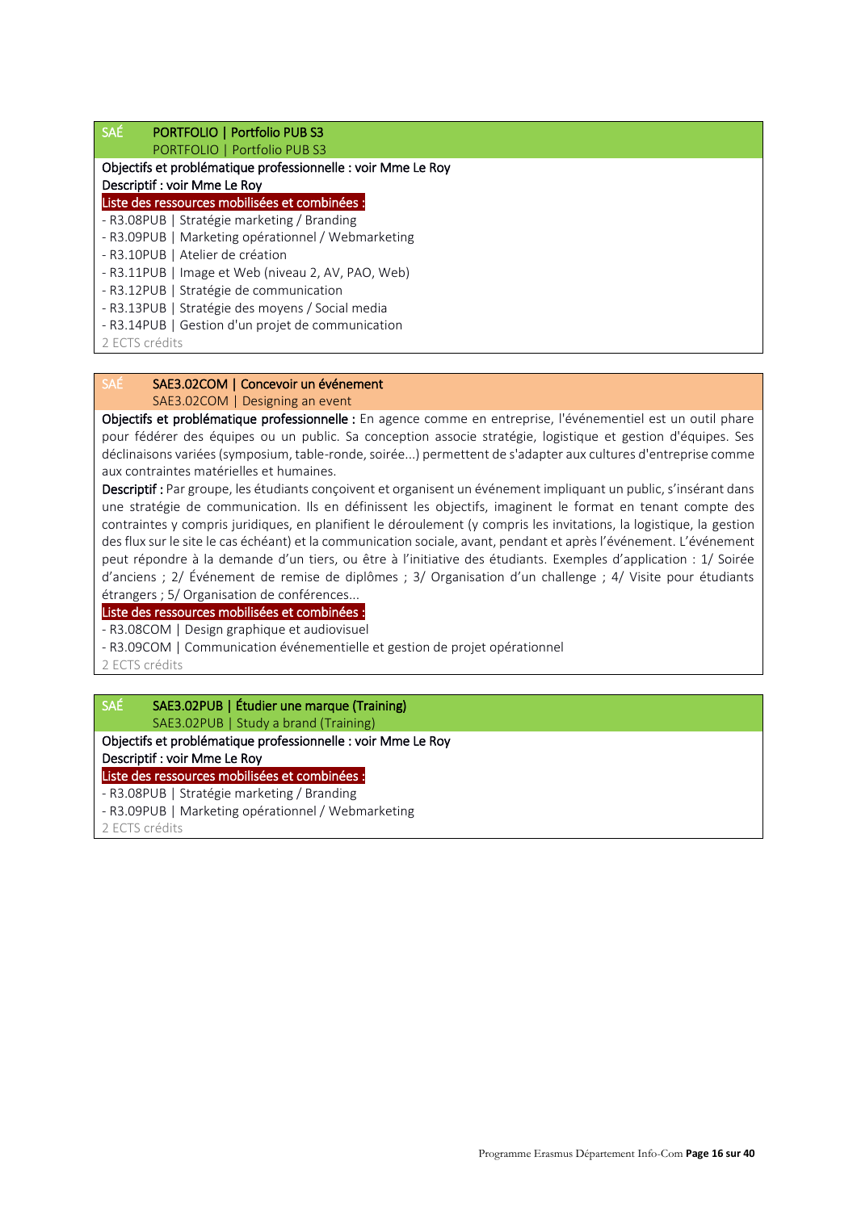**SAÉ** **PORTFOLIO | Portfolio PUB S3**
PORTFOLIO | Portfolio PUB S3

**Objectifs et problématique professionnelle : voir Mme Le Roy**

**Descriptif : voir Mme Le Roy**

Liste des ressources mobilisées et combinées :

- R3.08PUB | Stratégie marketing / Branding
- R3.09PUB | Marketing opérationnel / Webmarketing
- R3.10PUB | Atelier de création
- R3.11PUB | Image et Web (niveau 2, AV, PAO, Web)
- R3.12PUB | Stratégie de communication
- R3.13PUB | Stratégie des moyens / Social media
- R3.14PUB | Gestion d'un projet de communication

2 ECTS crédits

**SAÉ** **SAE3.02COM | Concevoir un événement**
SAE3.02COM | Designing an event

**Objectifs et problématique professionnelle :** En agence comme en entreprise, l'événementiel est un outil phare pour fédérer des équipes ou un public. Sa conception associe stratégie, logistique et gestion d'équipes. Ses déclinaisons variées (symposium, table-ronde, soirée...) permettent de s'adapter aux cultures d'entreprise comme aux contraintes matérielles et humaines.

**Descriptif :** Par groupe, les étudiants conçoivent et organisent un événement impliquant un public, s'insérant dans une stratégie de communication. Ils en définissent les objectifs, imaginent le format en tenant compte des contraintes y compris juridiques, en planifient le déroulement (y compris les invitations, la logistique, la gestion des flux sur le site le cas échéant) et la communication sociale, avant, pendant et après l'événement. L'événement peut répondre à la demande d'un tiers, ou être à l'initiative des étudiants. Exemples d'application : 1/ Soirée d'anciens ; 2/ Événement de remise de diplômes ; 3/ Organisation d'un challenge ; 4/ Visite pour étudiants étrangers ; 5/ Organisation de conférences...

Liste des ressources mobilisées et combinées :

- R3.08COM | Design graphique et audiovisuel
- R3.09COM | Communication événementielle et gestion de projet opérationnel

2 ECTS crédits

**SAÉ** **SAE3.02PUB | Étudier une marque (Training)**
SAE3.02PUB | Study a brand (Training)

**Objectifs et problématique professionnelle : voir Mme Le Roy**

**Descriptif : voir Mme Le Roy**

Liste des ressources mobilisées et combinées :

- R3.08PUB | Stratégie marketing / Branding
- R3.09PUB | Marketing opérationnel / Webmarketing

2 ECTS crédits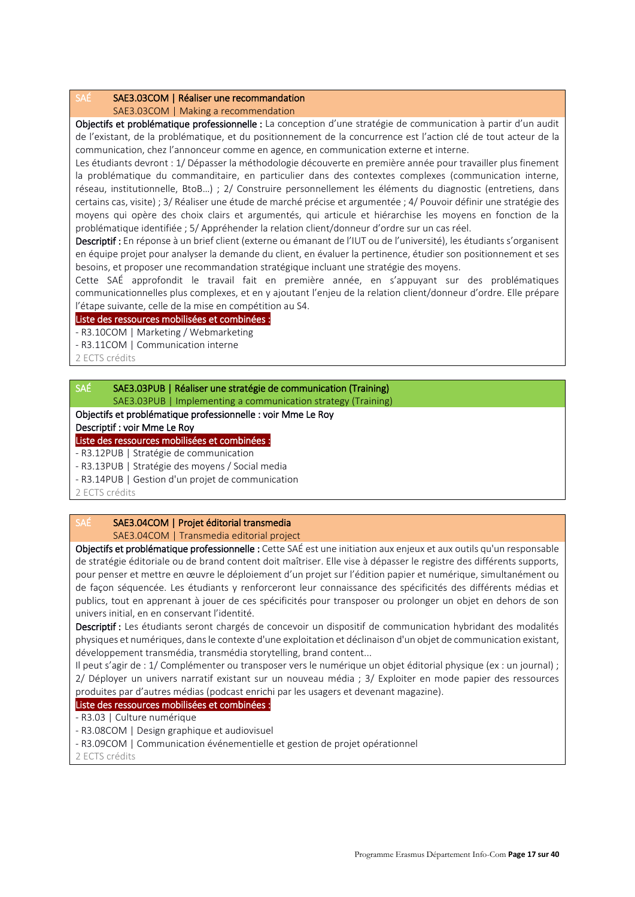## SAÉ SAE3.03COM | Réaliser une recommandation

SAE3.03COM | Making a recommendation

**Objectifs et problématique professionnelle :** La conception d'une stratégie de communication à partir d'un audit de l'existant, de la problématique, et du positionnement de la concurrence est l'action clé de tout acteur de la communication, chez l'annonceur comme en agence, en communication externe et interne.

Les étudiants devront : 1/ Dépasser la méthodologie découverte en première année pour travailler plus finement la problématique du commanditaire, en particulier dans des contextes complexes (communication interne, réseau, institutionnelle, BtoB…) ; 2/ Construire personnellement les éléments du diagnostic (entretiens, dans certains cas, visite) ; 3/ Réaliser une étude de marché précise et argumentée ; 4/ Pouvoir définir une stratégie des moyens qui opère des choix clairs et argumentés, qui articule et hiérarchise les moyens en fonction de la problématique identifiée ; 5/ Appréhender la relation client/donneur d'ordre sur un cas réel.

**Descriptif :** En réponse à un brief client (externe ou émanant de l'IUT ou de l'université), les étudiants s'organisent en équipe projet pour analyser la demande du client, en évaluer la pertinence, étudier son positionnement et ses besoins, et proposer une recommandation stratégique incluant une stratégie des moyens.

Cette SAÉ approfondit le travail fait en première année, en s'appuyant sur des problématiques communicationnelles plus complexes, et en y ajoutant l'enjeu de la relation client/donneur d'ordre. Elle prépare l'étape suivante, celle de la mise en compétition au S4.

**Liste des ressources mobilisées et combinées :**

- R3.10COM | Marketing / Webmarketing
- R3.11COM | Communication interne

2 ECTS crédits

## SAÉ SAE3.03PUB | Réaliser une stratégie de communication (Training)

SAE3.03PUB | Implementing a communication strategy (Training)

**Objectifs et problématique professionnelle : voir Mme Le Roy**

**Descriptif : voir Mme Le Roy**

**Liste des ressources mobilisées et combinées :**

- R3.12PUB | Stratégie de communication
- R3.13PUB | Stratégie des moyens / Social media
- R3.14PUB | Gestion d'un projet de communication

2 ECTS crédits

## SAÉ SAE3.04COM | Projet éditorial transmedia

SAE3.04COM | Transmedia editorial project

**Objectifs et problématique professionnelle :** Cette SAÉ est une initiation aux enjeux et aux outils qu'un responsable de stratégie éditoriale ou de brand content doit maîtriser. Elle vise à dépasser le registre des différents supports, pour penser et mettre en œuvre le déploiement d'un projet sur l'édition papier et numérique, simultanément ou de façon séquencée. Les étudiants y renforceront leur connaissance des spécificités des différents médias et publics, tout en apprenant à jouer de ces spécificités pour transposer ou prolonger un objet en dehors de son univers initial, en en conservant l'identité.

**Descriptif :** Les étudiants seront chargés de concevoir un dispositif de communication hybridant des modalités physiques et numériques, dans le contexte d'une exploitation et déclinaison d'un objet de communication existant, développement transmédia, transmédia storytelling, brand content...

Il peut s'agir de : 1/ Complémenter ou transposer vers le numérique un objet éditorial physique (ex : un journal) ; 2/ Déployer un univers narratif existant sur un nouveau média ; 3/ Exploiter en mode papier des ressources produites par d'autres médias (podcast enrichi par les usagers et devenant magazine).

**Liste des ressources mobilisées et combinées :**

- R3.03 | Culture numérique
- R3.08COM | Design graphique et audiovisuel
- R3.09COM | Communication événementielle et gestion de projet opérationnel

2 ECTS crédits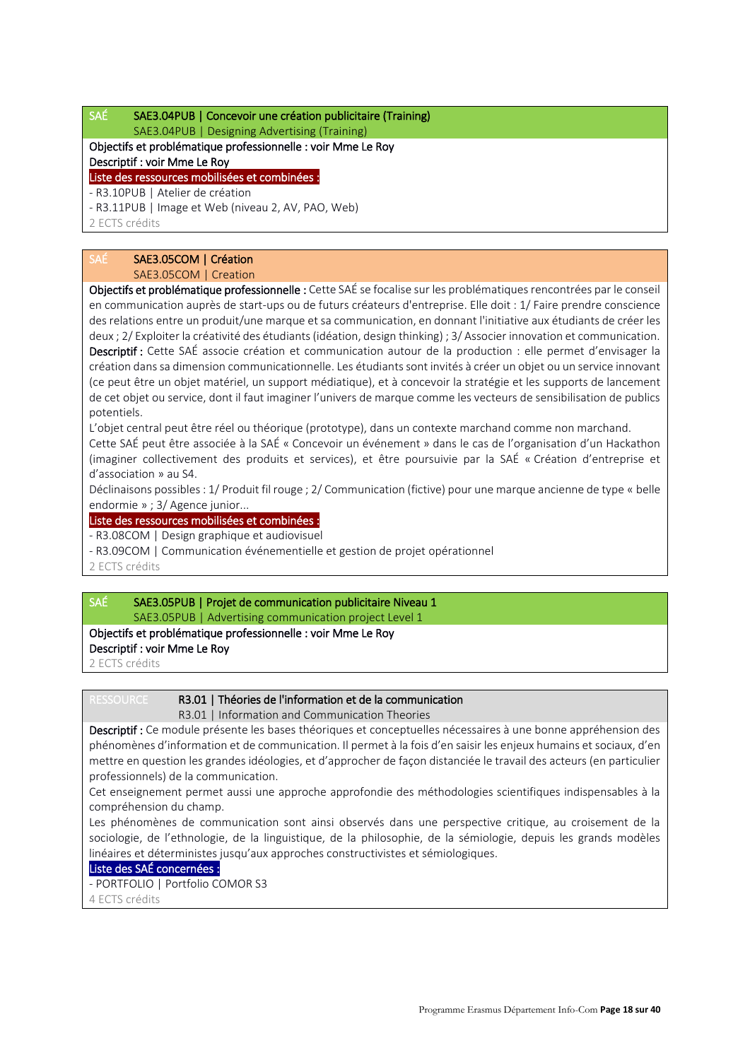## SAÉ — SAE3.04PUB | Concevoir une création publicitaire (Training)

SAE3.04PUB | Designing Advertising (Training)

**Objectifs et problématique professionnelle : voir Mme Le Roy**

**Descriptif : voir Mme Le Roy**

**Liste des ressources mobilisées et combinées :**

- R3.10PUB | Atelier de création
- R3.11PUB | Image et Web (niveau 2, AV, PAO, Web)

2 ECTS crédits

## SAÉ — SAE3.05COM | Création

SAE3.05COM | Creation

**Objectifs et problématique professionnelle :** Cette SAÉ se focalise sur les problématiques rencontrées par le conseil en communication auprès de start-ups ou de futurs créateurs d'entreprise. Elle doit : 1/ Faire prendre conscience des relations entre un produit/une marque et sa communication, en donnant l'initiative aux étudiants de créer les deux ; 2/ Exploiter la créativité des étudiants (idéation, design thinking) ; 3/ Associer innovation et communication.

**Descriptif :** Cette SAÉ associe création et communication autour de la production : elle permet d'envisager la création dans sa dimension communicationnelle. Les étudiants sont invités à créer un objet ou un service innovant (ce peut être un objet matériel, un support médiatique), et à concevoir la stratégie et les supports de lancement de cet objet ou service, dont il faut imaginer l'univers de marque comme les vecteurs de sensibilisation de publics potentiels.

L'objet central peut être réel ou théorique (prototype), dans un contexte marchand comme non marchand.

Cette SAÉ peut être associée à la SAÉ « Concevoir un événement » dans le cas de l'organisation d'un Hackathon (imaginer collectivement des produits et services), et être poursuivie par la SAÉ « Création d'entreprise et d'association » au S4.

Déclinaisons possibles : 1/ Produit fil rouge ; 2/ Communication (fictive) pour une marque ancienne de type « belle endormie » ; 3/ Agence junior...

**Liste des ressources mobilisées et combinées :**

- R3.08COM | Design graphique et audiovisuel
- R3.09COM | Communication événementielle et gestion de projet opérationnel

2 ECTS crédits

## SAÉ — SAE3.05PUB | Projet de communication publicitaire Niveau 1

SAE3.05PUB | Advertising communication project Level 1

**Objectifs et problématique professionnelle : voir Mme Le Roy**

**Descriptif : voir Mme Le Roy**

2 ECTS crédits

## RESSOURCE — R3.01 | Théories de l'information et de la communication

R3.01 | Information and Communication Theories

**Descriptif :** Ce module présente les bases théoriques et conceptuelles nécessaires à une bonne appréhension des phénomènes d'information et de communication. Il permet à la fois d'en saisir les enjeux humains et sociaux, d'en mettre en question les grandes idéologies, et d'approcher de façon distanciée le travail des acteurs (en particulier professionnels) de la communication.

Cet enseignement permet aussi une approche approfondie des méthodologies scientifiques indispensables à la compréhension du champ.

Les phénomènes de communication sont ainsi observés dans une perspective critique, au croisement de la sociologie, de l'ethnologie, de la linguistique, de la philosophie, de la sémiologie, depuis les grands modèles linéaires et déterministes jusqu'aux approches constructivistes et sémiologiques.

**Liste des SAÉ concernées :**

- PORTFOLIO | Portfolio COMOR S3

4 ECTS crédits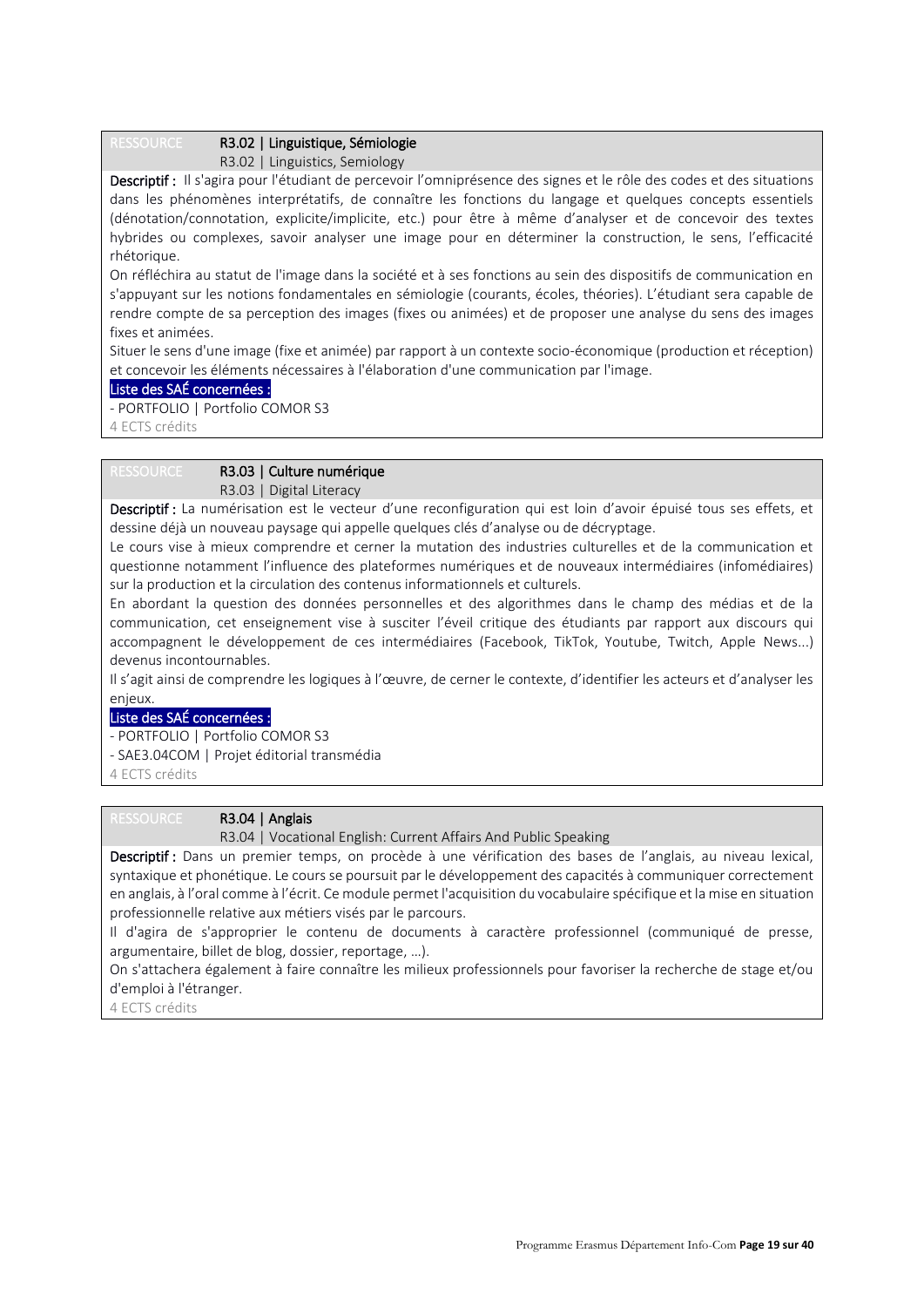RESSOURCE **R3.02 | Linguistique, Sémiologie**
R3.02 | Linguistics, Semiology

**Descriptif :** Il s'agira pour l'étudiant de percevoir l'omniprésence des signes et le rôle des codes et des situations dans les phénomènes interprétatifs, de connaître les fonctions du langage et quelques concepts essentiels (dénotation/connotation, explicite/implicite, etc.) pour être à même d'analyser et de concevoir des textes hybrides ou complexes, savoir analyser une image pour en déterminer la construction, le sens, l'efficacité rhétorique.

On réfléchira au statut de l'image dans la société et à ses fonctions au sein des dispositifs de communication en s'appuyant sur les notions fondamentales en sémiologie (courants, écoles, théories). L'étudiant sera capable de rendre compte de sa perception des images (fixes ou animées) et de proposer une analyse du sens des images fixes et animées.

Situer le sens d'une image (fixe et animée) par rapport à un contexte socio-économique (production et réception) et concevoir les éléments nécessaires à l'élaboration d'une communication par l'image.

Liste des SAÉ concernées :

- PORTFOLIO | Portfolio COMOR S3

4 ECTS crédits

RESSOURCE **R3.03 | Culture numérique**
R3.03 | Digital Literacy

**Descriptif :** La numérisation est le vecteur d'une reconfiguration qui est loin d'avoir épuisé tous ses effets, et dessine déjà un nouveau paysage qui appelle quelques clés d'analyse ou de décryptage.

Le cours vise à mieux comprendre et cerner la mutation des industries culturelles et de la communication et questionne notamment l'influence des plateformes numériques et de nouveaux intermédiaires (infomédiaires) sur la production et la circulation des contenus informationnels et culturels.

En abordant la question des données personnelles et des algorithmes dans le champ des médias et de la communication, cet enseignement vise à susciter l'éveil critique des étudiants par rapport aux discours qui accompagnent le développement de ces intermédiaires (Facebook, TikTok, Youtube, Twitch, Apple News...) devenus incontournables.

Il s'agit ainsi de comprendre les logiques à l'œuvre, de cerner le contexte, d'identifier les acteurs et d'analyser les enjeux.

Liste des SAÉ concernées :

- PORTFOLIO | Portfolio COMOR S3
- SAE3.04COM | Projet éditorial transmédia

4 ECTS crédits

RESSOURCE **R3.04 | Anglais**
R3.04 | Vocational English: Current Affairs And Public Speaking

**Descriptif :** Dans un premier temps, on procède à une vérification des bases de l'anglais, au niveau lexical, syntaxique et phonétique. Le cours se poursuit par le développement des capacités à communiquer correctement en anglais, à l'oral comme à l'écrit. Ce module permet l'acquisition du vocabulaire spécifique et la mise en situation professionnelle relative aux métiers visés par le parcours.

Il d'agira de s'approprier le contenu de documents à caractère professionnel (communiqué de presse, argumentaire, billet de blog, dossier, reportage, …).

On s'attachera également à faire connaître les milieux professionnels pour favoriser la recherche de stage et/ou d'emploi à l'étranger.

4 ECTS crédits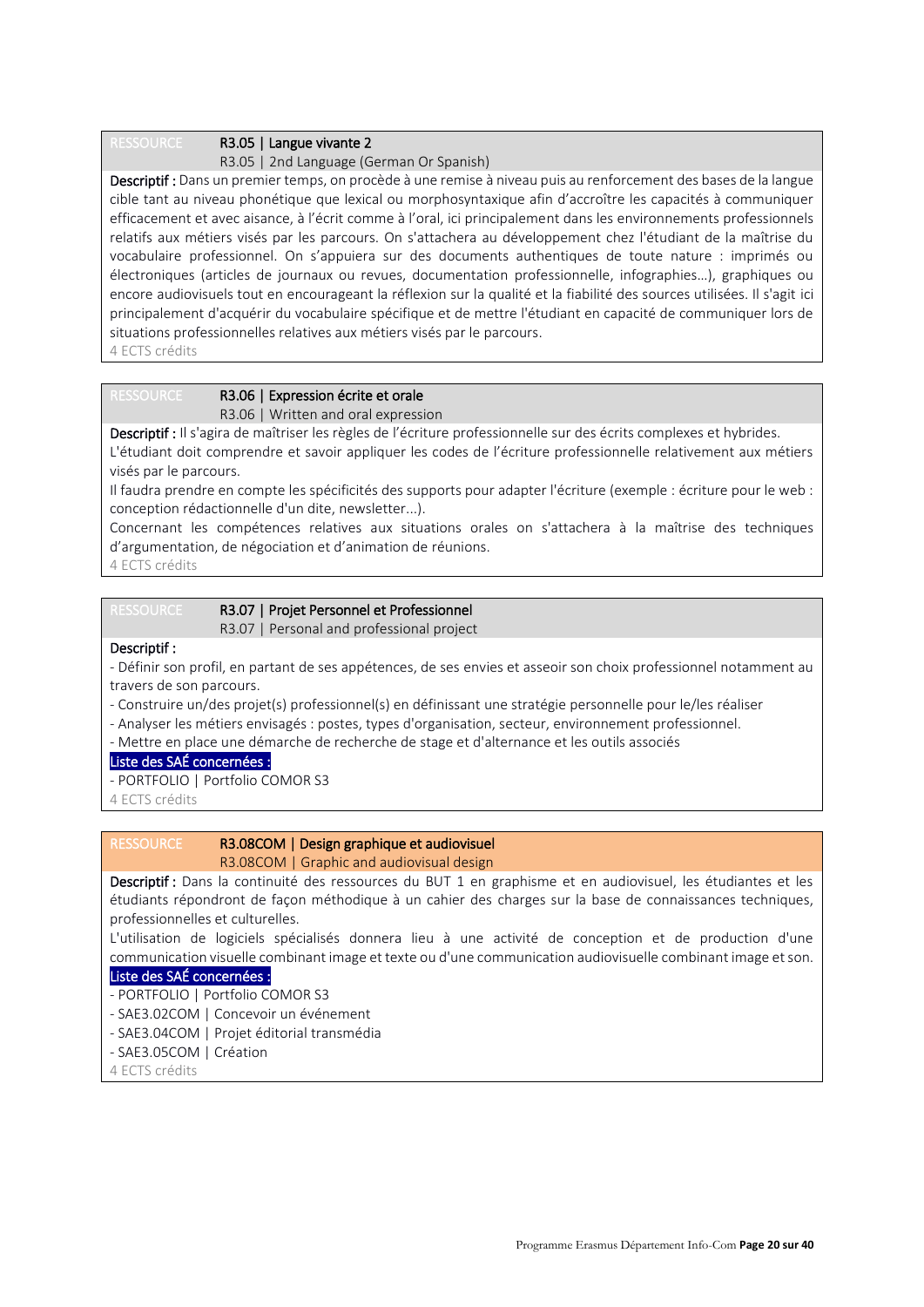RESSOURCE **R3.05 | Langue vivante 2**
R3.05 | 2nd Language (German Or Spanish)

**Descriptif :** Dans un premier temps, on procède à une remise à niveau puis au renforcement des bases de la langue cible tant au niveau phonétique que lexical ou morphosyntaxique afin d'accroître les capacités à communiquer efficacement et avec aisance, à l'écrit comme à l'oral, ici principalement dans les environnements professionnels relatifs aux métiers visés par les parcours. On s'attachera au développement chez l'étudiant de la maîtrise du vocabulaire professionnel. On s'appuiera sur des documents authentiques de toute nature : imprimés ou électroniques (articles de journaux ou revues, documentation professionnelle, infographies…), graphiques ou encore audiovisuels tout en encourageant la réflexion sur la qualité et la fiabilité des sources utilisées. Il s'agit ici principalement d'acquérir du vocabulaire spécifique et de mettre l'étudiant en capacité de communiquer lors de situations professionnelles relatives aux métiers visés par le parcours.

4 ECTS crédits

RESSOURCE **R3.06 | Expression écrite et orale**
R3.06 | Written and oral expression

**Descriptif :** Il s'agira de maîtriser les règles de l'écriture professionnelle sur des écrits complexes et hybrides.

L'étudiant doit comprendre et savoir appliquer les codes de l'écriture professionnelle relativement aux métiers visés par le parcours.

Il faudra prendre en compte les spécificités des supports pour adapter l'écriture (exemple : écriture pour le web : conception rédactionnelle d'un dite, newsletter...).

Concernant les compétences relatives aux situations orales on s'attachera à la maîtrise des techniques d'argumentation, de négociation et d'animation de réunions.

4 ECTS crédits

RESSOURCE **R3.07 | Projet Personnel et Professionnel**
R3.07 | Personal and professional project

**Descriptif :**

- Définir son profil, en partant de ses appétences, de ses envies et asseoir son choix professionnel notamment au travers de son parcours.
- Construire un/des projet(s) professionnel(s) en définissant une stratégie personnelle pour le/les réaliser
- Analyser les métiers envisagés : postes, types d'organisation, secteur, environnement professionnel.
- Mettre en place une démarche de recherche de stage et d'alternance et les outils associés

**Liste des SAÉ concernées :**

- PORTFOLIO | Portfolio COMOR S3

4 ECTS crédits

RESSOURCE **R3.08COM | Design graphique et audiovisuel**
R3.08COM | Graphic and audiovisual design

**Descriptif :** Dans la continuité des ressources du BUT 1 en graphisme et en audiovisuel, les étudiantes et les étudiants répondront de façon méthodique à un cahier des charges sur la base de connaissances techniques, professionnelles et culturelles.

L'utilisation de logiciels spécialisés donnera lieu à une activité de conception et de production d'une communication visuelle combinant image et texte ou d'une communication audiovisuelle combinant image et son.

**Liste des SAÉ concernées :**

- PORTFOLIO | Portfolio COMOR S3
- SAE3.02COM | Concevoir un événement
- SAE3.04COM | Projet éditorial transmédia
- SAE3.05COM | Création

4 ECTS crédits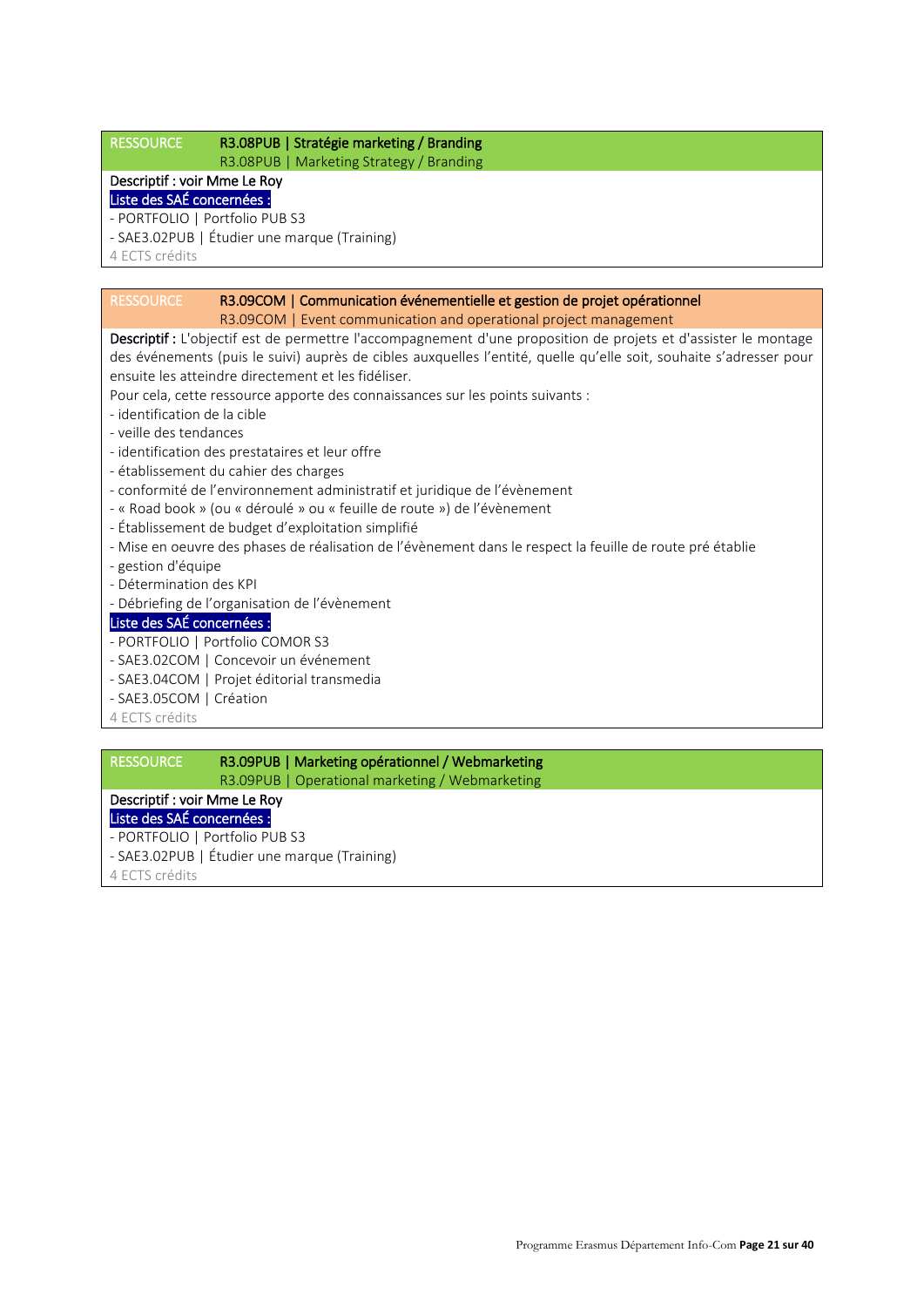| RESSOURCE | R3.08PUB \| Stratégie marketing / Branding<br>R3.08PUB \| Marketing Strategy / Branding |
|---|---|

Descriptif : voir Mme Le Roy

Liste des SAÉ concernées :

- PORTFOLIO | Portfolio PUB S3
- SAE3.02PUB | Étudier une marque (Training)

4 ECTS crédits

| RESSOURCE | R3.09COM \| Communication événementielle et gestion de projet opérationnel<br>R3.09COM \| Event communication and operational project management |
|---|---|

**Descriptif :** L'objectif est de permettre l'accompagnement d'une proposition de projets et d'assister le montage des événements (puis le suivi) auprès de cibles auxquelles l'entité, quelle qu'elle soit, souhaite s'adresser pour ensuite les atteindre directement et les fidéliser.

Pour cela, cette ressource apporte des connaissances sur les points suivants :

- identification de la cible
- veille des tendances
- identification des prestataires et leur offre
- établissement du cahier des charges
- conformité de l'environnement administratif et juridique de l'évènement
- « Road book » (ou « déroulé » ou « feuille de route ») de l'évènement
- Établissement de budget d'exploitation simplifié
- Mise en oeuvre des phases de réalisation de l'évènement dans le respect la feuille de route pré établie
- gestion d'équipe
- Détermination des KPI
- Débriefing de l'organisation de l'évènement

Liste des SAÉ concernées :

- PORTFOLIO | Portfolio COMOR S3
- SAE3.02COM | Concevoir un événement
- SAE3.04COM | Projet éditorial transmedia
- SAE3.05COM | Création

4 ECTS crédits

| RESSOURCE | R3.09PUB \| Marketing opérationnel / Webmarketing<br>R3.09PUB \| Operational marketing / Webmarketing |
|---|---|

Descriptif : voir Mme Le Roy

Liste des SAÉ concernées :

- PORTFOLIO | Portfolio PUB S3
- SAE3.02PUB | Étudier une marque (Training)

4 ECTS crédits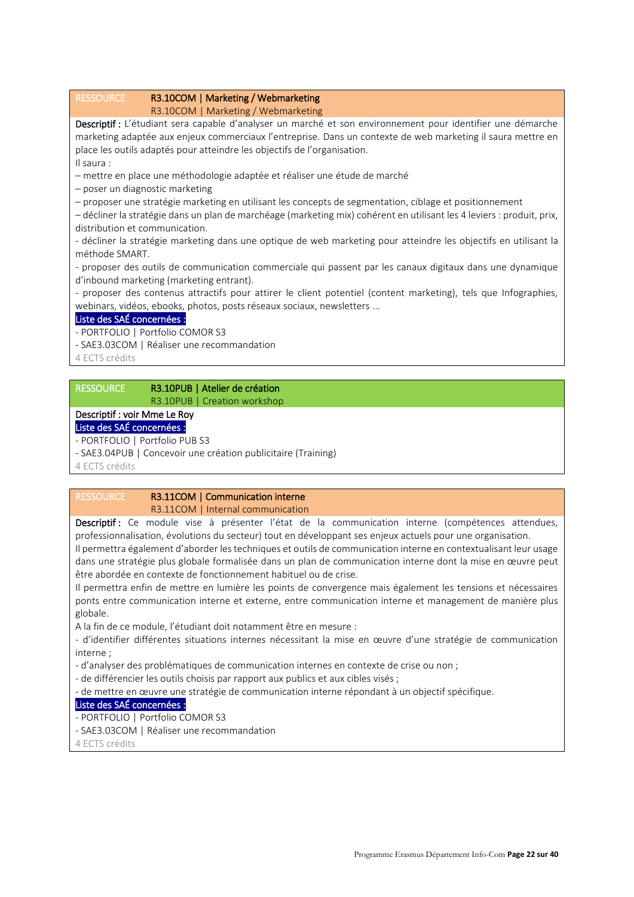**RESSOURCE** **R3.10COM | Marketing / Webmarketing**
R3.10COM | Marketing / Webmarketing

**Descriptif :** L'étudiant sera capable d'analyser un marché et son environnement pour identifier une démarche marketing adaptée aux enjeux commerciaux l'entreprise. Dans un contexte de web marketing il saura mettre en place les outils adaptés pour atteindre les objectifs de l'organisation.
Il saura :
– mettre en place une méthodologie adaptée et réaliser une étude de marché
– poser un diagnostic marketing
– proposer une stratégie marketing en utilisant les concepts de segmentation, ciblage et positionnement
– décliner la stratégie dans un plan de marchéage (marketing mix) cohérent en utilisant les 4 leviers : produit, prix, distribution et communication.
- décliner la stratégie marketing dans une optique de web marketing pour atteindre les objectifs en utilisant la méthode SMART.
- proposer des outils de communication commerciale qui passent par les canaux digitaux dans une dynamique d'inbound marketing (marketing entrant).
- proposer des contenus attractifs pour attirer le client potentiel (content marketing), tels que Infographies, webinars, vidéos, ebooks, photos, posts réseaux sociaux, newsletters ...

Liste des SAÉ concernées :
- PORTFOLIO | Portfolio COMOR S3
- SAE3.03COM | Réaliser une recommandation

4 ECTS crédits

**RESSOURCE** **R3.10PUB | Atelier de création**
R3.10PUB | Creation workshop

**Descriptif : voir Mme Le Roy**

Liste des SAÉ concernées :
- PORTFOLIO | Portfolio PUB S3
- SAE3.04PUB | Concevoir une création publicitaire (Training)

4 ECTS crédits

**RESSOURCE** **R3.11COM | Communication interne**
R3.11COM | Internal communication

**Descriptif :** Ce module vise à présenter l'état de la communication interne (compétences attendues, professionnalisation, évolutions du secteur) tout en développant ses enjeux actuels pour une organisation.
Il permettra également d'aborder les techniques et outils de communication interne en contextualisant leur usage dans une stratégie plus globale formalisée dans un plan de communication interne dont la mise en œuvre peut être abordée en contexte de fonctionnement habituel ou de crise.
Il permettra enfin de mettre en lumière les points de convergence mais également les tensions et nécessaires ponts entre communication interne et externe, entre communication interne et management de manière plus globale.
A la fin de ce module, l'étudiant doit notamment être en mesure :
- d'identifier différentes situations internes nécessitant la mise en œuvre d'une stratégie de communication interne ;
- d'analyser des problématiques de communication internes en contexte de crise ou non ;
- de différencier les outils choisis par rapport aux publics et aux cibles visés ;
- de mettre en œuvre une stratégie de communication interne répondant à un objectif spécifique.

Liste des SAÉ concernées :
- PORTFOLIO | Portfolio COMOR S3
- SAE3.03COM | Réaliser une recommandation

4 ECTS crédits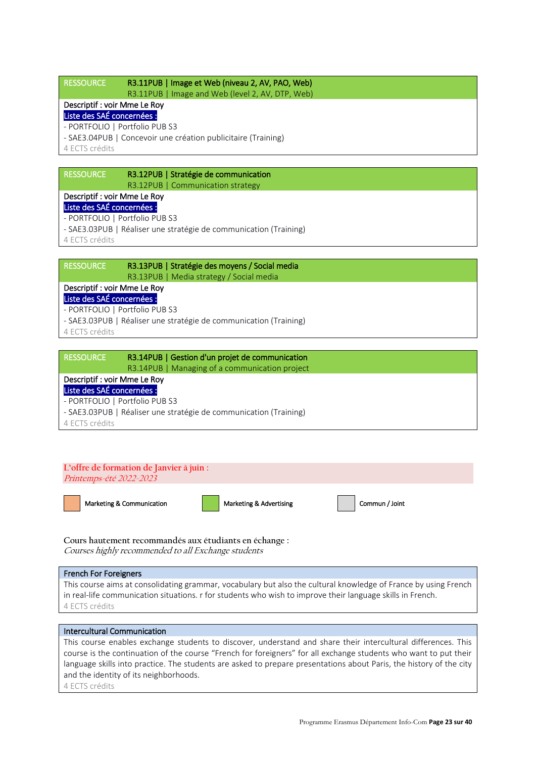| RESSOURCE | **R3.11PUB \| Image et Web (niveau 2, AV, PAO, Web)**<br>R3.11PUB \| Image and Web (level 2, AV, DTP, Web) |
|---|---|

Descriptif : voir Mme Le Roy

**Liste des SAÉ concernées :**

- PORTFOLIO | Portfolio PUB S3
- SAE3.04PUB | Concevoir une création publicitaire (Training)

4 ECTS crédits

| RESSOURCE | **R3.12PUB \| Stratégie de communication**<br>R3.12PUB \| Communication strategy |
|---|---|

Descriptif : voir Mme Le Roy

**Liste des SAÉ concernées :**

- PORTFOLIO | Portfolio PUB S3
- SAE3.03PUB | Réaliser une stratégie de communication (Training)

4 ECTS crédits

| RESSOURCE | **R3.13PUB \| Stratégie des moyens / Social media**<br>R3.13PUB \| Media strategy / Social media |
|---|---|

Descriptif : voir Mme Le Roy

**Liste des SAÉ concernées :**

- PORTFOLIO | Portfolio PUB S3
- SAE3.03PUB | Réaliser une stratégie de communication (Training)

4 ECTS crédits

| RESSOURCE | **R3.14PUB \| Gestion d'un projet de communication**<br>R3.14PUB \| Managing of a communication project |
|---|---|

Descriptif : voir Mme Le Roy

**Liste des SAÉ concernées :**

- PORTFOLIO | Portfolio PUB S3
- SAE3.03PUB | Réaliser une stratégie de communication (Training)

4 ECTS crédits

## L'offre de formation de Janvier à juin :

*Printemps-été 2022-2023*

Marketing & Communication — Marketing & Advertising — Commun / Joint

**Cours hautement recommandés aux étudiants en échange :**

*Courses highly recommended to all Exchange students*

### French For Foreigners

This course aims at consolidating grammar, vocabulary but also the cultural knowledge of France by using French in real-life communication situations. r for students who wish to improve their language skills in French.

4 ECTS crédits

### Intercultural Communication

This course enables exchange students to discover, understand and share their intercultural differences. This course is the continuation of the course "French for foreigners" for all exchange students who want to put their language skills into practice. The students are asked to prepare presentations about Paris, the history of the city and the identity of its neighborhoods.

4 ECTS crédits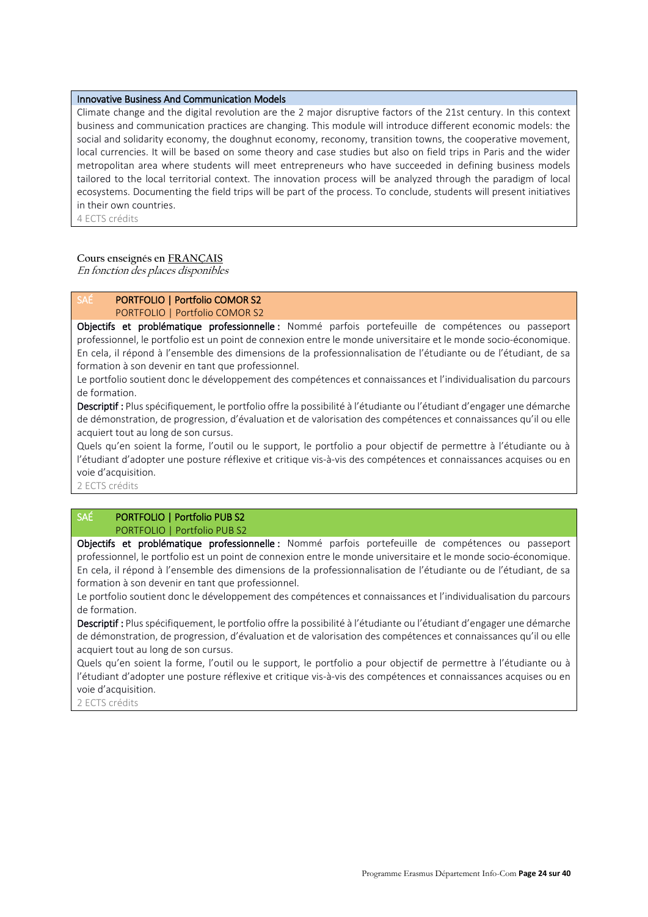### Innovative Business And Communication Models

Climate change and the digital revolution are the 2 major disruptive factors of the 21st century. In this context business and communication practices are changing. This module will introduce different economic models: the social and solidarity economy, the doughnut economy, reconomy, transition towns, the cooperative movement, local currencies. It will be based on some theory and case studies but also on field trips in Paris and the wider metropolitan area where students will meet entrepreneurs who have succeeded in defining business models tailored to the local territorial context. The innovation process will be analyzed through the paradigm of local ecosystems. Documenting the field trips will be part of the process. To conclude, students will present initiatives in their own countries.

4 ECTS crédits

**Cours enseignés en FRANÇAIS**
*En fonction des places disponibles*

### SAÉ PORTFOLIO | Portfolio COMOR S2

PORTFOLIO | Portfolio COMOR S2

**Objectifs et problématique professionnelle :** Nommé parfois portefeuille de compétences ou passeport professionnel, le portfolio est un point de connexion entre le monde universitaire et le monde socio-économique. En cela, il répond à l'ensemble des dimensions de la professionnalisation de l'étudiante ou de l'étudiant, de sa formation à son devenir en tant que professionnel.

Le portfolio soutient donc le développement des compétences et connaissances et l'individualisation du parcours de formation.

**Descriptif :** Plus spécifiquement, le portfolio offre la possibilité à l'étudiante ou l'étudiant d'engager une démarche de démonstration, de progression, d'évaluation et de valorisation des compétences et connaissances qu'il ou elle acquiert tout au long de son cursus.

Quels qu'en soient la forme, l'outil ou le support, le portfolio a pour objectif de permettre à l'étudiante ou à l'étudiant d'adopter une posture réflexive et critique vis-à-vis des compétences et connaissances acquises ou en voie d'acquisition.

2 ECTS crédits

### SAÉ PORTFOLIO | Portfolio PUB S2

PORTFOLIO | Portfolio PUB S2

**Objectifs et problématique professionnelle :** Nommé parfois portefeuille de compétences ou passeport professionnel, le portfolio est un point de connexion entre le monde universitaire et le monde socio-économique. En cela, il répond à l'ensemble des dimensions de la professionnalisation de l'étudiante ou de l'étudiant, de sa formation à son devenir en tant que professionnel.

Le portfolio soutient donc le développement des compétences et connaissances et l'individualisation du parcours de formation.

**Descriptif :** Plus spécifiquement, le portfolio offre la possibilité à l'étudiante ou l'étudiant d'engager une démarche de démonstration, de progression, d'évaluation et de valorisation des compétences et connaissances qu'il ou elle acquiert tout au long de son cursus.

Quels qu'en soient la forme, l'outil ou le support, le portfolio a pour objectif de permettre à l'étudiante ou à l'étudiant d'adopter une posture réflexive et critique vis-à-vis des compétences et connaissances acquises ou en voie d'acquisition.

2 ECTS crédits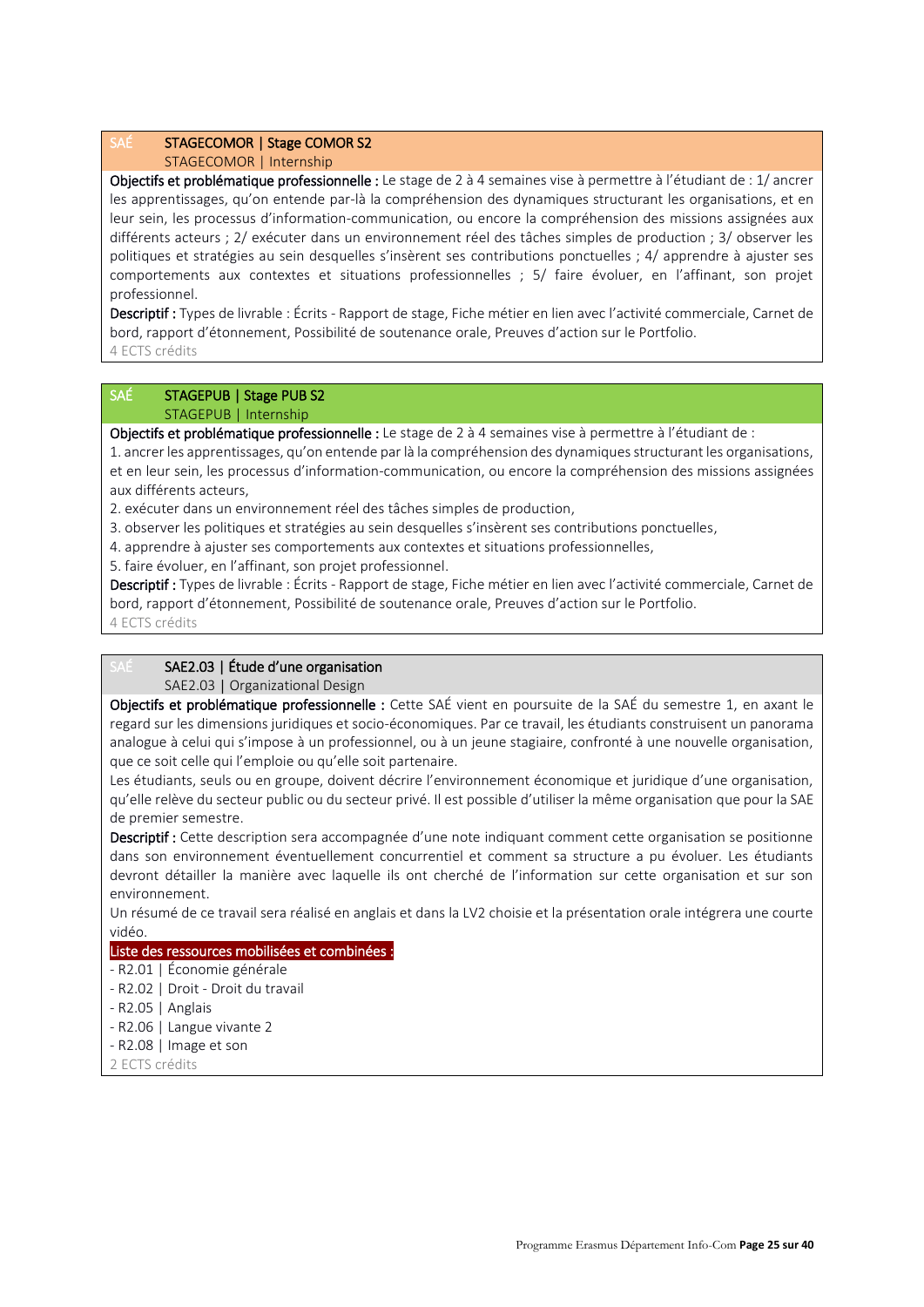SAÉ **STAGECOMOR | Stage COMOR S2**
STAGECOMOR | Internship

**Objectifs et problématique professionnelle :** Le stage de 2 à 4 semaines vise à permettre à l'étudiant de : 1/ ancrer les apprentissages, qu'on entende par-là la compréhension des dynamiques structurant les organisations, et en leur sein, les processus d'information-communication, ou encore la compréhension des missions assignées aux différents acteurs ; 2/ exécuter dans un environnement réel des tâches simples de production ; 3/ observer les politiques et stratégies au sein desquelles s'insèrent ses contributions ponctuelles ; 4/ apprendre à ajuster ses comportements aux contextes et situations professionnelles ; 5/ faire évoluer, en l'affinant, son projet professionnel.

**Descriptif :** Types de livrable : Écrits - Rapport de stage, Fiche métier en lien avec l'activité commerciale, Carnet de bord, rapport d'étonnement, Possibilité de soutenance orale, Preuves d'action sur le Portfolio.

4 ECTS crédits

SAÉ **STAGEPUB | Stage PUB S2**
STAGEPUB | Internship

**Objectifs et problématique professionnelle :** Le stage de 2 à 4 semaines vise à permettre à l'étudiant de :

1. ancrer les apprentissages, qu'on entende par là la compréhension des dynamiques structurant les organisations, et en leur sein, les processus d'information-communication, ou encore la compréhension des missions assignées aux différents acteurs,
2. exécuter dans un environnement réel des tâches simples de production,
3. observer les politiques et stratégies au sein desquelles s'insèrent ses contributions ponctuelles,
4. apprendre à ajuster ses comportements aux contextes et situations professionnelles,
5. faire évoluer, en l'affinant, son projet professionnel.

**Descriptif :** Types de livrable : Écrits - Rapport de stage, Fiche métier en lien avec l'activité commerciale, Carnet de bord, rapport d'étonnement, Possibilité de soutenance orale, Preuves d'action sur le Portfolio.

4 ECTS crédits

SAÉ **SAE2.03 | Étude d'une organisation**
SAE2.03 | Organizational Design

**Objectifs et problématique professionnelle :** Cette SAÉ vient en poursuite de la SAÉ du semestre 1, en axant le regard sur les dimensions juridiques et socio-économiques. Par ce travail, les étudiants construisent un panorama analogue à celui qui s'impose à un professionnel, ou à un jeune stagiaire, confronté à une nouvelle organisation, que ce soit celle qui l'emploie ou qu'elle soit partenaire.

Les étudiants, seuls ou en groupe, doivent décrire l'environnement économique et juridique d'une organisation, qu'elle relève du secteur public ou du secteur privé. Il est possible d'utiliser la même organisation que pour la SAE de premier semestre.

**Descriptif :** Cette description sera accompagnée d'une note indiquant comment cette organisation se positionne dans son environnement éventuellement concurrentiel et comment sa structure a pu évoluer. Les étudiants devront détailler la manière avec laquelle ils ont cherché de l'information sur cette organisation et sur son environnement.

Un résumé de ce travail sera réalisé en anglais et dans la LV2 choisie et la présentation orale intégrera une courte vidéo.

**Liste des ressources mobilisées et combinées :**

- R2.01 | Économie générale
- R2.02 | Droit - Droit du travail
- R2.05 | Anglais
- R2.06 | Langue vivante 2
- R2.08 | Image et son

2 ECTS crédits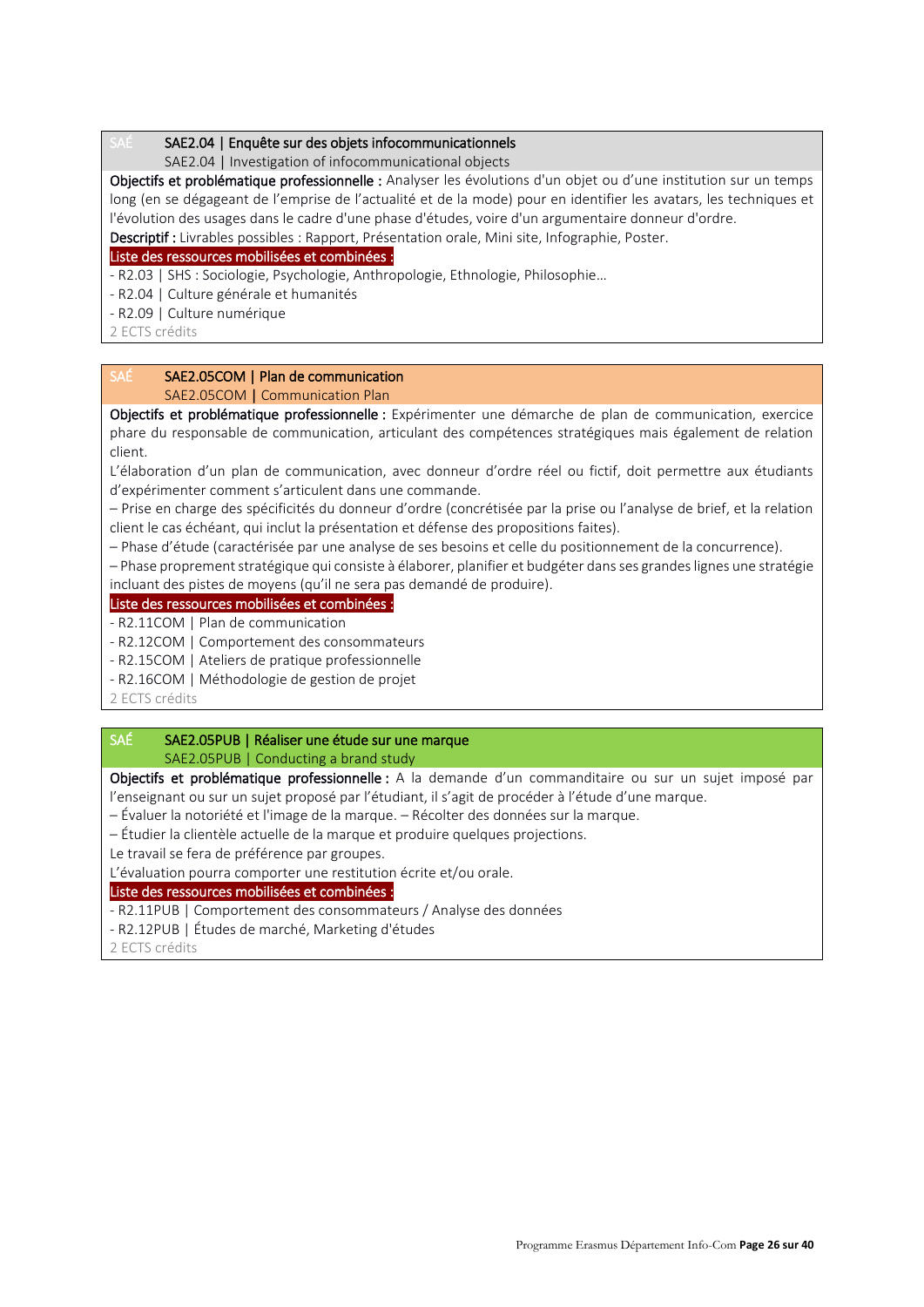SAÉ **SAE2.04 | Enquête sur des objets infocommunicationnels**
SAE2.04 | Investigation of infocommunicational objects

**Objectifs et problématique professionnelle :** Analyser les évolutions d'un objet ou d'une institution sur un temps long (en se dégageant de l'emprise de l'actualité et de la mode) pour en identifier les avatars, les techniques et l'évolution des usages dans le cadre d'une phase d'études, voire d'un argumentaire donneur d'ordre.

**Descriptif :** Livrables possibles : Rapport, Présentation orale, Mini site, Infographie, Poster.

Liste des ressources mobilisées et combinées :

- R2.03 | SHS : Sociologie, Psychologie, Anthropologie, Ethnologie, Philosophie…
- R2.04 | Culture générale et humanités
- R2.09 | Culture numérique

2 ECTS crédits

SAÉ **SAE2.05COM | Plan de communication**
SAE2.05COM | Communication Plan

**Objectifs et problématique professionnelle :** Expérimenter une démarche de plan de communication, exercice phare du responsable de communication, articulant des compétences stratégiques mais également de relation client.

L'élaboration d'un plan de communication, avec donneur d'ordre réel ou fictif, doit permettre aux étudiants d'expérimenter comment s'articulent dans une commande.

– Prise en charge des spécificités du donneur d'ordre (concrétisée par la prise ou l'analyse de brief, et la relation client le cas échéant, qui inclut la présentation et défense des propositions faites).

– Phase d'étude (caractérisée par une analyse de ses besoins et celle du positionnement de la concurrence).

– Phase proprement stratégique qui consiste à élaborer, planifier et budgéter dans ses grandes lignes une stratégie incluant des pistes de moyens (qu'il ne sera pas demandé de produire).

Liste des ressources mobilisées et combinées :

- R2.11COM | Plan de communication
- R2.12COM | Comportement des consommateurs
- R2.15COM | Ateliers de pratique professionnelle
- R2.16COM | Méthodologie de gestion de projet

2 ECTS crédits

SAÉ **SAE2.05PUB | Réaliser une étude sur une marque**
SAE2.05PUB | Conducting a brand study

**Objectifs et problématique professionnelle :** A la demande d'un commanditaire ou sur un sujet imposé par l'enseignant ou sur un sujet proposé par l'étudiant, il s'agit de procéder à l'étude d'une marque.

– Évaluer la notoriété et l'image de la marque. – Récolter des données sur la marque.

– Étudier la clientèle actuelle de la marque et produire quelques projections.

Le travail se fera de préférence par groupes.

L'évaluation pourra comporter une restitution écrite et/ou orale.

Liste des ressources mobilisées et combinées :

- R2.11PUB | Comportement des consommateurs / Analyse des données
- R2.12PUB | Études de marché, Marketing d'études

2 ECTS crédits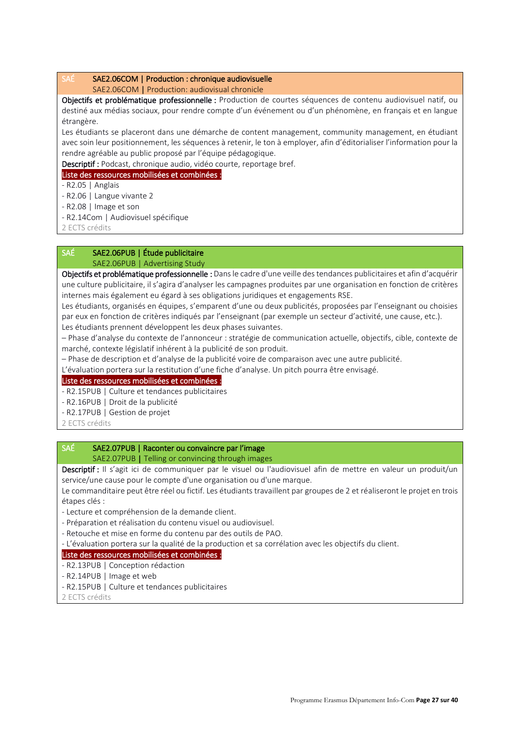### SAÉ SAE2.06COM | Production : chronique audiovisuelle

SAE2.06COM | Production: audiovisual chronicle

**Objectifs et problématique professionnelle :** Production de courtes séquences de contenu audiovisuel natif, ou destiné aux médias sociaux, pour rendre compte d'un événement ou d'un phénomène, en français et en langue étrangère.

Les étudiants se placeront dans une démarche de content management, community management, en étudiant avec soin leur positionnement, les séquences à retenir, le ton à employer, afin d'éditorialiser l'information pour la rendre agréable au public proposé par l'équipe pédagogique.

**Descriptif :** Podcast, chronique audio, vidéo courte, reportage bref.

Liste des ressources mobilisées et combinées :

- R2.05 | Anglais
- R2.06 | Langue vivante 2
- R2.08 | Image et son
- R2.14Com | Audiovisuel spécifique

2 ECTS crédits

### SAÉ SAE2.06PUB | Étude publicitaire

SAE2.06PUB | Advertising Study

**Objectifs et problématique professionnelle :** Dans le cadre d'une veille des tendances publicitaires et afin d'acquérir une culture publicitaire, il s'agira d'analyser les campagnes produites par une organisation en fonction de critères internes mais également eu égard à ses obligations juridiques et engagements RSE.

Les étudiants, organisés en équipes, s'emparent d'une ou deux publicités, proposées par l'enseignant ou choisies par eux en fonction de critères indiqués par l'enseignant (par exemple un secteur d'activité, une cause, etc.).

Les étudiants prennent développent les deux phases suivantes.

– Phase d'analyse du contexte de l'annonceur : stratégie de communication actuelle, objectifs, cible, contexte de marché, contexte législatif inhérent à la publicité de son produit.

– Phase de description et d'analyse de la publicité voire de comparaison avec une autre publicité.

L'évaluation portera sur la restitution d'une fiche d'analyse. Un pitch pourra être envisagé.

Liste des ressources mobilisées et combinées :

- R2.15PUB | Culture et tendances publicitaires
- R2.16PUB | Droit de la publicité
- R2.17PUB | Gestion de projet

2 ECTS crédits

### SAÉ SAE2.07PUB | Raconter ou convaincre par l'image

SAE2.07PUB | Telling or convincing through images

**Descriptif :** Il s'agit ici de communiquer par le visuel ou l'audiovisuel afin de mettre en valeur un produit/un service/une cause pour le compte d'une organisation ou d'une marque.

Le commanditaire peut être réel ou fictif. Les étudiants travaillent par groupes de 2 et réaliseront le projet en trois étapes clés :

- Lecture et compréhension de la demande client.
- Préparation et réalisation du contenu visuel ou audiovisuel.
- Retouche et mise en forme du contenu par des outils de PAO.
- L'évaluation portera sur la qualité de la production et sa corrélation avec les objectifs du client.

Liste des ressources mobilisées et combinées :

- R2.13PUB | Conception rédaction
- R2.14PUB | Image et web
- R2.15PUB | Culture et tendances publicitaires

2 ECTS crédits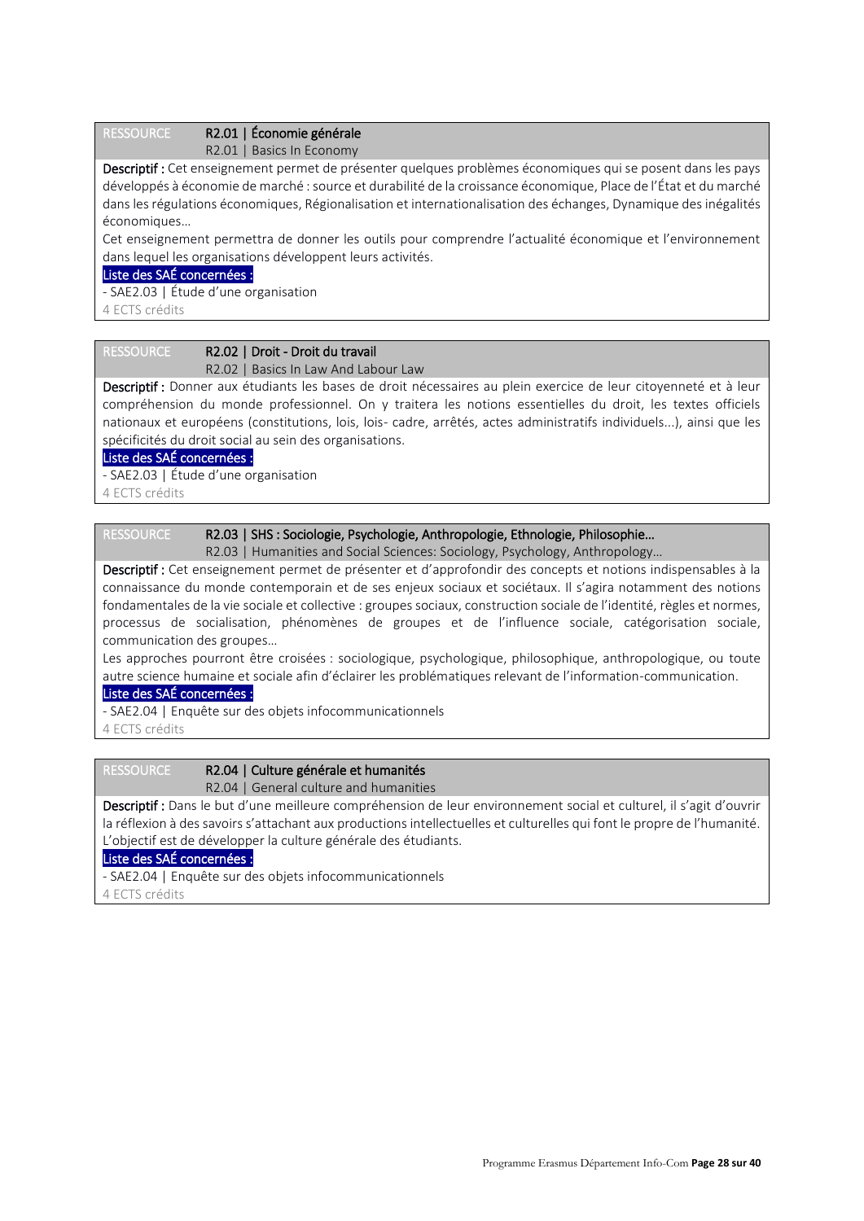RESSOURCE **R2.01 | Économie générale**
R2.01 | Basics In Economy

**Descriptif :** Cet enseignement permet de présenter quelques problèmes économiques qui se posent dans les pays développés à économie de marché : source et durabilité de la croissance économique, Place de l'État et du marché dans les régulations économiques, Régionalisation et internationalisation des échanges, Dynamique des inégalités économiques…

Cet enseignement permettra de donner les outils pour comprendre l'actualité économique et l'environnement dans lequel les organisations développent leurs activités.

Liste des SAÉ concernées :

- SAE2.03 | Étude d'une organisation

4 ECTS crédits

RESSOURCE **R2.02 | Droit - Droit du travail**
R2.02 | Basics In Law And Labour Law

**Descriptif :** Donner aux étudiants les bases de droit nécessaires au plein exercice de leur citoyenneté et à leur compréhension du monde professionnel. On y traitera les notions essentielles du droit, les textes officiels nationaux et européens (constitutions, lois, lois- cadre, arrêtés, actes administratifs individuels...), ainsi que les spécificités du droit social au sein des organisations.

Liste des SAÉ concernées :

- SAE2.03 | Étude d'une organisation

4 ECTS crédits

RESSOURCE **R2.03 | SHS : Sociologie, Psychologie, Anthropologie, Ethnologie, Philosophie…**
R2.03 | Humanities and Social Sciences: Sociology, Psychology, Anthropology…

**Descriptif :** Cet enseignement permet de présenter et d'approfondir des concepts et notions indispensables à la connaissance du monde contemporain et de ses enjeux sociaux et sociétaux. Il s'agira notamment des notions fondamentales de la vie sociale et collective : groupes sociaux, construction sociale de l'identité, règles et normes, processus de socialisation, phénomènes de groupes et de l'influence sociale, catégorisation sociale, communication des groupes…

Les approches pourront être croisées : sociologique, psychologique, philosophique, anthropologique, ou toute autre science humaine et sociale afin d'éclairer les problématiques relevant de l'information-communication.

Liste des SAÉ concernées :

- SAE2.04 | Enquête sur des objets infocommunicationnels

4 ECTS crédits

RESSOURCE **R2.04 | Culture générale et humanités**
R2.04 | General culture and humanities

**Descriptif :** Dans le but d'une meilleure compréhension de leur environnement social et culturel, il s'agit d'ouvrir la réflexion à des savoirs s'attachant aux productions intellectuelles et culturelles qui font le propre de l'humanité. L'objectif est de développer la culture générale des étudiants.

Liste des SAÉ concernées :

- SAE2.04 | Enquête sur des objets infocommunicationnels

4 ECTS crédits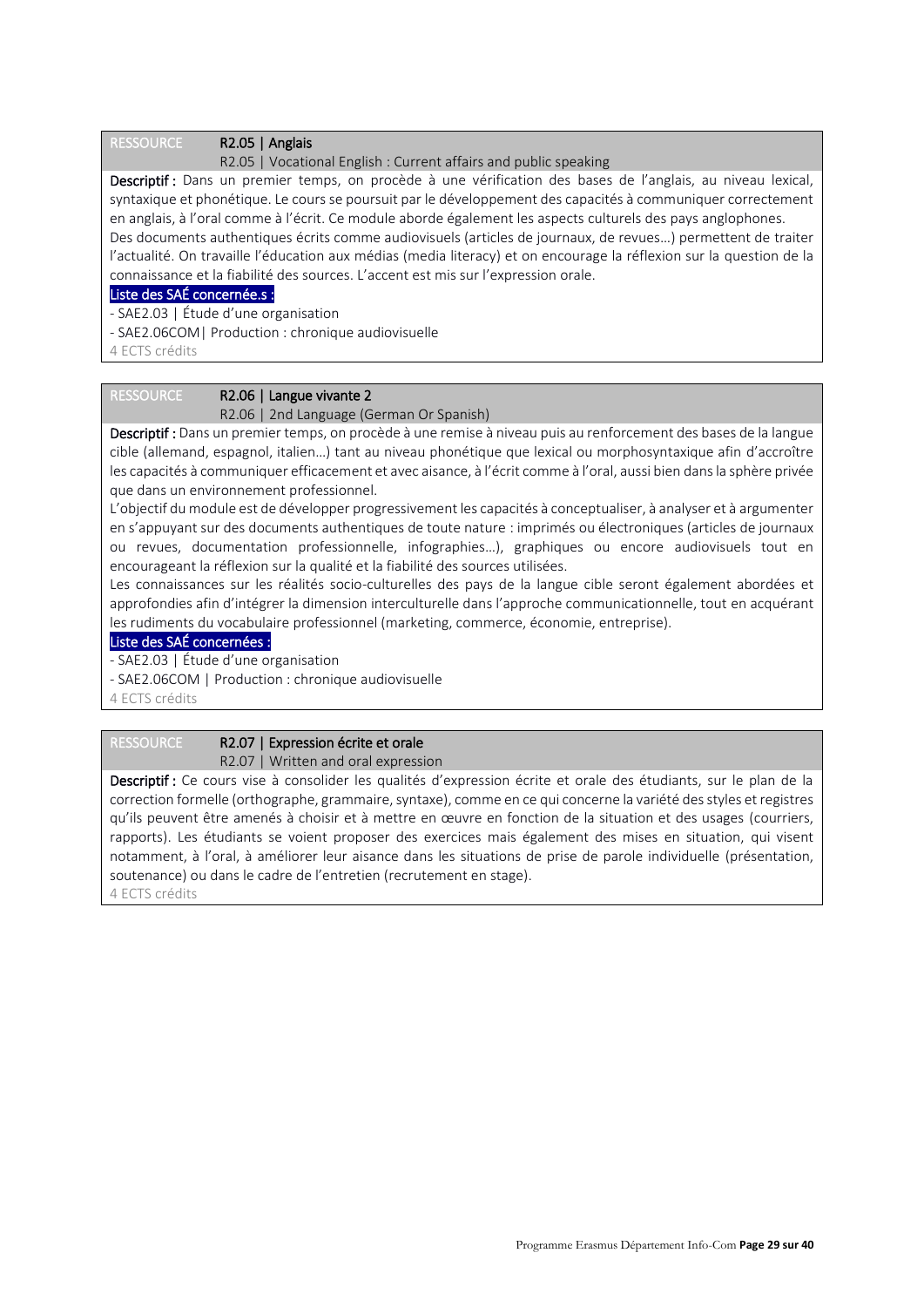RESSOURCE **R2.05 | Anglais**

R2.05 | Vocational English : Current affairs and public speaking

**Descriptif :** Dans un premier temps, on procède à une vérification des bases de l'anglais, au niveau lexical, syntaxique et phonétique. Le cours se poursuit par le développement des capacités à communiquer correctement en anglais, à l'oral comme à l'écrit. Ce module aborde également les aspects culturels des pays anglophones.
Des documents authentiques écrits comme audiovisuels (articles de journaux, de revues…) permettent de traiter l'actualité. On travaille l'éducation aux médias (media literacy) et on encourage la réflexion sur la question de la connaissance et la fiabilité des sources. L'accent est mis sur l'expression orale.

Liste des SAÉ concernée.s :

- SAE2.03 | Étude d'une organisation
- SAE2.06COM| Production : chronique audiovisuelle

4 ECTS crédits

RESSOURCE **R2.06 | Langue vivante 2**

R2.06 | 2nd Language (German Or Spanish)

**Descriptif :** Dans un premier temps, on procède à une remise à niveau puis au renforcement des bases de la langue cible (allemand, espagnol, italien…) tant au niveau phonétique que lexical ou morphosyntaxique afin d'accroître les capacités à communiquer efficacement et avec aisance, à l'écrit comme à l'oral, aussi bien dans la sphère privée que dans un environnement professionnel.
L'objectif du module est de développer progressivement les capacités à conceptualiser, à analyser et à argumenter en s'appuyant sur des documents authentiques de toute nature : imprimés ou électroniques (articles de journaux ou revues, documentation professionnelle, infographies…), graphiques ou encore audiovisuels tout en encourageant la réflexion sur la qualité et la fiabilité des sources utilisées.
Les connaissances sur les réalités socio-culturelles des pays de la langue cible seront également abordées et approfondies afin d'intégrer la dimension interculturelle dans l'approche communicationnelle, tout en acquérant les rudiments du vocabulaire professionnel (marketing, commerce, économie, entreprise).

Liste des SAÉ concernées :

- SAE2.03 | Étude d'une organisation
- SAE2.06COM | Production : chronique audiovisuelle

4 ECTS crédits

RESSOURCE **R2.07 | Expression écrite et orale**

R2.07 | Written and oral expression

**Descriptif :** Ce cours vise à consolider les qualités d'expression écrite et orale des étudiants, sur le plan de la correction formelle (orthographe, grammaire, syntaxe), comme en ce qui concerne la variété des styles et registres qu'ils peuvent être amenés à choisir et à mettre en œuvre en fonction de la situation et des usages (courriers, rapports). Les étudiants se voient proposer des exercices mais également des mises en situation, qui visent notamment, à l'oral, à améliorer leur aisance dans les situations de prise de parole individuelle (présentation, soutenance) ou dans le cadre de l'entretien (recrutement en stage).

4 ECTS crédits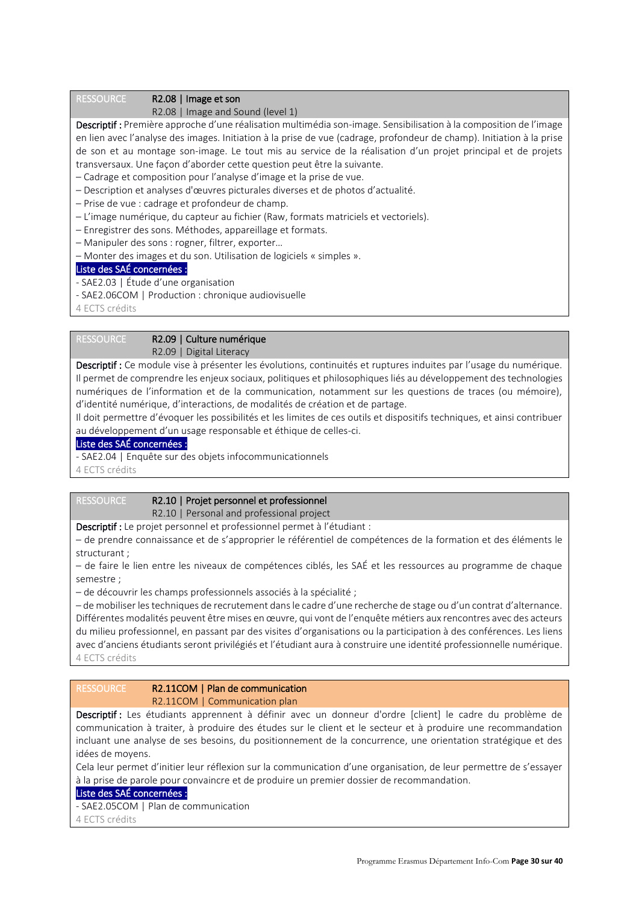RESSOURCE **R2.08 | Image et son**
R2.08 | Image and Sound (level 1)

**Descriptif :** Première approche d'une réalisation multimédia son-image. Sensibilisation à la composition de l'image en lien avec l'analyse des images. Initiation à la prise de vue (cadrage, profondeur de champ). Initiation à la prise de son et au montage son-image. Le tout mis au service de la réalisation d'un projet principal et de projets transversaux. Une façon d'aborder cette question peut être la suivante.

– Cadrage et composition pour l'analyse d'image et la prise de vue.
– Description et analyses d'œuvres picturales diverses et de photos d'actualité.
– Prise de vue : cadrage et profondeur de champ.
– L'image numérique, du capteur au fichier (Raw, formats matriciels et vectoriels).
– Enregistrer des sons. Méthodes, appareillage et formats.
– Manipuler des sons : rogner, filtrer, exporter…
– Monter des images et du son. Utilisation de logiciels « simples ».

Liste des SAÉ concernées :

- SAE2.03 | Étude d'une organisation
- SAE2.06COM | Production : chronique audiovisuelle

4 ECTS crédits

RESSOURCE **R2.09 | Culture numérique**
R2.09 | Digital Literacy

**Descriptif :** Ce module vise à présenter les évolutions, continuités et ruptures induites par l'usage du numérique. Il permet de comprendre les enjeux sociaux, politiques et philosophiques liés au développement des technologies numériques de l'information et de la communication, notamment sur les questions de traces (ou mémoire), d'identité numérique, d'interactions, de modalités de création et de partage.
Il doit permettre d'évoquer les possibilités et les limites de ces outils et dispositifs techniques, et ainsi contribuer au développement d'un usage responsable et éthique de celles-ci.

Liste des SAÉ concernées :

- SAE2.04 | Enquête sur des objets infocommunicationnels

4 ECTS crédits

RESSOURCE **R2.10 | Projet personnel et professionnel**
R2.10 | Personal and professional project

**Descriptif :** Le projet personnel et professionnel permet à l'étudiant :
– de prendre connaissance et de s'approprier le référentiel de compétences de la formation et des éléments le structurant ;
– de faire le lien entre les niveaux de compétences ciblés, les SAÉ et les ressources au programme de chaque semestre ;
– de découvrir les champs professionnels associés à la spécialité ;
– de mobiliser les techniques de recrutement dans le cadre d'une recherche de stage ou d'un contrat d'alternance.
Différentes modalités peuvent être mises en œuvre, qui vont de l'enquête métiers aux rencontres avec des acteurs du milieu professionnel, en passant par des visites d'organisations ou la participation à des conférences. Les liens avec d'anciens étudiants seront privilégiés et l'étudiant aura à construire une identité professionnelle numérique.

4 ECTS crédits

RESSOURCE **R2.11COM | Plan de communication**
R2.11COM | Communication plan

**Descriptif :** Les étudiants apprennent à définir avec un donneur d'ordre [client] le cadre du problème de communication à traiter, à produire des études sur le client et le secteur et à produire une recommandation incluant une analyse de ses besoins, du positionnement de la concurrence, une orientation stratégique et des idées de moyens.
Cela leur permet d'initier leur réflexion sur la communication d'une organisation, de leur permettre de s'essayer à la prise de parole pour convaincre et de produire un premier dossier de recommandation.

Liste des SAÉ concernées :

- SAE2.05COM | Plan de communication

4 ECTS crédits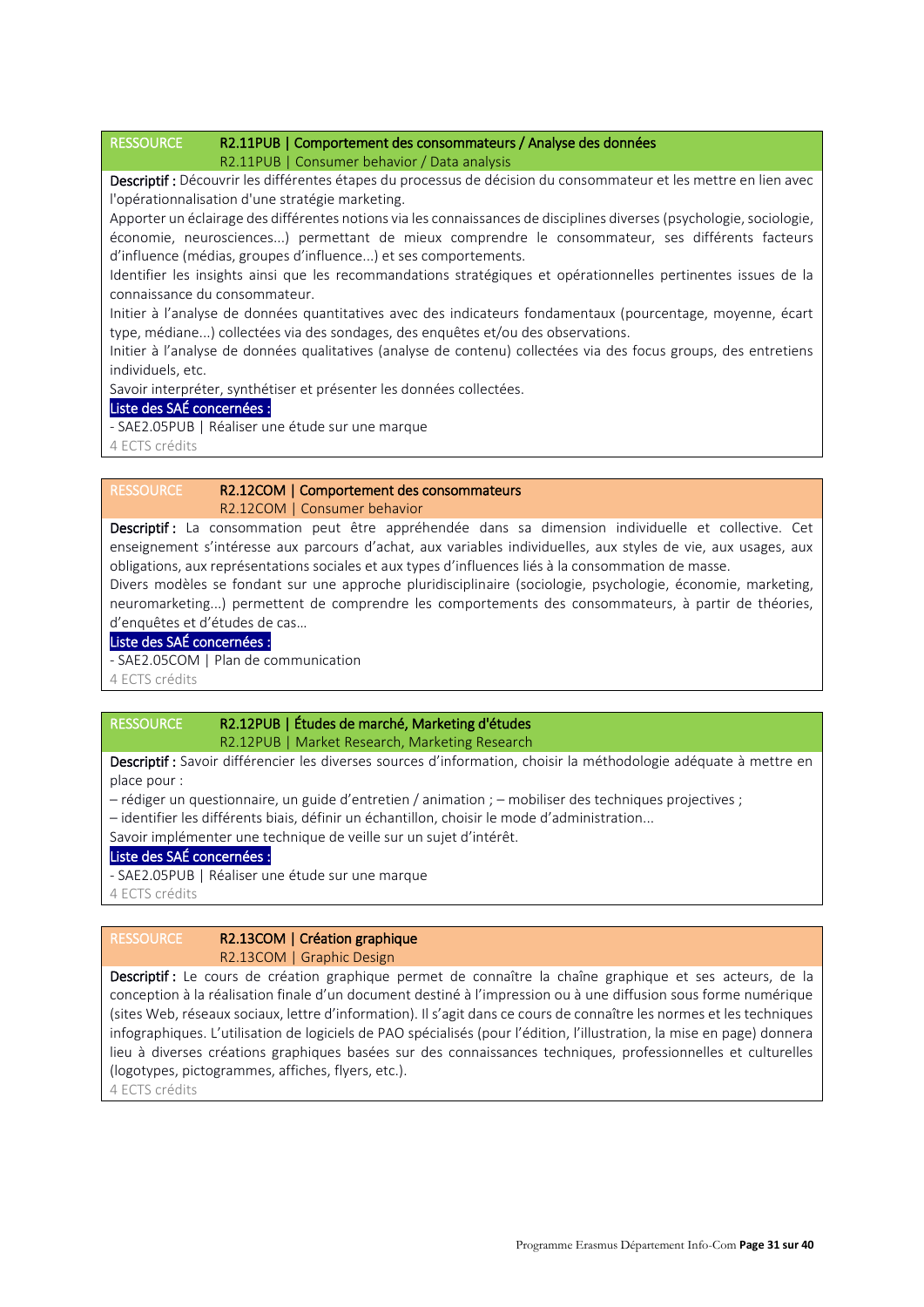RESSOURCE **R2.11PUB | Comportement des consommateurs / Analyse des données**
R2.11PUB | Consumer behavior / Data analysis

**Descriptif :** Découvrir les différentes étapes du processus de décision du consommateur et les mettre en lien avec l'opérationnalisation d'une stratégie marketing.

Apporter un éclairage des différentes notions via les connaissances de disciplines diverses (psychologie, sociologie, économie, neurosciences...) permettant de mieux comprendre le consommateur, ses différents facteurs d'influence (médias, groupes d'influence...) et ses comportements.

Identifier les insights ainsi que les recommandations stratégiques et opérationnelles pertinentes issues de la connaissance du consommateur.

Initier à l'analyse de données quantitatives avec des indicateurs fondamentaux (pourcentage, moyenne, écart type, médiane...) collectées via des sondages, des enquêtes et/ou des observations.

Initier à l'analyse de données qualitatives (analyse de contenu) collectées via des focus groups, des entretiens individuels, etc.

Savoir interpréter, synthétiser et présenter les données collectées.

Liste des SAÉ concernées :

- SAE2.05PUB | Réaliser une étude sur une marque

4 ECTS crédits

RESSOURCE **R2.12COM | Comportement des consommateurs**
R2.12COM | Consumer behavior

**Descriptif :** La consommation peut être appréhendée dans sa dimension individuelle et collective. Cet enseignement s'intéresse aux parcours d'achat, aux variables individuelles, aux styles de vie, aux usages, aux obligations, aux représentations sociales et aux types d'influences liés à la consommation de masse.

Divers modèles se fondant sur une approche pluridisciplinaire (sociologie, psychologie, économie, marketing, neuromarketing...) permettent de comprendre les comportements des consommateurs, à partir de théories, d'enquêtes et d'études de cas…

Liste des SAÉ concernées :

- SAE2.05COM | Plan de communication

4 ECTS crédits

RESSOURCE **R2.12PUB | Études de marché, Marketing d'études**
R2.12PUB | Market Research, Marketing Research

**Descriptif :** Savoir différencier les diverses sources d'information, choisir la méthodologie adéquate à mettre en place pour :

– rédiger un questionnaire, un guide d'entretien / animation ; – mobiliser des techniques projectives ;

– identifier les différents biais, définir un échantillon, choisir le mode d'administration...

Savoir implémenter une technique de veille sur un sujet d'intérêt.

Liste des SAÉ concernées :

- SAE2.05PUB | Réaliser une étude sur une marque

4 ECTS crédits

RESSOURCE **R2.13COM | Création graphique**
R2.13COM | Graphic Design

**Descriptif :** Le cours de création graphique permet de connaître la chaîne graphique et ses acteurs, de la conception à la réalisation finale d'un document destiné à l'impression ou à une diffusion sous forme numérique (sites Web, réseaux sociaux, lettre d'information). Il s'agit dans ce cours de connaître les normes et les techniques infographiques. L'utilisation de logiciels de PAO spécialisés (pour l'édition, l'illustration, la mise en page) donnera lieu à diverses créations graphiques basées sur des connaissances techniques, professionnelles et culturelles (logotypes, pictogrammes, affiches, flyers, etc.).

4 ECTS crédits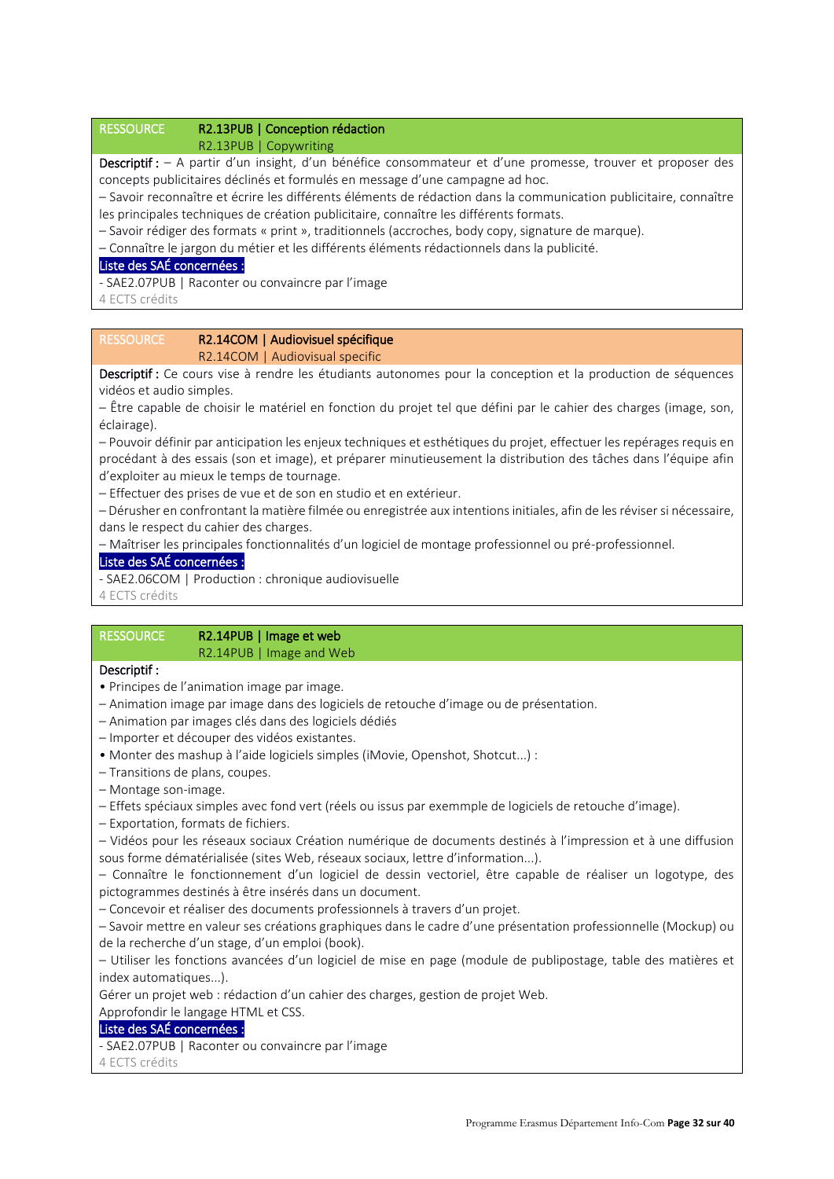**RESSOURCE** **R2.13PUB | Conception rédaction**
R2.13PUB | Copywriting

**Descriptif :** – A partir d'un insight, d'un bénéfice consommateur et d'une promesse, trouver et proposer des concepts publicitaires déclinés et formulés en message d'une campagne ad hoc.
– Savoir reconnaître et écrire les différents éléments de rédaction dans la communication publicitaire, connaître les principales techniques de création publicitaire, connaître les différents formats.
– Savoir rédiger des formats « print », traditionnels (accroches, body copy, signature de marque).
– Connaître le jargon du métier et les différents éléments rédactionnels dans la publicité.

Liste des SAÉ concernées :
- SAE2.07PUB | Raconter ou convaincre par l'image

4 ECTS crédits

**RESSOURCE** **R2.14COM | Audiovisuel spécifique**
R2.14COM | Audiovisual specific

**Descriptif :** Ce cours vise à rendre les étudiants autonomes pour la conception et la production de séquences vidéos et audio simples.
– Être capable de choisir le matériel en fonction du projet tel que défini par le cahier des charges (image, son, éclairage).
– Pouvoir définir par anticipation les enjeux techniques et esthétiques du projet, effectuer les repérages requis en procédant à des essais (son et image), et préparer minutieusement la distribution des tâches dans l'équipe afin d'exploiter au mieux le temps de tournage.
– Effectuer des prises de vue et de son en studio et en extérieur.
– Dérusher en confrontant la matière filmée ou enregistrée aux intentions initiales, afin de les réviser si nécessaire, dans le respect du cahier des charges.
– Maîtriser les principales fonctionnalités d'un logiciel de montage professionnel ou pré-professionnel.

Liste des SAÉ concernées :
- SAE2.06COM | Production : chronique audiovisuelle

4 ECTS crédits

**RESSOURCE** **R2.14PUB | Image et web**
R2.14PUB | Image and Web

**Descriptif :**
• Principes de l'animation image par image.
– Animation image par image dans des logiciels de retouche d'image ou de présentation.
– Animation par images clés dans des logiciels dédiés
– Importer et découper des vidéos existantes.
• Monter des mashup à l'aide logiciels simples (iMovie, Openshot, Shotcut...) :
– Transitions de plans, coupes.
– Montage son-image.
– Effets spéciaux simples avec fond vert (réels ou issus par exemmple de logiciels de retouche d'image).
– Exportation, formats de fichiers.
– Vidéos pour les réseaux sociaux Création numérique de documents destinés à l'impression et à une diffusion sous forme dématérialisée (sites Web, réseaux sociaux, lettre d'information...).
– Connaître le fonctionnement d'un logiciel de dessin vectoriel, être capable de réaliser un logotype, des pictogrammes destinés à être insérés dans un document.
– Concevoir et réaliser des documents professionnels à travers d'un projet.
– Savoir mettre en valeur ses créations graphiques dans le cadre d'une présentation professionnelle (Mockup) ou de la recherche d'un stage, d'un emploi (book).
– Utiliser les fonctions avancées d'un logiciel de mise en page (module de publipostage, table des matières et index automatiques...).
Gérer un projet web : rédaction d'un cahier des charges, gestion de projet Web.
Approfondir le langage HTML et CSS.

Liste des SAÉ concernées :
- SAE2.07PUB | Raconter ou convaincre par l'image

4 ECTS crédits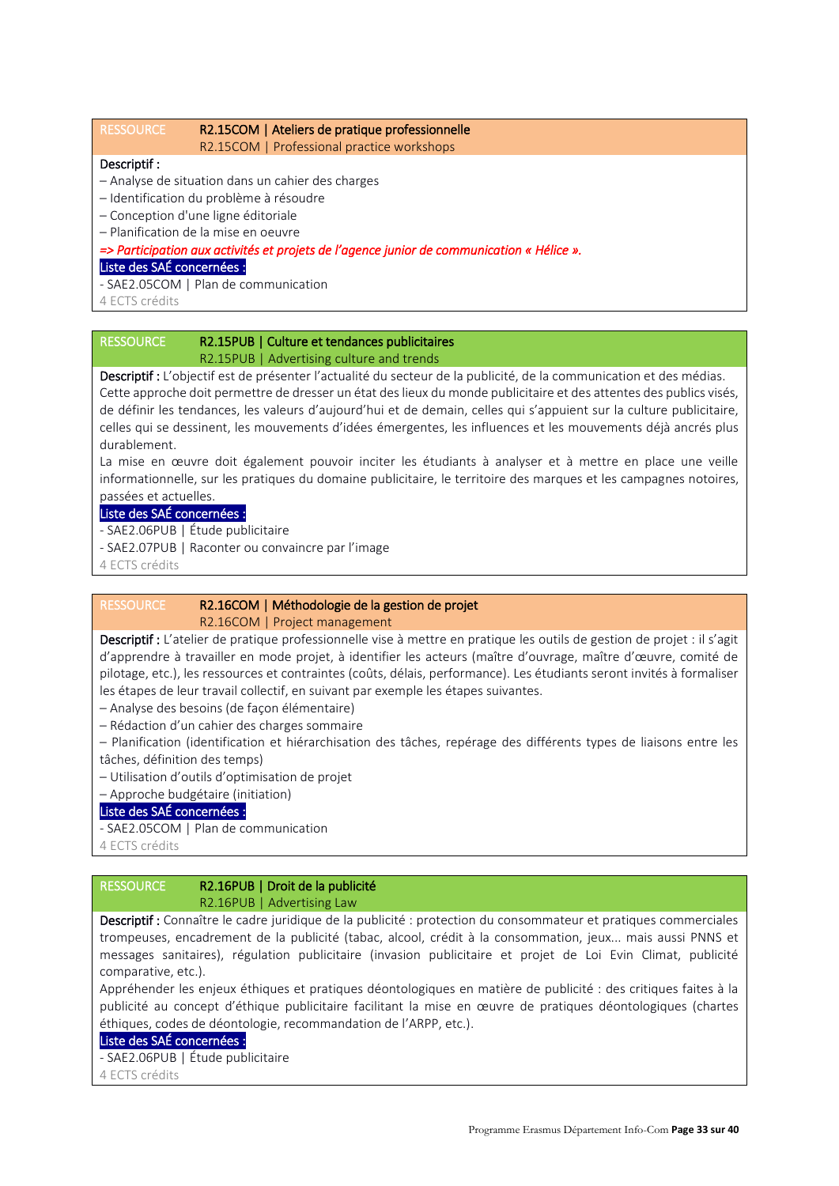## RESSOURCE — R2.15COM | Ateliers de pratique professionnelle

R2.15COM | Professional practice workshops

**Descriptif :**

– Analyse de situation dans un cahier des charges
– Identification du problème à résoudre
– Conception d'une ligne éditoriale
– Planification de la mise en oeuvre

*=> Participation aux activités et projets de l'agence junior de communication « Hélice ».*

**Liste des SAÉ concernées :**

- SAE2.05COM | Plan de communication

4 ECTS crédits

## RESSOURCE — R2.15PUB | Culture et tendances publicitaires

R2.15PUB | Advertising culture and trends

**Descriptif :** L'objectif est de présenter l'actualité du secteur de la publicité, de la communication et des médias. Cette approche doit permettre de dresser un état des lieux du monde publicitaire et des attentes des publics visés, de définir les tendances, les valeurs d'aujourd'hui et de demain, celles qui s'appuient sur la culture publicitaire, celles qui se dessinent, les mouvements d'idées émergentes, les influences et les mouvements déjà ancrés plus durablement.

La mise en œuvre doit également pouvoir inciter les étudiants à analyser et à mettre en place une veille informationnelle, sur les pratiques du domaine publicitaire, le territoire des marques et les campagnes notoires, passées et actuelles.

**Liste des SAÉ concernées :**

- SAE2.06PUB | Étude publicitaire
- SAE2.07PUB | Raconter ou convaincre par l'image

4 ECTS crédits

## RESSOURCE — R2.16COM | Méthodologie de la gestion de projet

R2.16COM | Project management

**Descriptif :** L'atelier de pratique professionnelle vise à mettre en pratique les outils de gestion de projet : il s'agit d'apprendre à travailler en mode projet, à identifier les acteurs (maître d'ouvrage, maître d'œuvre, comité de pilotage, etc.), les ressources et contraintes (coûts, délais, performance). Les étudiants seront invités à formaliser les étapes de leur travail collectif, en suivant par exemple les étapes suivantes.

– Analyse des besoins (de façon élémentaire)
– Rédaction d'un cahier des charges sommaire
– Planification (identification et hiérarchisation des tâches, repérage des différents types de liaisons entre les tâches, définition des temps)
– Utilisation d'outils d'optimisation de projet
– Approche budgétaire (initiation)

**Liste des SAÉ concernées :**

- SAE2.05COM | Plan de communication

4 ECTS crédits

## RESSOURCE — R2.16PUB | Droit de la publicité

R2.16PUB | Advertising Law

**Descriptif :** Connaître le cadre juridique de la publicité : protection du consommateur et pratiques commerciales trompeuses, encadrement de la publicité (tabac, alcool, crédit à la consommation, jeux... mais aussi PNNS et messages sanitaires), régulation publicitaire (invasion publicitaire et projet de Loi Evin Climat, publicité comparative, etc.).

Appréhender les enjeux éthiques et pratiques déontologiques en matière de publicité : des critiques faites à la publicité au concept d'éthique publicitaire facilitant la mise en œuvre de pratiques déontologiques (chartes éthiques, codes de déontologie, recommandation de l'ARPP, etc.).

**Liste des SAÉ concernées :**

- SAE2.06PUB | Étude publicitaire

4 ECTS crédits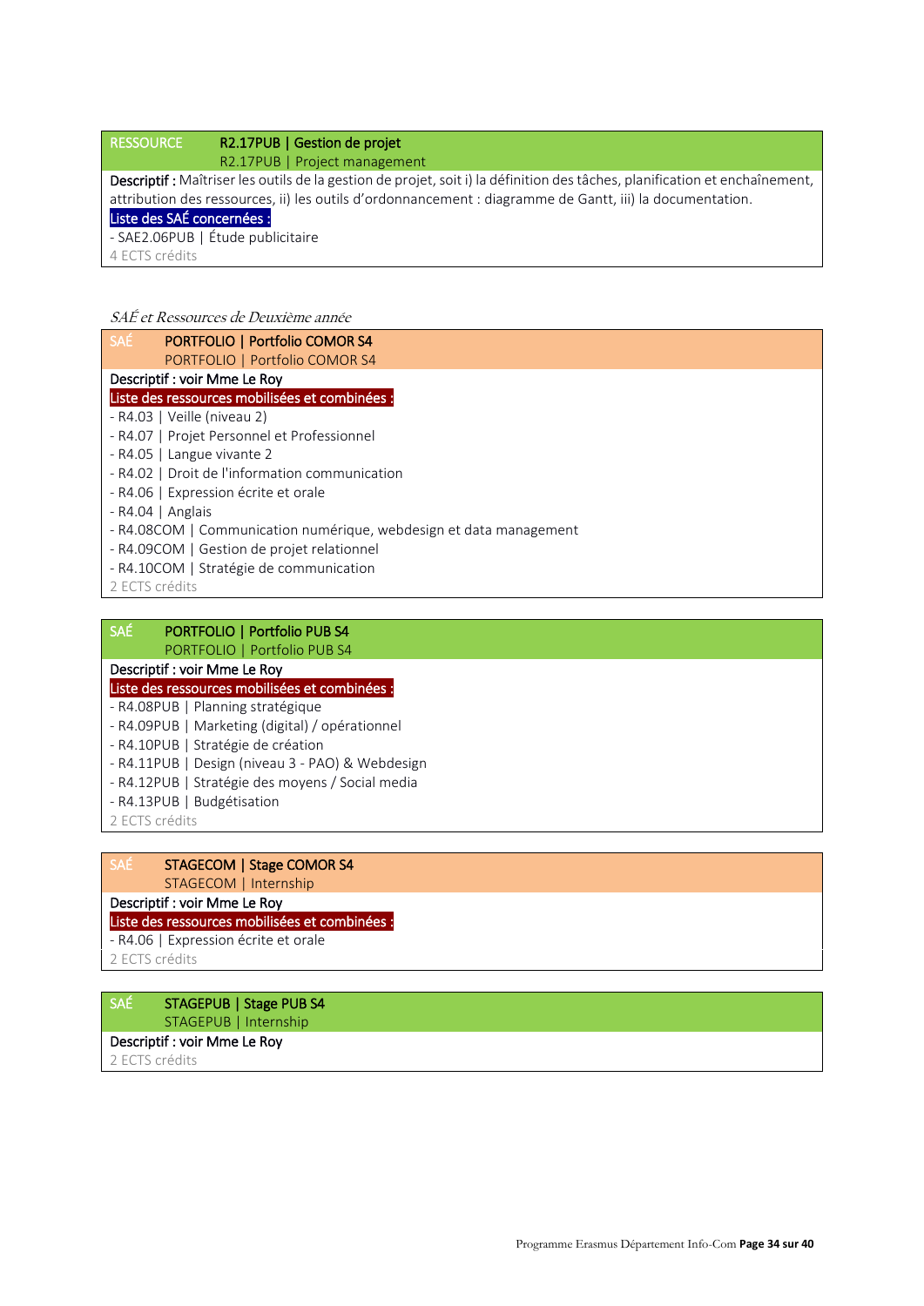**RESSOURCE** **R2.17PUB | Gestion de projet**
R2.17PUB | Project management

**Descriptif :** Maîtriser les outils de la gestion de projet, soit i) la définition des tâches, planification et enchaînement, attribution des ressources, ii) les outils d'ordonnancement : diagramme de Gantt, iii) la documentation.

**Liste des SAÉ concernées :**

- SAE2.06PUB | Étude publicitaire

4 ECTS crédits

*SAÉ et Ressources de Deuxième année*

**SAÉ** **PORTFOLIO | Portfolio COMOR S4**
PORTFOLIO | Portfolio COMOR S4

**Descriptif : voir Mme Le Roy**

**Liste des ressources mobilisées et combinées :**

- R4.03 | Veille (niveau 2)
- R4.07 | Projet Personnel et Professionnel
- R4.05 | Langue vivante 2
- R4.02 | Droit de l'information communication
- R4.06 | Expression écrite et orale
- R4.04 | Anglais
- R4.08COM | Communication numérique, webdesign et data management
- R4.09COM | Gestion de projet relationnel
- R4.10COM | Stratégie de communication

2 ECTS crédits

**SAÉ** **PORTFOLIO | Portfolio PUB S4**
PORTFOLIO | Portfolio PUB S4

**Descriptif : voir Mme Le Roy**

**Liste des ressources mobilisées et combinées :**

- R4.08PUB | Planning stratégique
- R4.09PUB | Marketing (digital) / opérationnel
- R4.10PUB | Stratégie de création
- R4.11PUB | Design (niveau 3 - PAO) & Webdesign
- R4.12PUB | Stratégie des moyens / Social media
- R4.13PUB | Budgétisation

2 ECTS crédits

**SAÉ** **STAGECOM | Stage COMOR S4**
STAGECOM | Internship

**Descriptif : voir Mme Le Roy**

**Liste des ressources mobilisées et combinées :**

- R4.06 | Expression écrite et orale

2 ECTS crédits

**SAÉ** **STAGEPUB | Stage PUB S4**
STAGEPUB | Internship

**Descriptif : voir Mme Le Roy**

2 ECTS crédits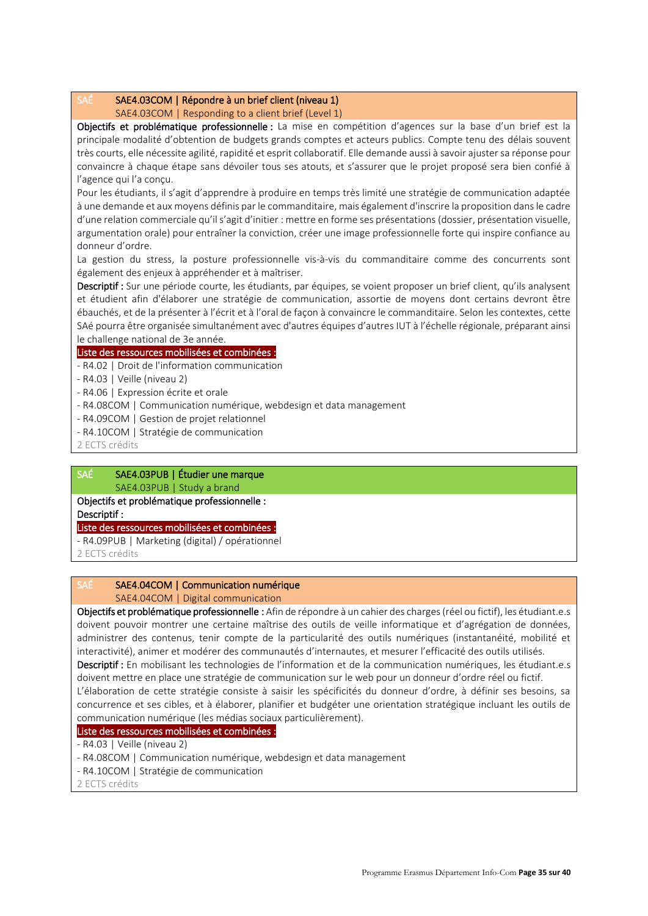### SAÉ — SAE4.03COM | Répondre à un brief client (niveau 1)

SAE4.03COM | Responding to a client brief (Level 1)

**Objectifs et problématique professionnelle :** La mise en compétition d'agences sur la base d'un brief est la principale modalité d'obtention de budgets grands comptes et acteurs publics. Compte tenu des délais souvent très courts, elle nécessite agilité, rapidité et esprit collaboratif. Elle demande aussi à savoir ajuster sa réponse pour convaincre à chaque étape sans dévoiler tous ses atouts, et s'assurer que le projet proposé sera bien confié à l'agence qui l'a conçu.

Pour les étudiants, il s'agit d'apprendre à produire en temps très limité une stratégie de communication adaptée à une demande et aux moyens définis par le commanditaire, mais également d'inscrire la proposition dans le cadre d'une relation commerciale qu'il s'agit d'initier : mettre en forme ses présentations (dossier, présentation visuelle, argumentation orale) pour entraîner la conviction, créer une image professionnelle forte qui inspire confiance au donneur d'ordre.

La gestion du stress, la posture professionnelle vis-à-vis du commanditaire comme des concurrents sont également des enjeux à appréhender et à maîtriser.

**Descriptif :** Sur une période courte, les étudiants, par équipes, se voient proposer un brief client, qu'ils analysent et étudient afin d'élaborer une stratégie de communication, assortie de moyens dont certains devront être ébauchés, et de la présenter à l'écrit et à l'oral de façon à convaincre le commanditaire. Selon les contextes, cette SAé pourra être organisée simultanément avec d'autres équipes d'autres IUT à l'échelle régionale, préparant ainsi le challenge national de 3e année.

Liste des ressources mobilisées et combinées :

- R4.02 | Droit de l'information communication
- R4.03 | Veille (niveau 2)
- R4.06 | Expression écrite et orale
- R4.08COM | Communication numérique, webdesign et data management
- R4.09COM | Gestion de projet relationnel
- R4.10COM | Stratégie de communication

2 ECTS crédits

### SAÉ — SAE4.03PUB | Étudier une marque

SAE4.03PUB | Study a brand

**Objectifs et problématique professionnelle :**

**Descriptif :**

Liste des ressources mobilisées et combinées :

- R4.09PUB | Marketing (digital) / opérationnel

2 ECTS crédits

### SAÉ — SAE4.04COM | Communication numérique

SAE4.04COM | Digital communication

**Objectifs et problématique professionnelle :** Afin de répondre à un cahier des charges (réel ou fictif), les étudiant.e.s doivent pouvoir montrer une certaine maîtrise des outils de veille informatique et d'agrégation de données, administrer des contenus, tenir compte de la particularité des outils numériques (instantanéité, mobilité et interactivité), animer et modérer des communautés d'internautes, et mesurer l'efficacité des outils utilisés.

**Descriptif :** En mobilisant les technologies de l'information et de la communication numériques, les étudiant.e.s doivent mettre en place une stratégie de communication sur le web pour un donneur d'ordre réel ou fictif.

L'élaboration de cette stratégie consiste à saisir les spécificités du donneur d'ordre, à définir ses besoins, sa concurrence et ses cibles, et à élaborer, planifier et budgéter une orientation stratégique incluant les outils de communication numérique (les médias sociaux particulièrement).

Liste des ressources mobilisées et combinées :

- R4.03 | Veille (niveau 2)
- R4.08COM | Communication numérique, webdesign et data management
- R4.10COM | Stratégie de communication

2 ECTS crédits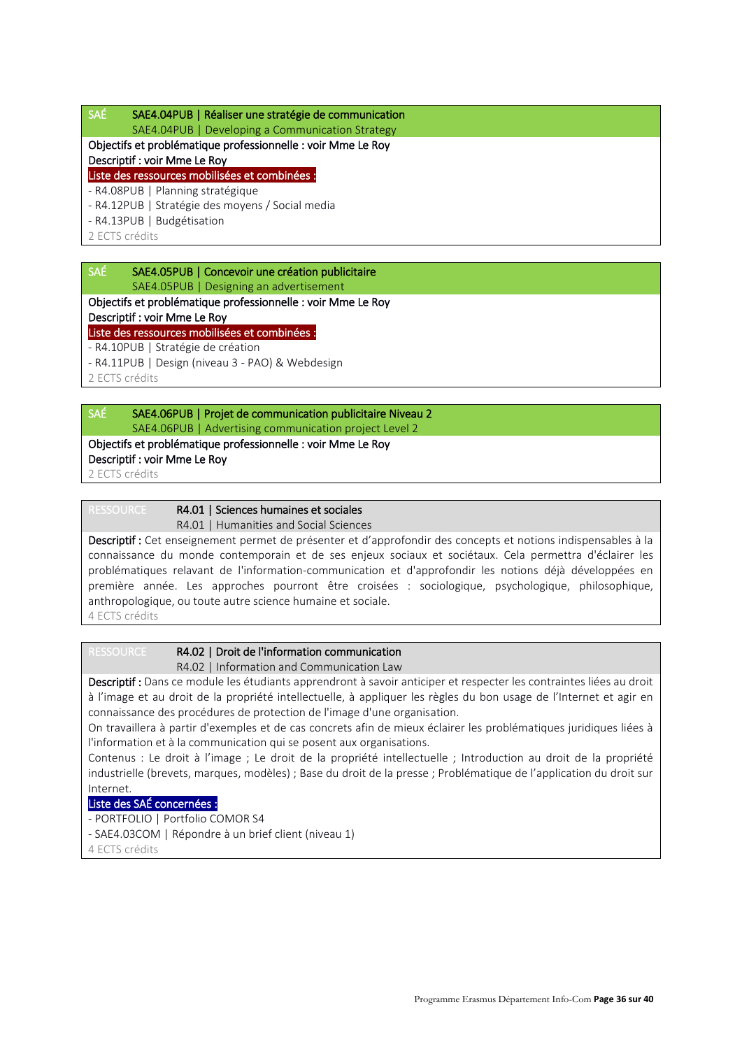### SAÉ — SAE4.04PUB | Réaliser une stratégie de communication
SAE4.04PUB | Developing a Communication Strategy

Objectifs et problématique professionnelle : voir Mme Le Roy

Descriptif : voir Mme Le Roy

Liste des ressources mobilisées et combinées :
- R4.08PUB | Planning stratégique
- R4.12PUB | Stratégie des moyens / Social media
- R4.13PUB | Budgétisation

2 ECTS crédits

### SAÉ — SAE4.05PUB | Concevoir une création publicitaire
SAE4.05PUB | Designing an advertisement

Objectifs et problématique professionnelle : voir Mme Le Roy

Descriptif : voir Mme Le Roy

Liste des ressources mobilisées et combinées :
- R4.10PUB | Stratégie de création
- R4.11PUB | Design (niveau 3 - PAO) & Webdesign

2 ECTS crédits

### SAÉ — SAE4.06PUB | Projet de communication publicitaire Niveau 2
SAE4.06PUB | Advertising communication project Level 2

Objectifs et problématique professionnelle : voir Mme Le Roy

Descriptif : voir Mme Le Roy

2 ECTS crédits

### RESSOURCE — R4.01 | Sciences humaines et sociales
R4.01 | Humanities and Social Sciences

**Descriptif :** Cet enseignement permet de présenter et d'approfondir des concepts et notions indispensables à la connaissance du monde contemporain et de ses enjeux sociaux et sociétaux. Cela permettra d'éclairer les problématiques relavant de l'information-communication et d'approfondir les notions déjà développées en première année. Les approches pourront être croisées : sociologique, psychologique, philosophique, anthropologique, ou toute autre science humaine et sociale.

4 ECTS crédits

### RESSOURCE — R4.02 | Droit de l'information communication
R4.02 | Information and Communication Law

**Descriptif :** Dans ce module les étudiants apprendront à savoir anticiper et respecter les contraintes liées au droit à l'image et au droit de la propriété intellectuelle, à appliquer les règles du bon usage de l'Internet et agir en connaissance des procédures de protection de l'image d'une organisation.

On travaillera à partir d'exemples et de cas concrets afin de mieux éclairer les problématiques juridiques liées à l'information et à la communication qui se posent aux organisations.

Contenus : Le droit à l'image ; Le droit de la propriété intellectuelle ; Introduction au droit de la propriété industrielle (brevets, marques, modèles) ; Base du droit de la presse ; Problématique de l'application du droit sur Internet.

Liste des SAÉ concernées :
- PORTFOLIO | Portfolio COMOR S4
- SAE4.03COM | Répondre à un brief client (niveau 1)

4 ECTS crédits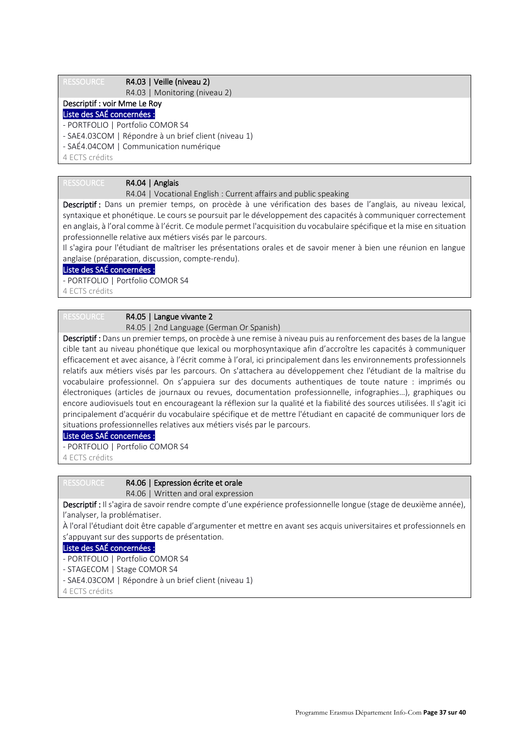RESSOURCE **R4.03 | Veille (niveau 2)**
R4.03 | Monitoring (niveau 2)

**Descriptif : voir Mme Le Roy**

Liste des SAÉ concernées :

- PORTFOLIO | Portfolio COMOR S4
- SAE4.03COM | Répondre à un brief client (niveau 1)
- SAÉ4.04COM | Communication numérique

4 ECTS crédits

RESSOURCE **R4.04 | Anglais**
R4.04 | Vocational English : Current affairs and public speaking

**Descriptif :** Dans un premier temps, on procède à une vérification des bases de l'anglais, au niveau lexical, syntaxique et phonétique. Le cours se poursuit par le développement des capacités à communiquer correctement en anglais, à l'oral comme à l'écrit. Ce module permet l'acquisition du vocabulaire spécifique et la mise en situation professionnelle relative aux métiers visés par le parcours.
Il s'agira pour l'étudiant de maîtriser les présentations orales et de savoir mener à bien une réunion en langue anglaise (préparation, discussion, compte-rendu).

Liste des SAÉ concernées :

- PORTFOLIO | Portfolio COMOR S4

4 ECTS crédits

RESSOURCE **R4.05 | Langue vivante 2**
R4.05 | 2nd Language (German Or Spanish)

**Descriptif :** Dans un premier temps, on procède à une remise à niveau puis au renforcement des bases de la langue cible tant au niveau phonétique que lexical ou morphosyntaxique afin d'accroître les capacités à communiquer efficacement et avec aisance, à l'écrit comme à l'oral, ici principalement dans les environnements professionnels relatifs aux métiers visés par les parcours. On s'attachera au développement chez l'étudiant de la maîtrise du vocabulaire professionnel. On s'appuiera sur des documents authentiques de toute nature : imprimés ou électroniques (articles de journaux ou revues, documentation professionnelle, infographies…), graphiques ou encore audiovisuels tout en encourageant la réflexion sur la qualité et la fiabilité des sources utilisées. Il s'agit ici principalement d'acquérir du vocabulaire spécifique et de mettre l'étudiant en capacité de communiquer lors de situations professionnelles relatives aux métiers visés par le parcours.

Liste des SAÉ concernées :

- PORTFOLIO | Portfolio COMOR S4

4 ECTS crédits

RESSOURCE **R4.06 | Expression écrite et orale**
R4.06 | Written and oral expression

**Descriptif :** Il s'agira de savoir rendre compte d'une expérience professionnelle longue (stage de deuxième année), l'analyser, la problématiser.
À l'oral l'étudiant doit être capable d'argumenter et mettre en avant ses acquis universitaires et professionnels en s'appuyant sur des supports de présentation.

Liste des SAÉ concernées :

- PORTFOLIO | Portfolio COMOR S4
- STAGECOM | Stage COMOR S4
- SAE4.03COM | Répondre à un brief client (niveau 1)

4 ECTS crédits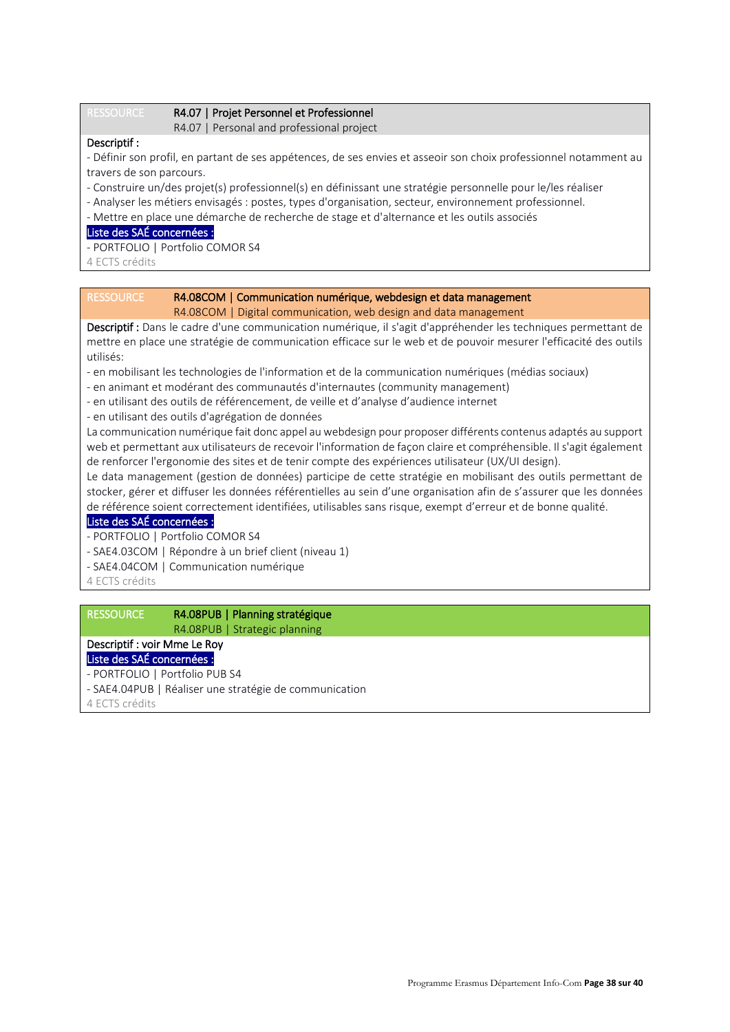| RESSOURCE | R4.07 \| Projet Personnel et Professionnel<br>R4.07 \| Personal and professional project |
|---|---|

**Descriptif :**

- Définir son profil, en partant de ses appétences, de ses envies et asseoir son choix professionnel notamment au travers de son parcours.
- Construire un/des projet(s) professionnel(s) en définissant une stratégie personnelle pour le/les réaliser
- Analyser les métiers envisagés : postes, types d'organisation, secteur, environnement professionnel.
- Mettre en place une démarche de recherche de stage et d'alternance et les outils associés

**Liste des SAÉ concernées :**

- PORTFOLIO | Portfolio COMOR S4

4 ECTS crédits

| RESSOURCE | R4.08COM \| Communication numérique, webdesign et data management<br>R4.08COM \| Digital communication, web design and data management |
|---|---|

**Descriptif :** Dans le cadre d'une communication numérique, il s'agit d'appréhender les techniques permettant de mettre en place une stratégie de communication efficace sur le web et de pouvoir mesurer l'efficacité des outils utilisés:

- en mobilisant les technologies de l'information et de la communication numériques (médias sociaux)
- en animant et modérant des communautés d'internautes (community management)
- en utilisant des outils de référencement, de veille et d'analyse d'audience internet
- en utilisant des outils d'agrégation de données

La communication numérique fait donc appel au webdesign pour proposer différents contenus adaptés au support web et permettant aux utilisateurs de recevoir l'information de façon claire et compréhensible. Il s'agit également de renforcer l'ergonomie des sites et de tenir compte des expériences utilisateur (UX/UI design).

Le data management (gestion de données) participe de cette stratégie en mobilisant des outils permettant de stocker, gérer et diffuser les données référentielles au sein d'une organisation afin de s'assurer que les données de référence soient correctement identifiées, utilisables sans risque, exempt d'erreur et de bonne qualité.

**Liste des SAÉ concernées :**

- PORTFOLIO | Portfolio COMOR S4
- SAE4.03COM | Répondre à un brief client (niveau 1)
- SAE4.04COM | Communication numérique

4 ECTS crédits

| RESSOURCE | R4.08PUB \| Planning stratégique<br>R4.08PUB \| Strategic planning |
|---|---|

**Descriptif : voir Mme Le Roy**

**Liste des SAÉ concernées :**

- PORTFOLIO | Portfolio PUB S4
- SAE4.04PUB | Réaliser une stratégie de communication

4 ECTS crédits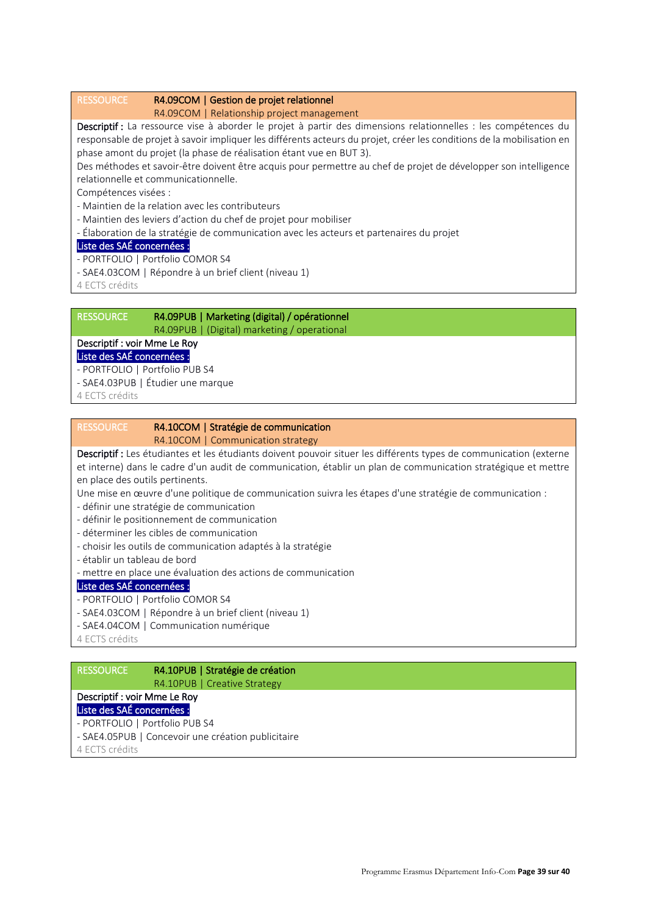**RESSOURCE** **R4.09COM | Gestion de projet relationnel**
R4.09COM | Relationship project management

**Descriptif :** La ressource vise à aborder le projet à partir des dimensions relationnelles : les compétences du responsable de projet à savoir impliquer les différents acteurs du projet, créer les conditions de la mobilisation en phase amont du projet (la phase de réalisation étant vue en BUT 3).

Des méthodes et savoir-être doivent être acquis pour permettre au chef de projet de développer son intelligence relationnelle et communicationnelle.

Compétences visées :

- Maintien de la relation avec les contributeurs
- Maintien des leviers d'action du chef de projet pour mobiliser
- Élaboration de la stratégie de communication avec les acteurs et partenaires du projet

Liste des SAÉ concernées :

- PORTFOLIO | Portfolio COMOR S4
- SAE4.03COM | Répondre à un brief client (niveau 1)

4 ECTS crédits

---

**RESSOURCE** **R4.09PUB | Marketing (digital) / opérationnel**
R4.09PUB | (Digital) marketing / operational

**Descriptif : voir Mme Le Roy**

Liste des SAÉ concernées :

- PORTFOLIO | Portfolio PUB S4
- SAE4.03PUB | Étudier une marque

4 ECTS crédits

---

**RESSOURCE** **R4.10COM | Stratégie de communication**
R4.10COM | Communication strategy

**Descriptif :** Les étudiantes et les étudiants doivent pouvoir situer les différents types de communication (externe et interne) dans le cadre d'un audit de communication, établir un plan de communication stratégique et mettre en place des outils pertinents.

Une mise en œuvre d'une politique de communication suivra les étapes d'une stratégie de communication :

- définir une stratégie de communication
- définir le positionnement de communication
- déterminer les cibles de communication
- choisir les outils de communication adaptés à la stratégie
- établir un tableau de bord
- mettre en place une évaluation des actions de communication

Liste des SAÉ concernées :

- PORTFOLIO | Portfolio COMOR S4
- SAE4.03COM | Répondre à un brief client (niveau 1)
- SAE4.04COM | Communication numérique

4 ECTS crédits

---

**RESSOURCE** **R4.10PUB | Stratégie de création**
R4.10PUB | Creative Strategy

**Descriptif : voir Mme Le Roy**

Liste des SAÉ concernées :

- PORTFOLIO | Portfolio PUB S4
- SAE4.05PUB | Concevoir une création publicitaire

4 ECTS crédits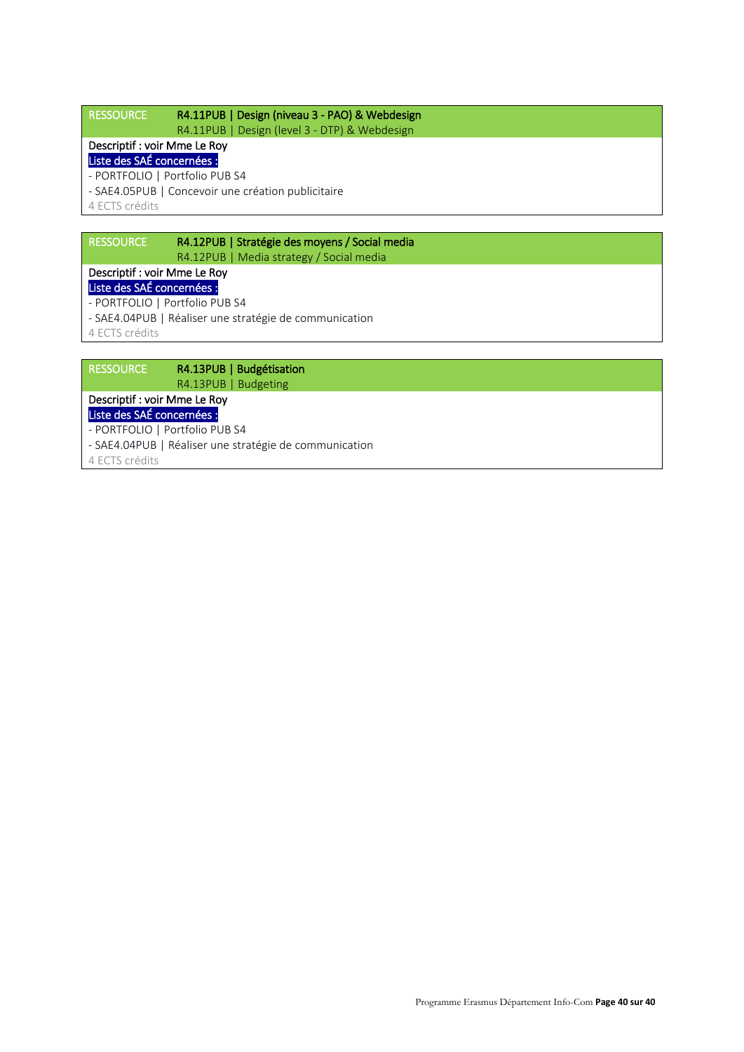| RESSOURCE | R4.11PUB \| Design (niveau 3 - PAO) & Webdesign<br>R4.11PUB \| Design (level 3 - DTP) & Webdesign |
|---|---|

Descriptif : voir Mme Le Roy

Liste des SAÉ concernées :

- PORTFOLIO | Portfolio PUB S4
- SAE4.05PUB | Concevoir une création publicitaire

4 ECTS crédits

| RESSOURCE | R4.12PUB \| Stratégie des moyens / Social media<br>R4.12PUB \| Media strategy / Social media |
|---|---|

Descriptif : voir Mme Le Roy

Liste des SAÉ concernées :

- PORTFOLIO | Portfolio PUB S4
- SAE4.04PUB | Réaliser une stratégie de communication

4 ECTS crédits

| RESSOURCE | R4.13PUB \| Budgétisation<br>R4.13PUB \| Budgeting |
|---|---|

Descriptif : voir Mme Le Roy

Liste des SAÉ concernées :

- PORTFOLIO | Portfolio PUB S4
- SAE4.04PUB | Réaliser une stratégie de communication

4 ECTS crédits